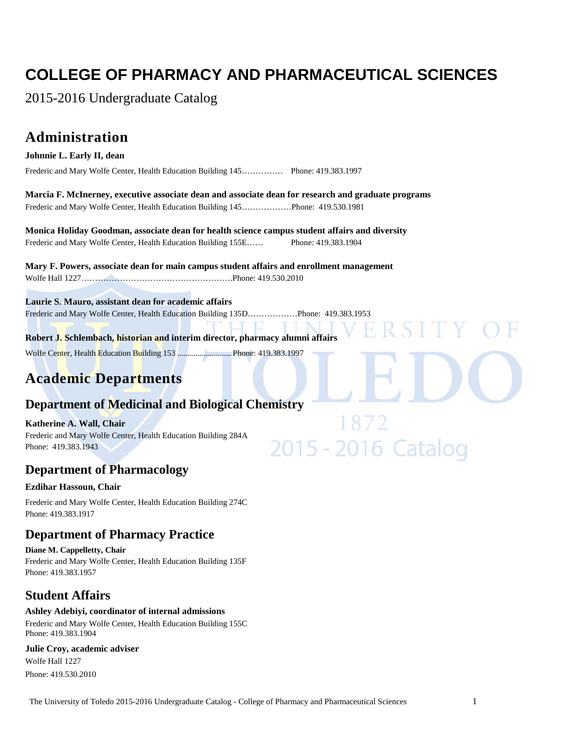# COLLEGE OF PHARMACY AND PHARMACEUTICAL SCIENCES

2015-2016 Undergraduate Catalog

## Administration

**Johnnie L. Early II, dean**

Frederic and Mary Wolfe Center, Health Education Building 145…………… Phone: 419.383.1997

**Marcia F. McInerney, executive associate dean and associate dean for research and graduate programs**

Frederic and Mary Wolfe Center, Health Education Building 145………………Phone: 419.530.1981

**Monica Holiday Goodman, associate dean for health science campus student affairs and diversity**

Frederic and Mary Wolfe Center, Health Education Building 155E…… Phone: 419.383.1904

**Mary F. Powers, associate dean for main campus student affairs and enrollment management**

Wolfe Hall 1227……………………………………………….Phone: 419.530.2010

**Laurie S. Mauro, assistant dean for academic affairs**

Frederic and Mary Wolfe Center, Health Education Building 135D………………Phone: 419.383.1953

**Robert J. Schlembach, historian and interim director, pharmacy alumni affairs**

Wolfe Center, Health Education Building 153 .......................... Phone: 419.383.1997

## Academic Departments

### Department of Medicinal and Biological Chemistry

**Katherine A. Wall, Chair**

Frederic and Mary Wolfe Center, Health Education Building 284A

Phone: 419.383.1943

### Department of Pharmacology

**Ezdihar Hassoun, Chair**

Frederic and Mary Wolfe Center, Health Education Building 274C

Phone: 419.383.1917

### Department of Pharmacy Practice

**Diane M. Cappelletty, Chair**

Frederic and Mary Wolfe Center, Health Education Building 135F

Phone: 419.383.1957

### Student Affairs

**Ashley Adebiyi, coordinator of internal admissions**

Frederic and Mary Wolfe Center, Health Education Building 155C

Phone: 419.383.1904

**Julie Croy, academic adviser**

Wolfe Hall 1227

Phone: 419.530.2010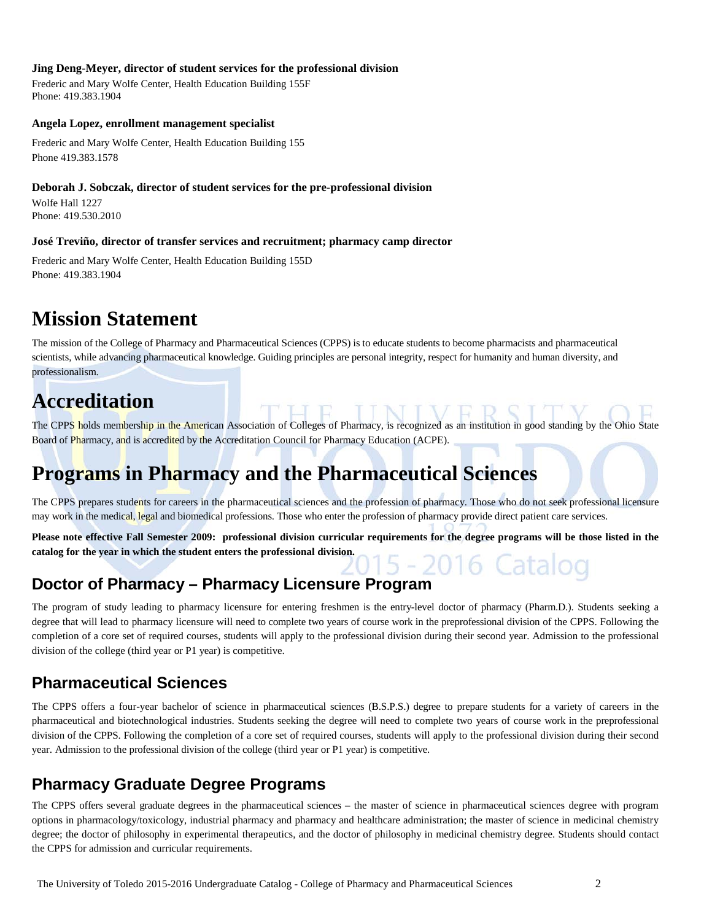**Jing Deng-Meyer, director of student services for the professional division**

Frederic and Mary Wolfe Center, Health Education Building 155F
Phone: 419.383.1904

**Angela Lopez, enrollment management specialist**

Frederic and Mary Wolfe Center, Health Education Building 155
Phone 419.383.1578

**Deborah J. Sobczak, director of student services for the pre-professional division**

Wolfe Hall 1227
Phone: 419.530.2010

**José Treviño, director of transfer services and recruitment; pharmacy camp director**

Frederic and Mary Wolfe Center, Health Education Building 155D
Phone: 419.383.1904

# Mission Statement

The mission of the College of Pharmacy and Pharmaceutical Sciences (CPPS) is to educate students to become pharmacists and pharmaceutical scientists, while advancing pharmaceutical knowledge. Guiding principles are personal integrity, respect for humanity and human diversity, and professionalism.

# Accreditation

The CPPS holds membership in the American Association of Colleges of Pharmacy, is recognized as an institution in good standing by the Ohio State Board of Pharmacy, and is accredited by the Accreditation Council for Pharmacy Education (ACPE).

# Programs in Pharmacy and the Pharmaceutical Sciences

The CPPS prepares students for careers in the pharmaceutical sciences and the profession of pharmacy. Those who do not seek professional licensure may work in the medical, legal and biomedical professions. Those who enter the profession of pharmacy provide direct patient care services.

**Please note effective Fall Semester 2009: professional division curricular requirements for the degree programs will be those listed in the catalog for the year in which the student enters the professional division.**

## Doctor of Pharmacy – Pharmacy Licensure Program

The program of study leading to pharmacy licensure for entering freshmen is the entry-level doctor of pharmacy (Pharm.D.). Students seeking a degree that will lead to pharmacy licensure will need to complete two years of course work in the preprofessional division of the CPPS. Following the completion of a core set of required courses, students will apply to the professional division during their second year. Admission to the professional division of the college (third year or P1 year) is competitive.

## Pharmaceutical Sciences

The CPPS offers a four-year bachelor of science in pharmaceutical sciences (B.S.P.S.) degree to prepare students for a variety of careers in the pharmaceutical and biotechnological industries. Students seeking the degree will need to complete two years of course work in the preprofessional division of the CPPS. Following the completion of a core set of required courses, students will apply to the professional division during their second year. Admission to the professional division of the college (third year or P1 year) is competitive.

## Pharmacy Graduate Degree Programs

The CPPS offers several graduate degrees in the pharmaceutical sciences – the master of science in pharmaceutical sciences degree with program options in pharmacology/toxicology, industrial pharmacy and pharmacy and healthcare administration; the master of science in medicinal chemistry degree; the doctor of philosophy in experimental therapeutics, and the doctor of philosophy in medicinal chemistry degree. Students should contact the CPPS for admission and curricular requirements.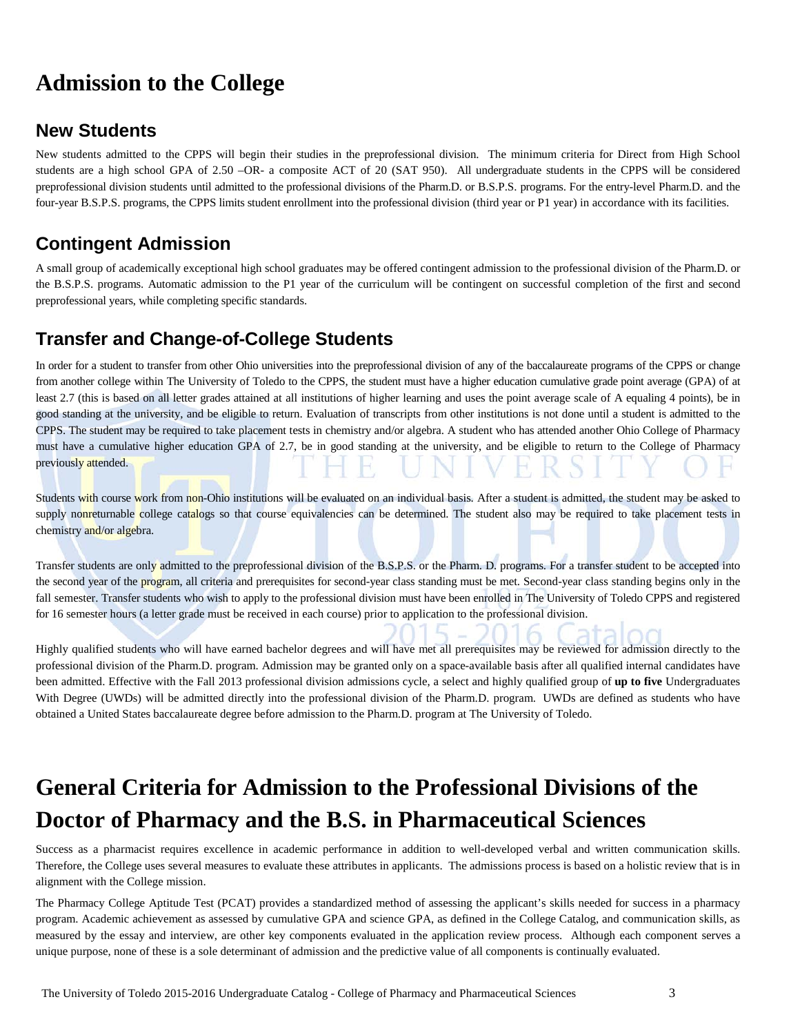# Admission to the College

## New Students

New students admitted to the CPPS will begin their studies in the preprofessional division. The minimum criteria for Direct from High School students are a high school GPA of 2.50 –OR- a composite ACT of 20 (SAT 950). All undergraduate students in the CPPS will be considered preprofessional division students until admitted to the professional divisions of the Pharm.D. or B.S.P.S. programs. For the entry-level Pharm.D. and the four-year B.S.P.S. programs, the CPPS limits student enrollment into the professional division (third year or P1 year) in accordance with its facilities.

## Contingent Admission

A small group of academically exceptional high school graduates may be offered contingent admission to the professional division of the Pharm.D. or the B.S.P.S. programs. Automatic admission to the P1 year of the curriculum will be contingent on successful completion of the first and second preprofessional years, while completing specific standards.

## Transfer and Change-of-College Students

In order for a student to transfer from other Ohio universities into the preprofessional division of any of the baccalaureate programs of the CPPS or change from another college within The University of Toledo to the CPPS, the student must have a higher education cumulative grade point average (GPA) of at least 2.7 (this is based on all letter grades attained at all institutions of higher learning and uses the point average scale of A equaling 4 points), be in good standing at the university, and be eligible to return. Evaluation of transcripts from other institutions is not done until a student is admitted to the CPPS. The student may be required to take placement tests in chemistry and/or algebra. A student who has attended another Ohio College of Pharmacy must have a cumulative higher education GPA of 2.7, be in good standing at the university, and be eligible to return to the College of Pharmacy previously attended.

Students with course work from non-Ohio institutions will be evaluated on an individual basis. After a student is admitted, the student may be asked to supply nonreturnable college catalogs so that course equivalencies can be determined. The student also may be required to take placement tests in chemistry and/or algebra.

Transfer students are only admitted to the preprofessional division of the B.S.P.S. or the Pharm. D. programs. For a transfer student to be accepted into the second year of the program, all criteria and prerequisites for second-year class standing must be met. Second-year class standing begins only in the fall semester. Transfer students who wish to apply to the professional division must have been enrolled in The University of Toledo CPPS and registered for 16 semester hours (a letter grade must be received in each course) prior to application to the professional division.

Highly qualified students who will have earned bachelor degrees and will have met all prerequisites may be reviewed for admission directly to the professional division of the Pharm.D. program. Admission may be granted only on a space-available basis after all qualified internal candidates have been admitted. Effective with the Fall 2013 professional division admissions cycle, a select and highly qualified group of **up to five** Undergraduates With Degree (UWDs) will be admitted directly into the professional division of the Pharm.D. program. UWDs are defined as students who have obtained a United States baccalaureate degree before admission to the Pharm.D. program at The University of Toledo.

# General Criteria for Admission to the Professional Divisions of the Doctor of Pharmacy and the B.S. in Pharmaceutical Sciences

Success as a pharmacist requires excellence in academic performance in addition to well-developed verbal and written communication skills. Therefore, the College uses several measures to evaluate these attributes in applicants. The admissions process is based on a holistic review that is in alignment with the College mission.

The Pharmacy College Aptitude Test (PCAT) provides a standardized method of assessing the applicant's skills needed for success in a pharmacy program. Academic achievement as assessed by cumulative GPA and science GPA, as defined in the College Catalog, and communication skills, as measured by the essay and interview, are other key components evaluated in the application review process. Although each component serves a unique purpose, none of these is a sole determinant of admission and the predictive value of all components is continually evaluated.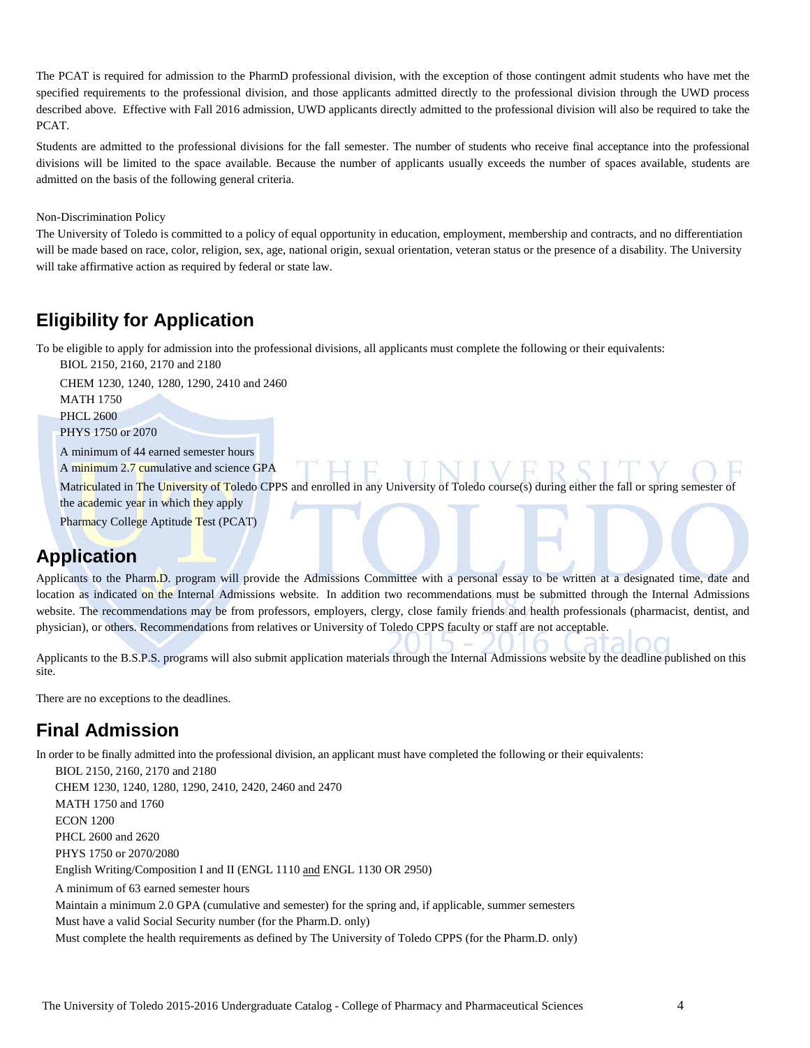The PCAT is required for admission to the PharmD professional division, with the exception of those contingent admit students who have met the specified requirements to the professional division, and those applicants admitted directly to the professional division through the UWD process described above. Effective with Fall 2016 admission, UWD applicants directly admitted to the professional division will also be required to take the PCAT.

Students are admitted to the professional divisions for the fall semester. The number of students who receive final acceptance into the professional divisions will be limited to the space available. Because the number of applicants usually exceeds the number of spaces available, students are admitted on the basis of the following general criteria.

Non-Discrimination Policy

The University of Toledo is committed to a policy of equal opportunity in education, employment, membership and contracts, and no differentiation will be made based on race, color, religion, sex, age, national origin, sexual orientation, veteran status or the presence of a disability. The University will take affirmative action as required by federal or state law.

## Eligibility for Application

To be eligible to apply for admission into the professional divisions, all applicants must complete the following or their equivalents:

- BIOL 2150, 2160, 2170 and 2180
- CHEM 1230, 1240, 1280, 1290, 2410 and 2460
- MATH 1750
- PHCL 2600
- PHYS 1750 or 2070
- A minimum of 44 earned semester hours
- A minimum 2.7 cumulative and science GPA
- Matriculated in The University of Toledo CPPS and enrolled in any University of Toledo course(s) during either the fall or spring semester of the academic year in which they apply
- Pharmacy College Aptitude Test (PCAT)

## Application

Applicants to the Pharm.D. program will provide the Admissions Committee with a personal essay to be written at a designated time, date and location as indicated on the Internal Admissions website. In addition two recommendations must be submitted through the Internal Admissions website. The recommendations may be from professors, employers, clergy, close family friends and health professionals (pharmacist, dentist, and physician), or others. Recommendations from relatives or University of Toledo CPPS faculty or staff are not acceptable.

Applicants to the B.S.P.S. programs will also submit application materials through the Internal Admissions website by the deadline published on this site.

There are no exceptions to the deadlines.

## Final Admission

In order to be finally admitted into the professional division, an applicant must have completed the following or their equivalents:

- BIOL 2150, 2160, 2170 and 2180
- CHEM 1230, 1240, 1280, 1290, 2410, 2420, 2460 and 2470
- MATH 1750 and 1760
- ECON 1200
- PHCL 2600 and 2620
- PHYS 1750 or 2070/2080
- English Writing/Composition I and II (ENGL 1110 and ENGL 1130 OR 2950)
- A minimum of 63 earned semester hours
- Maintain a minimum 2.0 GPA (cumulative and semester) for the spring and, if applicable, summer semesters
- Must have a valid Social Security number (for the Pharm.D. only)
- Must complete the health requirements as defined by The University of Toledo CPPS (for the Pharm.D. only)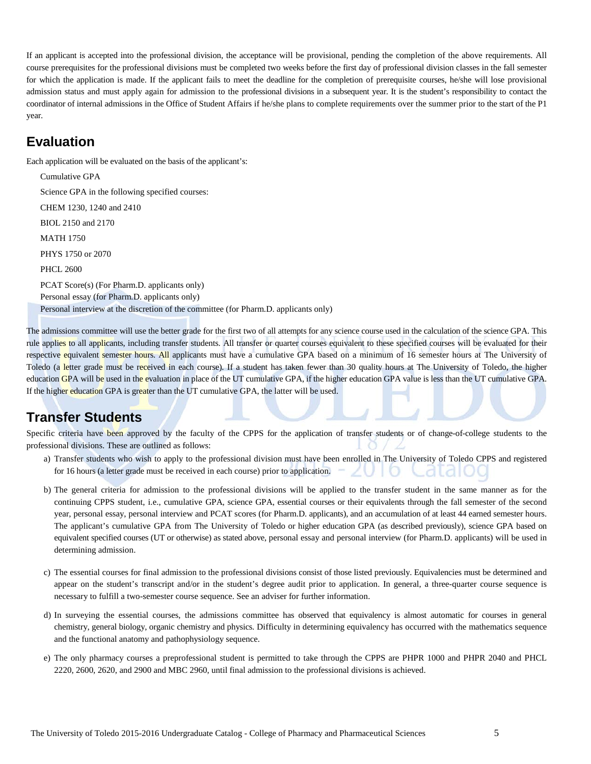If an applicant is accepted into the professional division, the acceptance will be provisional, pending the completion of the above requirements. All course prerequisites for the professional divisions must be completed two weeks before the first day of professional division classes in the fall semester for which the application is made. If the applicant fails to meet the deadline for the completion of prerequisite courses, he/she will lose provisional admission status and must apply again for admission to the professional divisions in a subsequent year. It is the student's responsibility to contact the coordinator of internal admissions in the Office of Student Affairs if he/she plans to complete requirements over the summer prior to the start of the P1 year.

## Evaluation

Each application will be evaluated on the basis of the applicant's:

Cumulative GPA

Science GPA in the following specified courses:

CHEM 1230, 1240 and 2410

BIOL 2150 and 2170

MATH 1750

PHYS 1750 or 2070

PHCL 2600

PCAT Score(s) (For Pharm.D. applicants only)
Personal essay (for Pharm.D. applicants only)
Personal interview at the discretion of the committee (for Pharm.D. applicants only)

The admissions committee will use the better grade for the first two of all attempts for any science course used in the calculation of the science GPA. This rule applies to all applicants, including transfer students. All transfer or quarter courses equivalent to these specified courses will be evaluated for their respective equivalent semester hours. All applicants must have a cumulative GPA based on a minimum of 16 semester hours at The University of Toledo (a letter grade must be received in each course). If a student has taken fewer than 30 quality hours at The University of Toledo, the higher education GPA will be used in the evaluation in place of the UT cumulative GPA, if the higher education GPA value is less than the UT cumulative GPA. If the higher education GPA is greater than the UT cumulative GPA, the latter will be used.

## Transfer Students

Specific criteria have been approved by the faculty of the CPPS for the application of transfer students or of change-of-college students to the professional divisions. These are outlined as follows:

a) Transfer students who wish to apply to the professional division must have been enrolled in The University of Toledo CPPS and registered for 16 hours (a letter grade must be received in each course) prior to application.

b) The general criteria for admission to the professional divisions will be applied to the transfer student in the same manner as for the continuing CPPS student, i.e., cumulative GPA, science GPA, essential courses or their equivalents through the fall semester of the second year, personal essay, personal interview and PCAT scores (for Pharm.D. applicants), and an accumulation of at least 44 earned semester hours. The applicant's cumulative GPA from The University of Toledo or higher education GPA (as described previously), science GPA based on equivalent specified courses (UT or otherwise) as stated above, personal essay and personal interview (for Pharm.D. applicants) will be used in determining admission.

c) The essential courses for final admission to the professional divisions consist of those listed previously. Equivalencies must be determined and appear on the student's transcript and/or in the student's degree audit prior to application. In general, a three-quarter course sequence is necessary to fulfill a two-semester course sequence. See an adviser for further information.

d) In surveying the essential courses, the admissions committee has observed that equivalency is almost automatic for courses in general chemistry, general biology, organic chemistry and physics. Difficulty in determining equivalency has occurred with the mathematics sequence and the functional anatomy and pathophysiology sequence.

e) The only pharmacy courses a preprofessional student is permitted to take through the CPPS are PHPR 1000 and PHPR 2040 and PHCL 2220, 2600, 2620, and 2900 and MBC 2960, until final admission to the professional divisions is achieved.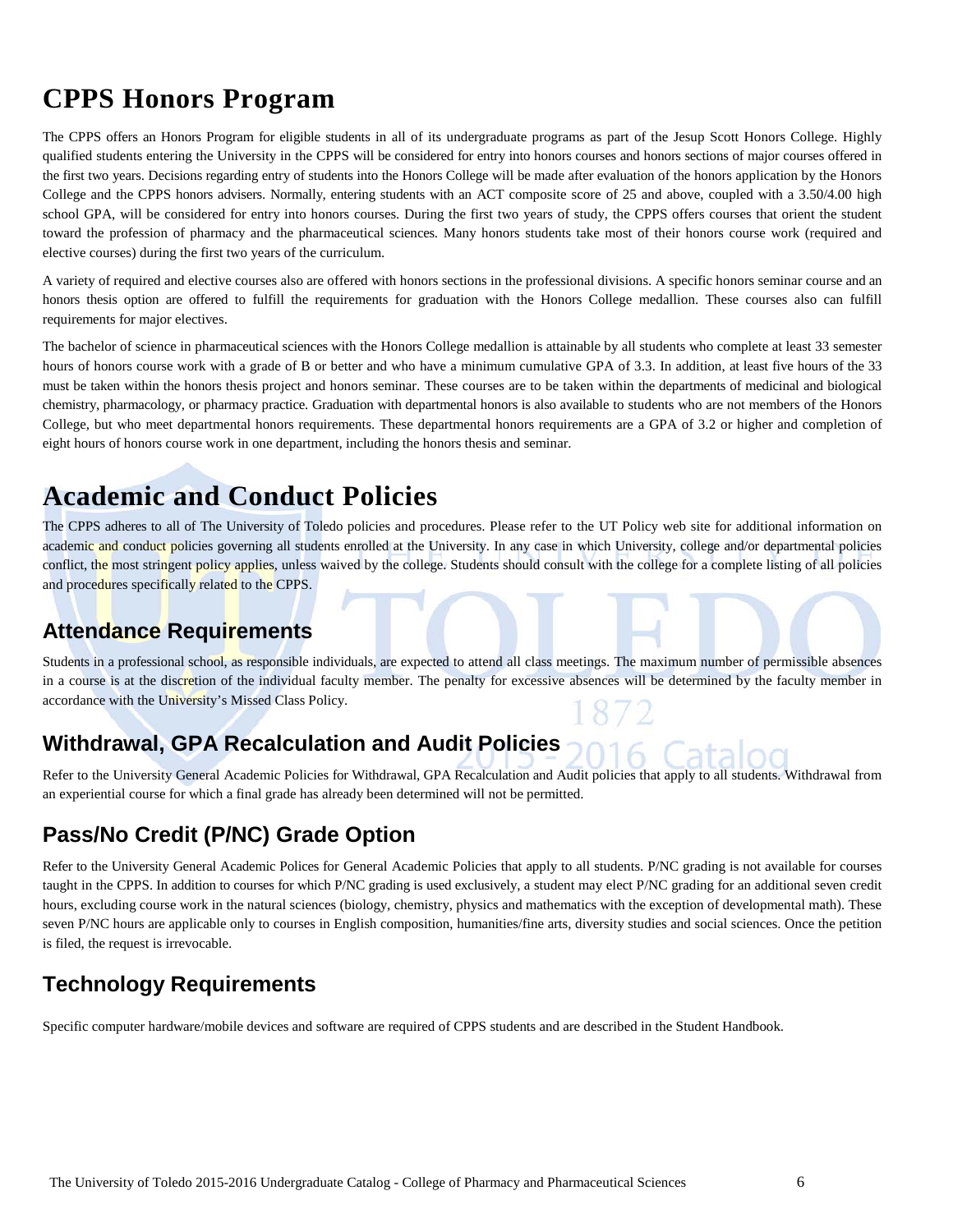# CPPS Honors Program

The CPPS offers an Honors Program for eligible students in all of its undergraduate programs as part of the Jesup Scott Honors College. Highly qualified students entering the University in the CPPS will be considered for entry into honors courses and honors sections of major courses offered in the first two years. Decisions regarding entry of students into the Honors College will be made after evaluation of the honors application by the Honors College and the CPPS honors advisers. Normally, entering students with an ACT composite score of 25 and above, coupled with a 3.50/4.00 high school GPA, will be considered for entry into honors courses. During the first two years of study, the CPPS offers courses that orient the student toward the profession of pharmacy and the pharmaceutical sciences. Many honors students take most of their honors course work (required and elective courses) during the first two years of the curriculum.

A variety of required and elective courses also are offered with honors sections in the professional divisions. A specific honors seminar course and an honors thesis option are offered to fulfill the requirements for graduation with the Honors College medallion. These courses also can fulfill requirements for major electives.

The bachelor of science in pharmaceutical sciences with the Honors College medallion is attainable by all students who complete at least 33 semester hours of honors course work with a grade of B or better and who have a minimum cumulative GPA of 3.3. In addition, at least five hours of the 33 must be taken within the honors thesis project and honors seminar. These courses are to be taken within the departments of medicinal and biological chemistry, pharmacology, or pharmacy practice. Graduation with departmental honors is also available to students who are not members of the Honors College, but who meet departmental honors requirements. These departmental honors requirements are a GPA of 3.2 or higher and completion of eight hours of honors course work in one department, including the honors thesis and seminar.

# Academic and Conduct Policies

The CPPS adheres to all of The University of Toledo policies and procedures. Please refer to the UT Policy web site for additional information on academic and conduct policies governing all students enrolled at the University. In any case in which University, college and/or departmental policies conflict, the most stringent policy applies, unless waived by the college. Students should consult with the college for a complete listing of all policies and procedures specifically related to the CPPS.

## Attendance Requirements

Students in a professional school, as responsible individuals, are expected to attend all class meetings. The maximum number of permissible absences in a course is at the discretion of the individual faculty member. The penalty for excessive absences will be determined by the faculty member in accordance with the University's Missed Class Policy.

## Withdrawal, GPA Recalculation and Audit Policies

Refer to the University General Academic Policies for Withdrawal, GPA Recalculation and Audit policies that apply to all students. Withdrawal from an experiential course for which a final grade has already been determined will not be permitted.

## Pass/No Credit (P/NC) Grade Option

Refer to the University General Academic Polices for General Academic Policies that apply to all students. P/NC grading is not available for courses taught in the CPPS. In addition to courses for which P/NC grading is used exclusively, a student may elect P/NC grading for an additional seven credit hours, excluding course work in the natural sciences (biology, chemistry, physics and mathematics with the exception of developmental math). These seven P/NC hours are applicable only to courses in English composition, humanities/fine arts, diversity studies and social sciences. Once the petition is filed, the request is irrevocable.

## Technology Requirements

Specific computer hardware/mobile devices and software are required of CPPS students and are described in the Student Handbook.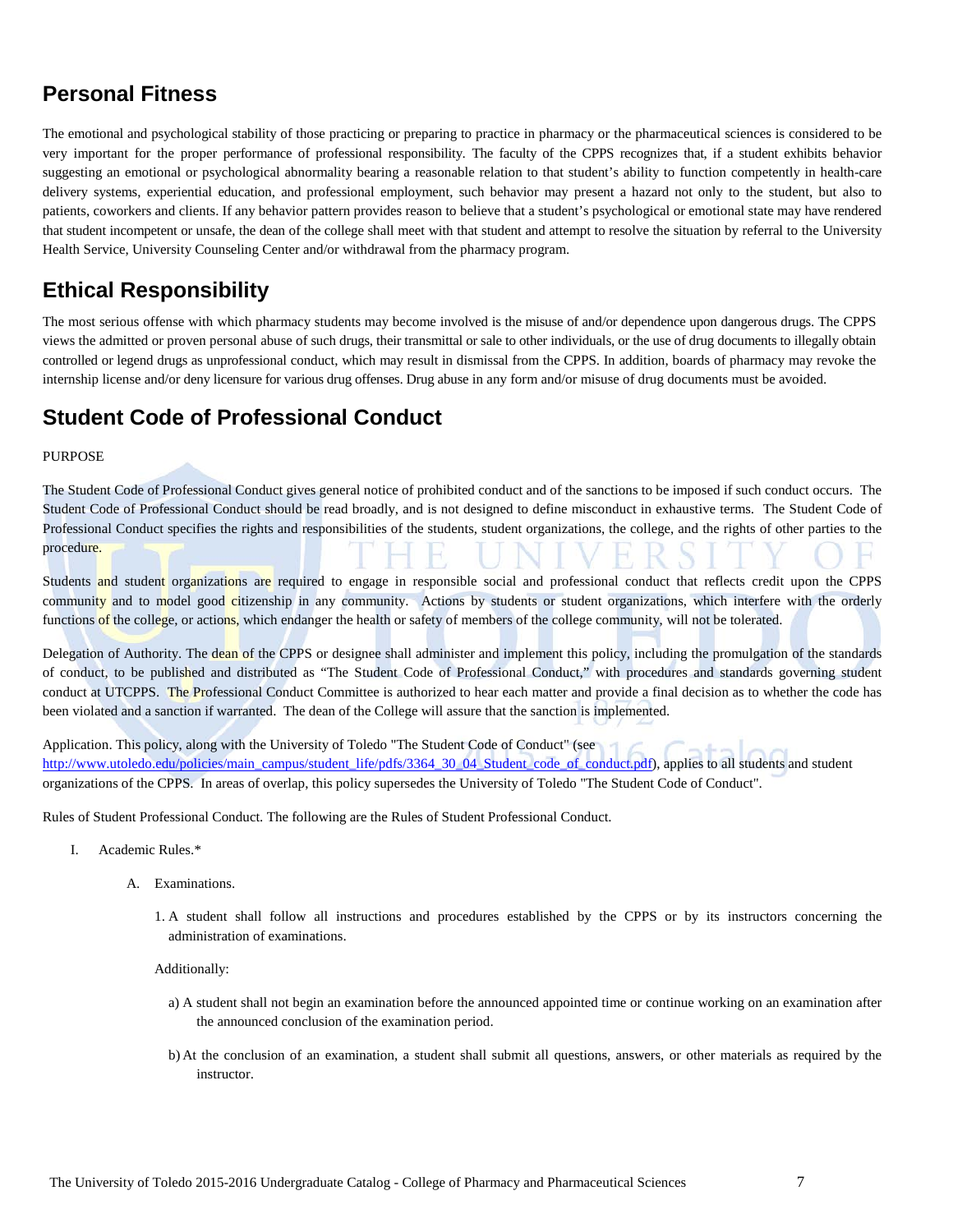## Personal Fitness

The emotional and psychological stability of those practicing or preparing to practice in pharmacy or the pharmaceutical sciences is considered to be very important for the proper performance of professional responsibility. The faculty of the CPPS recognizes that, if a student exhibits behavior suggesting an emotional or psychological abnormality bearing a reasonable relation to that student's ability to function competently in health-care delivery systems, experiential education, and professional employment, such behavior may present a hazard not only to the student, but also to patients, coworkers and clients. If any behavior pattern provides reason to believe that a student's psychological or emotional state may have rendered that student incompetent or unsafe, the dean of the college shall meet with that student and attempt to resolve the situation by referral to the University Health Service, University Counseling Center and/or withdrawal from the pharmacy program.

## Ethical Responsibility

The most serious offense with which pharmacy students may become involved is the misuse of and/or dependence upon dangerous drugs. The CPPS views the admitted or proven personal abuse of such drugs, their transmittal or sale to other individuals, or the use of drug documents to illegally obtain controlled or legend drugs as unprofessional conduct, which may result in dismissal from the CPPS. In addition, boards of pharmacy may revoke the internship license and/or deny licensure for various drug offenses. Drug abuse in any form and/or misuse of drug documents must be avoided.

## Student Code of Professional Conduct

PURPOSE

The Student Code of Professional Conduct gives general notice of prohibited conduct and of the sanctions to be imposed if such conduct occurs. The Student Code of Professional Conduct should be read broadly, and is not designed to define misconduct in exhaustive terms. The Student Code of Professional Conduct specifies the rights and responsibilities of the students, student organizations, the college, and the rights of other parties to the procedure.

Students and student organizations are required to engage in responsible social and professional conduct that reflects credit upon the CPPS community and to model good citizenship in any community. Actions by students or student organizations, which interfere with the orderly functions of the college, or actions, which endanger the health or safety of members of the college community, will not be tolerated.

Delegation of Authority. The dean of the CPPS or designee shall administer and implement this policy, including the promulgation of the standards of conduct, to be published and distributed as "The Student Code of Professional Conduct," with procedures and standards governing student conduct at UTCPPS. The Professional Conduct Committee is authorized to hear each matter and provide a final decision as to whether the code has been violated and a sanction if warranted. The dean of the College will assure that the sanction is implemented.

Application. This policy, along with the University of Toledo "The Student Code of Conduct" (see http://www.utoledo.edu/policies/main_campus/student_life/pdfs/3364_30_04_Student_code_of_conduct.pdf), applies to all students and student organizations of the CPPS. In areas of overlap, this policy supersedes the University of Toledo "The Student Code of Conduct".

Rules of Student Professional Conduct. The following are the Rules of Student Professional Conduct.

I. Academic Rules.*

   A. Examinations.

      1. A student shall follow all instructions and procedures established by the CPPS or by its instructors concerning the administration of examinations.

      Additionally:

         a) A student shall not begin an examination before the announced appointed time or continue working on an examination after the announced conclusion of the examination period.

         b) At the conclusion of an examination, a student shall submit all questions, answers, or other materials as required by the instructor.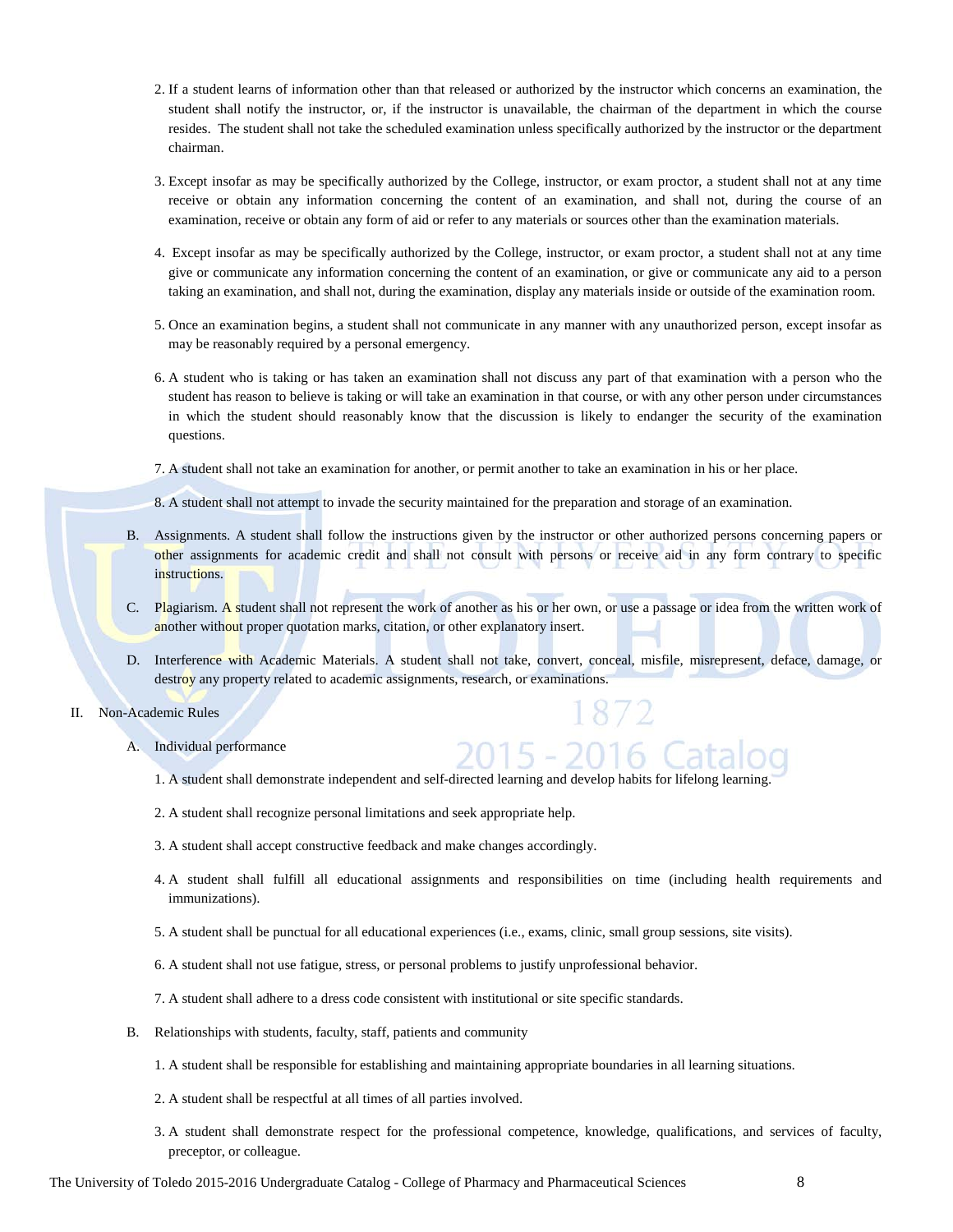2. If a student learns of information other than that released or authorized by the instructor which concerns an examination, the student shall notify the instructor, or, if the instructor is unavailable, the chairman of the department in which the course resides. The student shall not take the scheduled examination unless specifically authorized by the instructor or the department chairman.

3. Except insofar as may be specifically authorized by the College, instructor, or exam proctor, a student shall not at any time receive or obtain any information concerning the content of an examination, and shall not, during the course of an examination, receive or obtain any form of aid or refer to any materials or sources other than the examination materials.

4. Except insofar as may be specifically authorized by the College, instructor, or exam proctor, a student shall not at any time give or communicate any information concerning the content of an examination, or give or communicate any aid to a person taking an examination, and shall not, during the examination, display any materials inside or outside of the examination room.

5. Once an examination begins, a student shall not communicate in any manner with any unauthorized person, except insofar as may be reasonably required by a personal emergency.

6. A student who is taking or has taken an examination shall not discuss any part of that examination with a person who the student has reason to believe is taking or will take an examination in that course, or with any other person under circumstances in which the student should reasonably know that the discussion is likely to endanger the security of the examination questions.

7. A student shall not take an examination for another, or permit another to take an examination in his or her place.

8. A student shall not attempt to invade the security maintained for the preparation and storage of an examination.

B. Assignments. A student shall follow the instructions given by the instructor or other authorized persons concerning papers or other assignments for academic credit and shall not consult with persons or receive aid in any form contrary to specific instructions.

C. Plagiarism. A student shall not represent the work of another as his or her own, or use a passage or idea from the written work of another without proper quotation marks, citation, or other explanatory insert.

D. Interference with Academic Materials. A student shall not take, convert, conceal, misfile, misrepresent, deface, damage, or destroy any property related to academic assignments, research, or examinations.

II. Non-Academic Rules

A. Individual performance

1. A student shall demonstrate independent and self-directed learning and develop habits for lifelong learning.

2. A student shall recognize personal limitations and seek appropriate help.

3. A student shall accept constructive feedback and make changes accordingly.

4. A student shall fulfill all educational assignments and responsibilities on time (including health requirements and immunizations).

5. A student shall be punctual for all educational experiences (i.e., exams, clinic, small group sessions, site visits).

6. A student shall not use fatigue, stress, or personal problems to justify unprofessional behavior.

7. A student shall adhere to a dress code consistent with institutional or site specific standards.

B. Relationships with students, faculty, staff, patients and community

1. A student shall be responsible for establishing and maintaining appropriate boundaries in all learning situations.

2. A student shall be respectful at all times of all parties involved.

3. A student shall demonstrate respect for the professional competence, knowledge, qualifications, and services of faculty, preceptor, or colleague.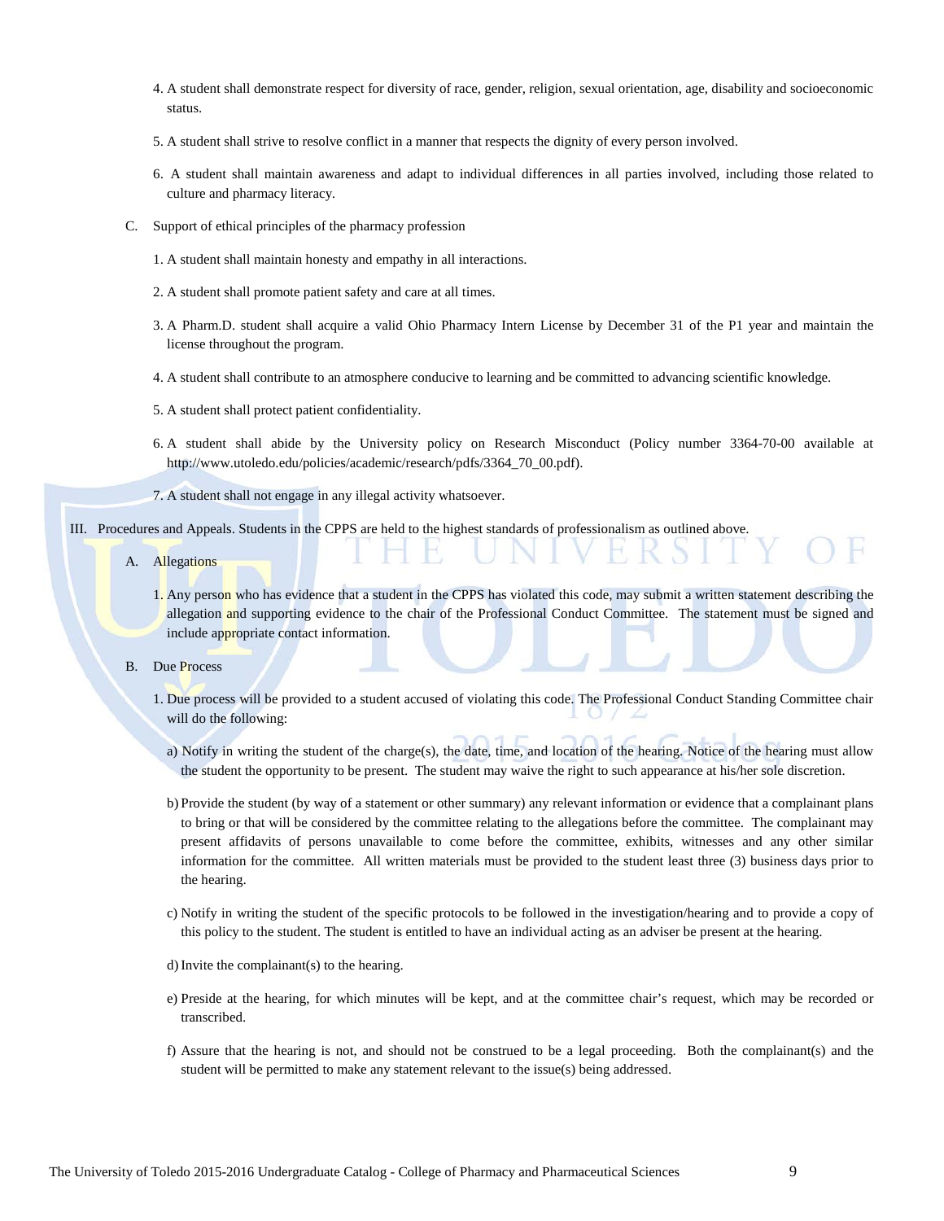4. A student shall demonstrate respect for diversity of race, gender, religion, sexual orientation, age, disability and socioeconomic status.

5. A student shall strive to resolve conflict in a manner that respects the dignity of every person involved.

6. A student shall maintain awareness and adapt to individual differences in all parties involved, including those related to culture and pharmacy literacy.

C. Support of ethical principles of the pharmacy profession

1. A student shall maintain honesty and empathy in all interactions.

2. A student shall promote patient safety and care at all times.

3. A Pharm.D. student shall acquire a valid Ohio Pharmacy Intern License by December 31 of the P1 year and maintain the license throughout the program.

4. A student shall contribute to an atmosphere conducive to learning and be committed to advancing scientific knowledge.

5. A student shall protect patient confidentiality.

6. A student shall abide by the University policy on Research Misconduct (Policy number 3364-70-00 available at http://www.utoledo.edu/policies/academic/research/pdfs/3364_70_00.pdf).

7. A student shall not engage in any illegal activity whatsoever.

III. Procedures and Appeals. Students in the CPPS are held to the highest standards of professionalism as outlined above.

A. Allegations

1. Any person who has evidence that a student in the CPPS has violated this code, may submit a written statement describing the allegation and supporting evidence to the chair of the Professional Conduct Committee. The statement must be signed and include appropriate contact information.

B. Due Process

1. Due process will be provided to a student accused of violating this code. The Professional Conduct Standing Committee chair will do the following:

a) Notify in writing the student of the charge(s), the date, time, and location of the hearing. Notice of the hearing must allow the student the opportunity to be present. The student may waive the right to such appearance at his/her sole discretion.

b) Provide the student (by way of a statement or other summary) any relevant information or evidence that a complainant plans to bring or that will be considered by the committee relating to the allegations before the committee. The complainant may present affidavits of persons unavailable to come before the committee, exhibits, witnesses and any other similar information for the committee. All written materials must be provided to the student least three (3) business days prior to the hearing.

c) Notify in writing the student of the specific protocols to be followed in the investigation/hearing and to provide a copy of this policy to the student. The student is entitled to have an individual acting as an adviser be present at the hearing.

d) Invite the complainant(s) to the hearing.

e) Preside at the hearing, for which minutes will be kept, and at the committee chair's request, which may be recorded or transcribed.

f) Assure that the hearing is not, and should not be construed to be a legal proceeding. Both the complainant(s) and the student will be permitted to make any statement relevant to the issue(s) being addressed.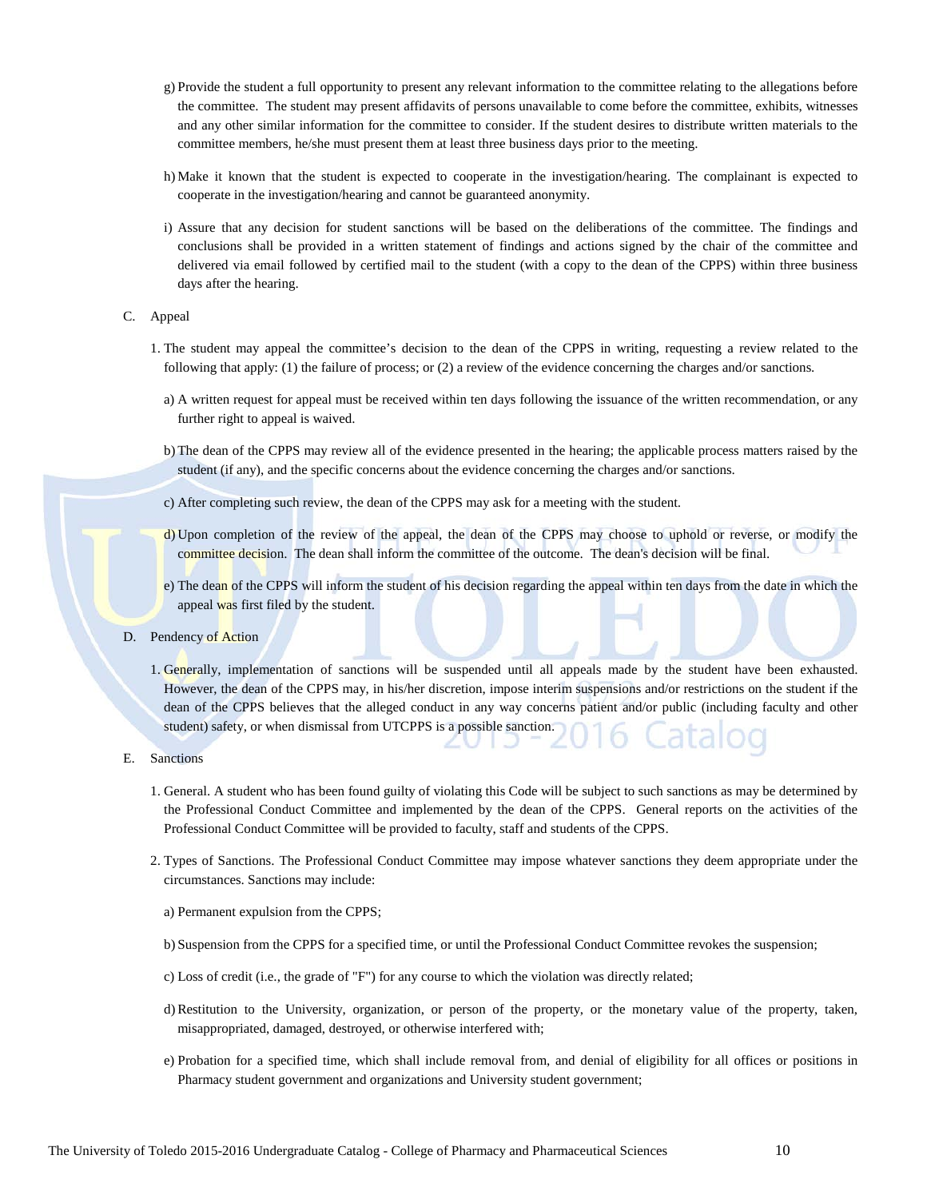g) Provide the student a full opportunity to present any relevant information to the committee relating to the allegations before the committee. The student may present affidavits of persons unavailable to come before the committee, exhibits, witnesses and any other similar information for the committee to consider. If the student desires to distribute written materials to the committee members, he/she must present them at least three business days prior to the meeting.

h) Make it known that the student is expected to cooperate in the investigation/hearing. The complainant is expected to cooperate in the investigation/hearing and cannot be guaranteed anonymity.

i) Assure that any decision for student sanctions will be based on the deliberations of the committee. The findings and conclusions shall be provided in a written statement of findings and actions signed by the chair of the committee and delivered via email followed by certified mail to the student (with a copy to the dean of the CPPS) within three business days after the hearing.

C. Appeal

1. The student may appeal the committee's decision to the dean of the CPPS in writing, requesting a review related to the following that apply: (1) the failure of process; or (2) a review of the evidence concerning the charges and/or sanctions.

a) A written request for appeal must be received within ten days following the issuance of the written recommendation, or any further right to appeal is waived.

b) The dean of the CPPS may review all of the evidence presented in the hearing; the applicable process matters raised by the student (if any), and the specific concerns about the evidence concerning the charges and/or sanctions.

c) After completing such review, the dean of the CPPS may ask for a meeting with the student.

d) Upon completion of the review of the appeal, the dean of the CPPS may choose to uphold or reverse, or modify the committee decision. The dean shall inform the committee of the outcome. The dean's decision will be final.

e) The dean of the CPPS will inform the student of his decision regarding the appeal within ten days from the date in which the appeal was first filed by the student.

D. Pendency of Action

1. Generally, implementation of sanctions will be suspended until all appeals made by the student have been exhausted. However, the dean of the CPPS may, in his/her discretion, impose interim suspensions and/or restrictions on the student if the dean of the CPPS believes that the alleged conduct in any way concerns patient and/or public (including faculty and other student) safety, or when dismissal from UTCPPS is a possible sanction.

E. Sanctions

1. General. A student who has been found guilty of violating this Code will be subject to such sanctions as may be determined by the Professional Conduct Committee and implemented by the dean of the CPPS. General reports on the activities of the Professional Conduct Committee will be provided to faculty, staff and students of the CPPS.

2. Types of Sanctions. The Professional Conduct Committee may impose whatever sanctions they deem appropriate under the circumstances. Sanctions may include:

a) Permanent expulsion from the CPPS;

b) Suspension from the CPPS for a specified time, or until the Professional Conduct Committee revokes the suspension;

c) Loss of credit (i.e., the grade of "F") for any course to which the violation was directly related;

d) Restitution to the University, organization, or person of the property, or the monetary value of the property, taken, misappropriated, damaged, destroyed, or otherwise interfered with;

e) Probation for a specified time, which shall include removal from, and denial of eligibility for all offices or positions in Pharmacy student government and organizations and University student government;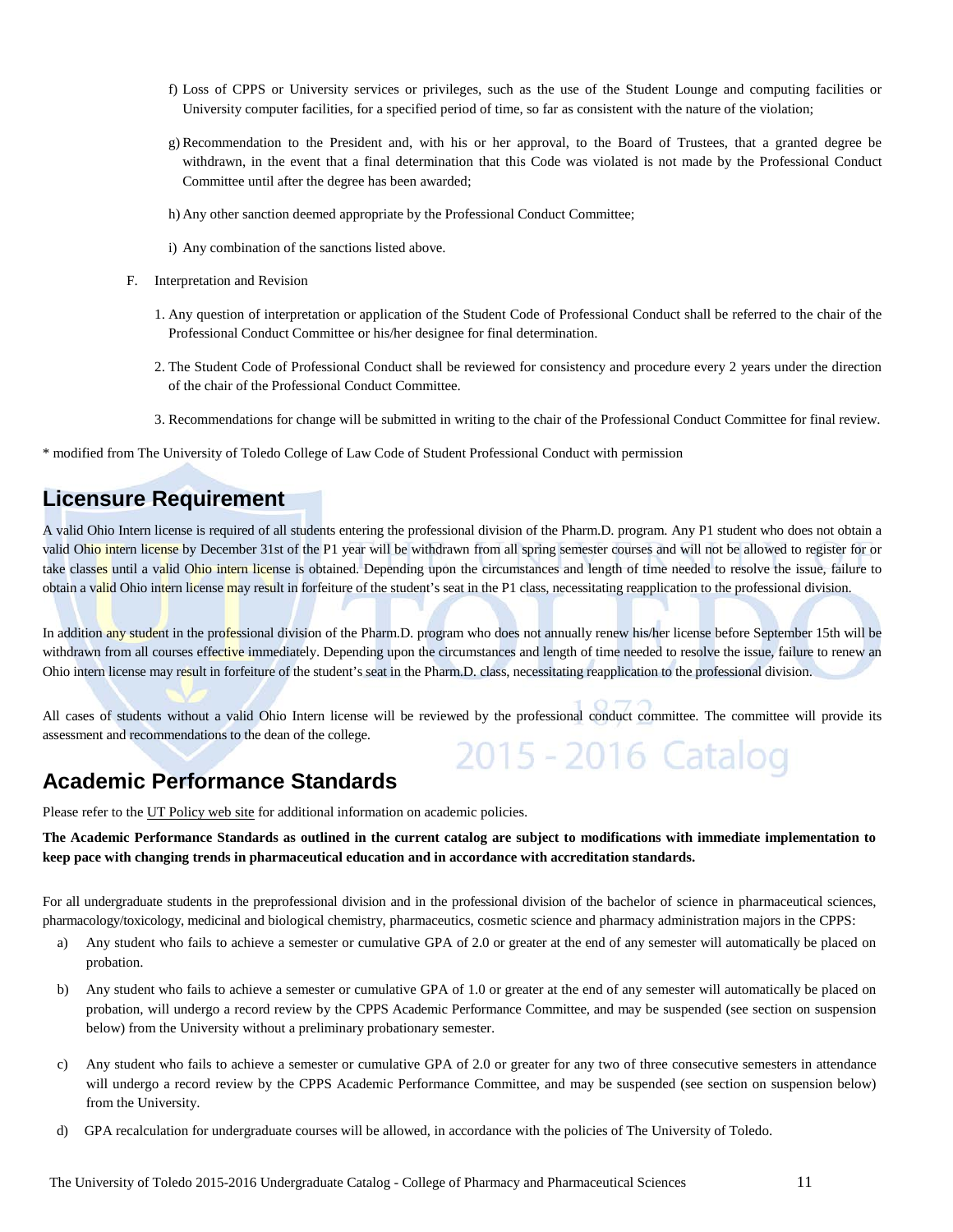f) Loss of CPPS or University services or privileges, such as the use of the Student Lounge and computing facilities or University computer facilities, for a specified period of time, so far as consistent with the nature of the violation;

g) Recommendation to the President and, with his or her approval, to the Board of Trustees, that a granted degree be withdrawn, in the event that a final determination that this Code was violated is not made by the Professional Conduct Committee until after the degree has been awarded;

h) Any other sanction deemed appropriate by the Professional Conduct Committee;

i) Any combination of the sanctions listed above.

F. Interpretation and Revision

1. Any question of interpretation or application of the Student Code of Professional Conduct shall be referred to the chair of the Professional Conduct Committee or his/her designee for final determination.

2. The Student Code of Professional Conduct shall be reviewed for consistency and procedure every 2 years under the direction of the chair of the Professional Conduct Committee.

3. Recommendations for change will be submitted in writing to the chair of the Professional Conduct Committee for final review.

* modified from The University of Toledo College of Law Code of Student Professional Conduct with permission

## Licensure Requirement

A valid Ohio Intern license is required of all students entering the professional division of the Pharm.D. program. Any P1 student who does not obtain a valid Ohio intern license by December 31st of the P1 year will be withdrawn from all spring semester courses and will not be allowed to register for or take classes until a valid Ohio intern license is obtained. Depending upon the circumstances and length of time needed to resolve the issue, failure to obtain a valid Ohio intern license may result in forfeiture of the student's seat in the P1 class, necessitating reapplication to the professional division.

In addition any student in the professional division of the Pharm.D. program who does not annually renew his/her license before September 15th will be withdrawn from all courses effective immediately. Depending upon the circumstances and length of time needed to resolve the issue, failure to renew an Ohio intern license may result in forfeiture of the student's seat in the Pharm.D. class, necessitating reapplication to the professional division.

All cases of students without a valid Ohio Intern license will be reviewed by the professional conduct committee. The committee will provide its assessment and recommendations to the dean of the college.

## Academic Performance Standards

Please refer to the UT Policy web site for additional information on academic policies.

**The Academic Performance Standards as outlined in the current catalog are subject to modifications with immediate implementation to keep pace with changing trends in pharmaceutical education and in accordance with accreditation standards.**

For all undergraduate students in the preprofessional division and in the professional division of the bachelor of science in pharmaceutical sciences, pharmacology/toxicology, medicinal and biological chemistry, pharmaceutics, cosmetic science and pharmacy administration majors in the CPPS:

a) Any student who fails to achieve a semester or cumulative GPA of 2.0 or greater at the end of any semester will automatically be placed on probation.

b) Any student who fails to achieve a semester or cumulative GPA of 1.0 or greater at the end of any semester will automatically be placed on probation, will undergo a record review by the CPPS Academic Performance Committee, and may be suspended (see section on suspension below) from the University without a preliminary probationary semester.

c) Any student who fails to achieve a semester or cumulative GPA of 2.0 or greater for any two of three consecutive semesters in attendance will undergo a record review by the CPPS Academic Performance Committee, and may be suspended (see section on suspension below) from the University.

d) GPA recalculation for undergraduate courses will be allowed, in accordance with the policies of The University of Toledo.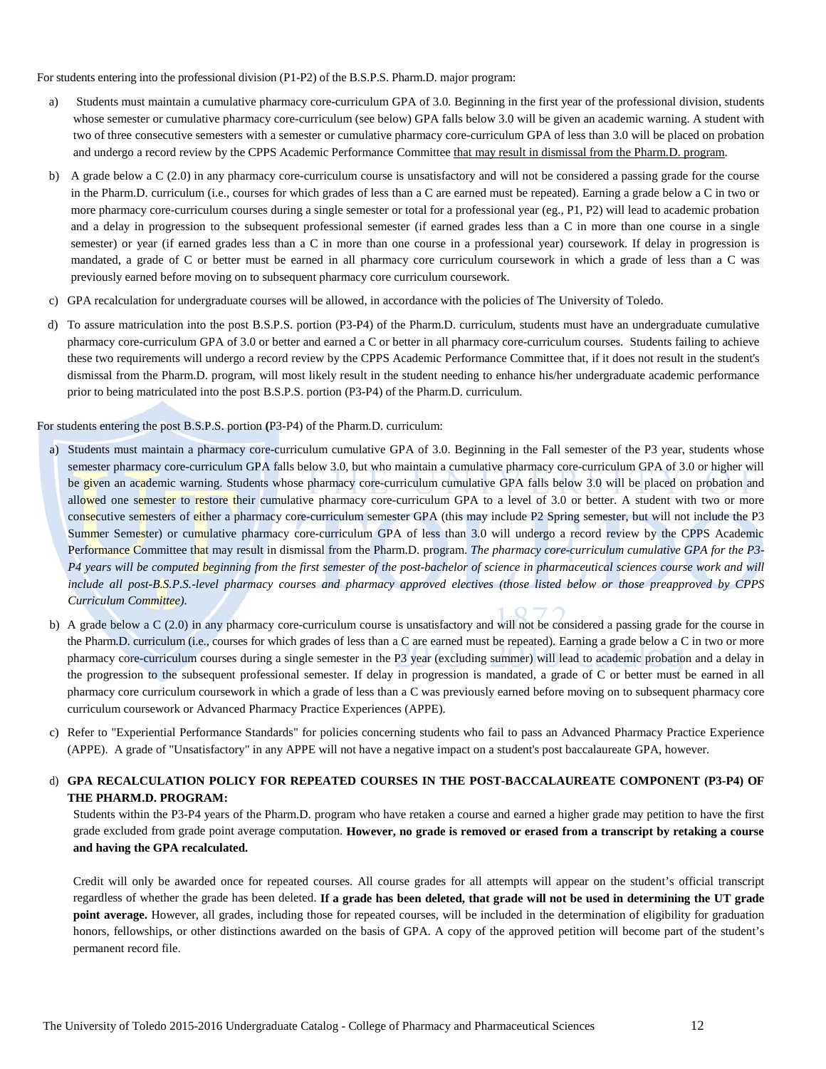For students entering into the professional division (P1-P2) of the B.S.P.S. Pharm.D. major program:

a) Students must maintain a cumulative pharmacy core-curriculum GPA of 3.0. Beginning in the first year of the professional division, students whose semester or cumulative pharmacy core-curriculum (see below) GPA falls below 3.0 will be given an academic warning. A student with two of three consecutive semesters with a semester or cumulative pharmacy core-curriculum GPA of less than 3.0 will be placed on probation and undergo a record review by the CPPS Academic Performance Committee that may result in dismissal from the Pharm.D. program.

b) A grade below a C (2.0) in any pharmacy core-curriculum course is unsatisfactory and will not be considered a passing grade for the course in the Pharm.D. curriculum (i.e., courses for which grades of less than a C are earned must be repeated). Earning a grade below a C in two or more pharmacy core-curriculum courses during a single semester or total for a professional year (eg., P1, P2) will lead to academic probation and a delay in progression to the subsequent professional semester (if earned grades less than a C in more than one course in a single semester) or year (if earned grades less than a C in more than one course in a professional year) coursework. If delay in progression is mandated, a grade of C or better must be earned in all pharmacy core curriculum coursework in which a grade of less than a C was previously earned before moving on to subsequent pharmacy core curriculum coursework.

c) GPA recalculation for undergraduate courses will be allowed, in accordance with the policies of The University of Toledo.

d) To assure matriculation into the post B.S.P.S. portion (P3-P4) of the Pharm.D. curriculum, students must have an undergraduate cumulative pharmacy core-curriculum GPA of 3.0 or better and earned a C or better in all pharmacy core-curriculum courses. Students failing to achieve these two requirements will undergo a record review by the CPPS Academic Performance Committee that, if it does not result in the student's dismissal from the Pharm.D. program, will most likely result in the student needing to enhance his/her undergraduate academic performance prior to being matriculated into the post B.S.P.S. portion (P3-P4) of the Pharm.D. curriculum.

For students entering the post B.S.P.S. portion **(**P3-P4) of the Pharm.D. curriculum:

a) Students must maintain a pharmacy core-curriculum cumulative GPA of 3.0. Beginning in the Fall semester of the P3 year, students whose semester pharmacy core-curriculum GPA falls below 3.0, but who maintain a cumulative pharmacy core-curriculum GPA of 3.0 or higher will be given an academic warning. Students whose pharmacy core-curriculum cumulative GPA falls below 3.0 will be placed on probation and allowed one semester to restore their cumulative pharmacy core-curriculum GPA to a level of 3.0 or better. A student with two or more consecutive semesters of either a pharmacy core-curriculum semester GPA (this may include P2 Spring semester, but will not include the P3 Summer Semester) or cumulative pharmacy core-curriculum GPA of less than 3.0 will undergo a record review by the CPPS Academic Performance Committee that may result in dismissal from the Pharm.D. program. *The pharmacy core-curriculum cumulative GPA for the P3-P4 years will be computed beginning from the first semester of the post-bachelor of science in pharmaceutical sciences course work and will include all post-B.S.P.S.-level pharmacy courses and pharmacy approved electives (those listed below or those preapproved by CPPS Curriculum Committee).*

b) A grade below a C (2.0) in any pharmacy core-curriculum course is unsatisfactory and will not be considered a passing grade for the course in the Pharm.D. curriculum (i.e., courses for which grades of less than a C are earned must be repeated). Earning a grade below a C in two or more pharmacy core-curriculum courses during a single semester in the P3 year (excluding summer) will lead to academic probation and a delay in the progression to the subsequent professional semester. If delay in progression is mandated, a grade of C or better must be earned in all pharmacy core curriculum coursework in which a grade of less than a C was previously earned before moving on to subsequent pharmacy core curriculum coursework or Advanced Pharmacy Practice Experiences (APPE).

c) Refer to "Experiential Performance Standards" for policies concerning students who fail to pass an Advanced Pharmacy Practice Experience (APPE). A grade of "Unsatisfactory" in any APPE will not have a negative impact on a student's post baccalaureate GPA, however.

d) **GPA RECALCULATION POLICY FOR REPEATED COURSES IN THE POST-BACCALAUREATE COMPONENT (P3-P4) OF THE PHARM.D. PROGRAM:**

Students within the P3-P4 years of the Pharm.D. program who have retaken a course and earned a higher grade may petition to have the first grade excluded from grade point average computation. **However, no grade is removed or erased from a transcript by retaking a course and having the GPA recalculated.**

Credit will only be awarded once for repeated courses. All course grades for all attempts will appear on the student's official transcript regardless of whether the grade has been deleted. **If a grade has been deleted, that grade will not be used in determining the UT grade point average.** However, all grades, including those for repeated courses, will be included in the determination of eligibility for graduation honors, fellowships, or other distinctions awarded on the basis of GPA. A copy of the approved petition will become part of the student's permanent record file.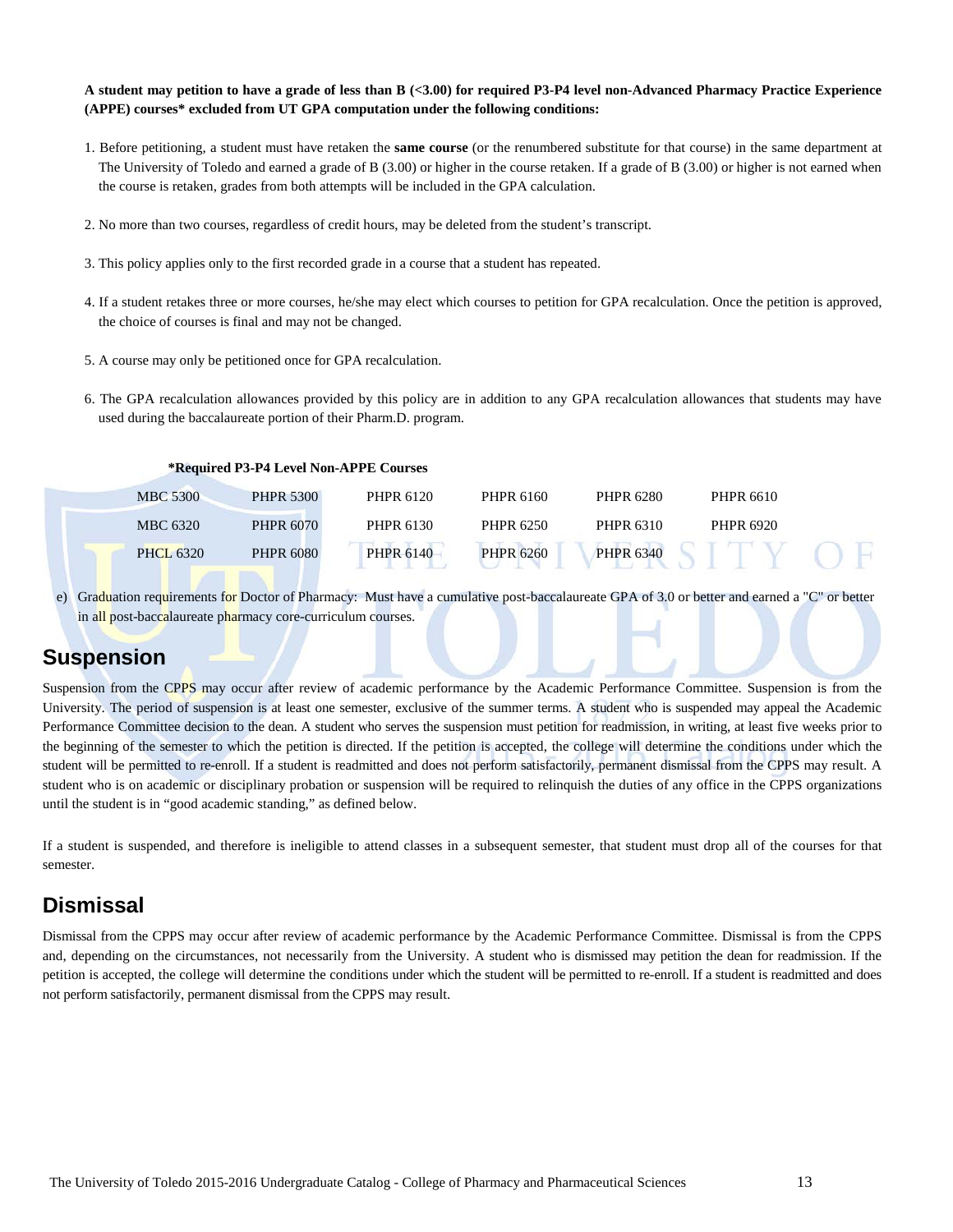**A student may petition to have a grade of less than B (<3.00) for required P3-P4 level non-Advanced Pharmacy Practice Experience (APPE) courses* excluded from UT GPA computation under the following conditions:**

1. Before petitioning, a student must have retaken the **same course** (or the renumbered substitute for that course) in the same department at The University of Toledo and earned a grade of B (3.00) or higher in the course retaken. If a grade of B (3.00) or higher is not earned when the course is retaken, grades from both attempts will be included in the GPA calculation.

2. No more than two courses, regardless of credit hours, may be deleted from the student's transcript.

3. This policy applies only to the first recorded grade in a course that a student has repeated.

4. If a student retakes three or more courses, he/she may elect which courses to petition for GPA recalculation. Once the petition is approved, the choice of courses is final and may not be changed.

5. A course may only be petitioned once for GPA recalculation.

6. The GPA recalculation allowances provided by this policy are in addition to any GPA recalculation allowances that students may have used during the baccalaureate portion of their Pharm.D. program.

**\*Required P3-P4 Level Non-APPE Courses**

| | | | | | |
|---|---|---|---|---|---|
| MBC 5300 | PHPR 5300 | PHPR 6120 | PHPR 6160 | PHPR 6280 | PHPR 6610 |
| MBC 6320 | PHPR 6070 | PHPR 6130 | PHPR 6250 | PHPR 6310 | PHPR 6920 |
| PHCL 6320 | PHPR 6080 | PHPR 6140 | PHPR 6260 | PHPR 6340 | |

e) Graduation requirements for Doctor of Pharmacy: Must have a cumulative post-baccalaureate GPA of 3.0 or better and earned a "C" or better in all post-baccalaureate pharmacy core-curriculum courses.

## Suspension

Suspension from the CPPS may occur after review of academic performance by the Academic Performance Committee. Suspension is from the University. The period of suspension is at least one semester, exclusive of the summer terms. A student who is suspended may appeal the Academic Performance Committee decision to the dean. A student who serves the suspension must petition for readmission, in writing, at least five weeks prior to the beginning of the semester to which the petition is directed. If the petition is accepted, the college will determine the conditions under which the student will be permitted to re-enroll. If a student is readmitted and does not perform satisfactorily, permanent dismissal from the CPPS may result. A student who is on academic or disciplinary probation or suspension will be required to relinquish the duties of any office in the CPPS organizations until the student is in "good academic standing," as defined below.

If a student is suspended, and therefore is ineligible to attend classes in a subsequent semester, that student must drop all of the courses for that semester.

## Dismissal

Dismissal from the CPPS may occur after review of academic performance by the Academic Performance Committee. Dismissal is from the CPPS and, depending on the circumstances, not necessarily from the University. A student who is dismissed may petition the dean for readmission. If the petition is accepted, the college will determine the conditions under which the student will be permitted to re-enroll. If a student is readmitted and does not perform satisfactorily, permanent dismissal from the CPPS may result.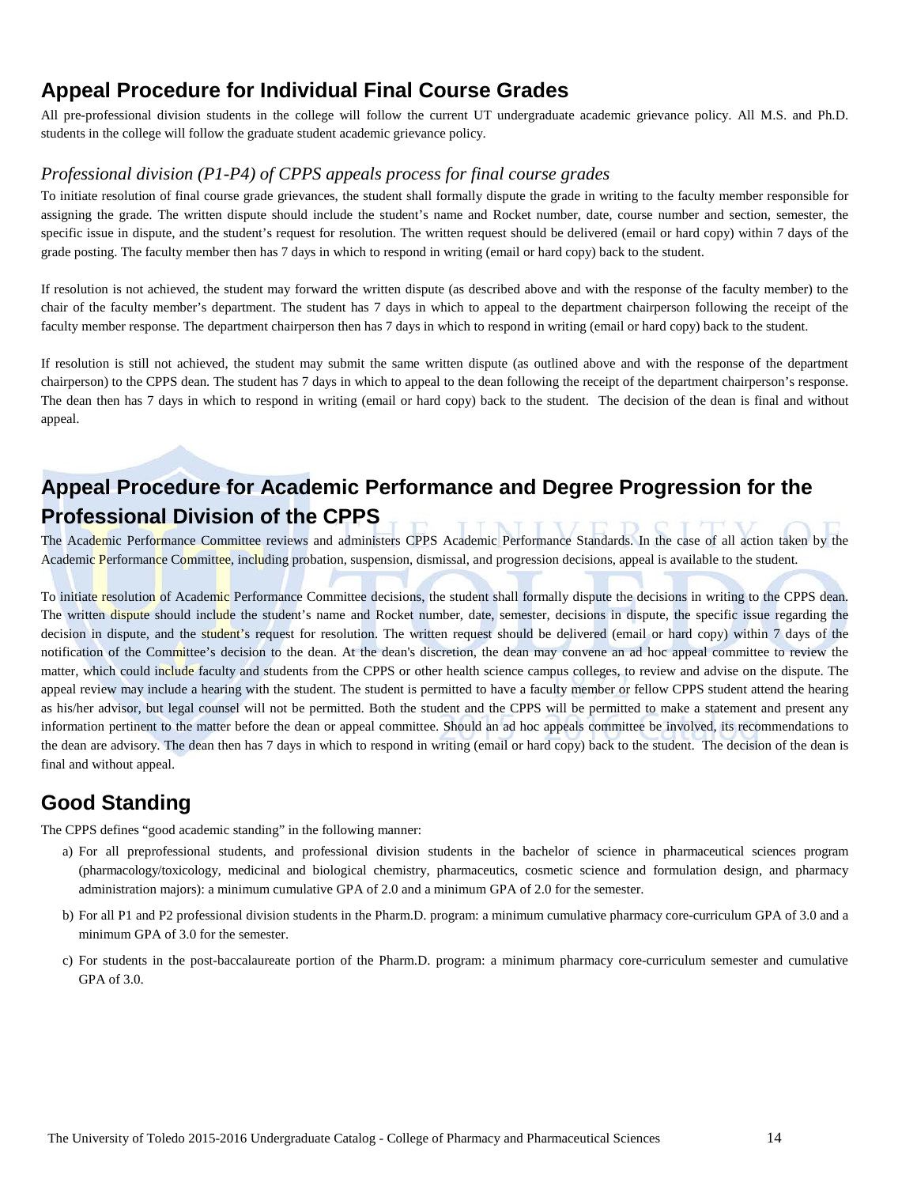## Appeal Procedure for Individual Final Course Grades

All pre-professional division students in the college will follow the current UT undergraduate academic grievance policy. All M.S. and Ph.D. students in the college will follow the graduate student academic grievance policy.

### *Professional division (P1-P4) of CPPS appeals process for final course grades*

To initiate resolution of final course grade grievances, the student shall formally dispute the grade in writing to the faculty member responsible for assigning the grade. The written dispute should include the student's name and Rocket number, date, course number and section, semester, the specific issue in dispute, and the student's request for resolution. The written request should be delivered (email or hard copy) within 7 days of the grade posting. The faculty member then has 7 days in which to respond in writing (email or hard copy) back to the student.

If resolution is not achieved, the student may forward the written dispute (as described above and with the response of the faculty member) to the chair of the faculty member's department. The student has 7 days in which to appeal to the department chairperson following the receipt of the faculty member response. The department chairperson then has 7 days in which to respond in writing (email or hard copy) back to the student.

If resolution is still not achieved, the student may submit the same written dispute (as outlined above and with the response of the department chairperson) to the CPPS dean. The student has 7 days in which to appeal to the dean following the receipt of the department chairperson's response. The dean then has 7 days in which to respond in writing (email or hard copy) back to the student. The decision of the dean is final and without appeal.

## Appeal Procedure for Academic Performance and Degree Progression for the Professional Division of the CPPS

The Academic Performance Committee reviews and administers CPPS Academic Performance Standards. In the case of all action taken by the Academic Performance Committee, including probation, suspension, dismissal, and progression decisions, appeal is available to the student.

To initiate resolution of Academic Performance Committee decisions, the student shall formally dispute the decisions in writing to the CPPS dean. The written dispute should include the student's name and Rocket number, date, semester, decisions in dispute, the specific issue regarding the decision in dispute, and the student's request for resolution. The written request should be delivered (email or hard copy) within 7 days of the notification of the Committee's decision to the dean. At the dean's discretion, the dean may convene an ad hoc appeal committee to review the matter, which could include faculty and students from the CPPS or other health science campus colleges, to review and advise on the dispute. The appeal review may include a hearing with the student. The student is permitted to have a faculty member or fellow CPPS student attend the hearing as his/her advisor, but legal counsel will not be permitted. Both the student and the CPPS will be permitted to make a statement and present any information pertinent to the matter before the dean or appeal committee. Should an ad hoc appeals committee be involved, its recommendations to the dean are advisory. The dean then has 7 days in which to respond in writing (email or hard copy) back to the student. The decision of the dean is final and without appeal.

## Good Standing

The CPPS defines "good academic standing" in the following manner:

a) For all preprofessional students, and professional division students in the bachelor of science in pharmaceutical sciences program (pharmacology/toxicology, medicinal and biological chemistry, pharmaceutics, cosmetic science and formulation design, and pharmacy administration majors): a minimum cumulative GPA of 2.0 and a minimum GPA of 2.0 for the semester.

b) For all P1 and P2 professional division students in the Pharm.D. program: a minimum cumulative pharmacy core-curriculum GPA of 3.0 and a minimum GPA of 3.0 for the semester.

c) For students in the post-baccalaureate portion of the Pharm.D. program: a minimum pharmacy core-curriculum semester and cumulative GPA of 3.0.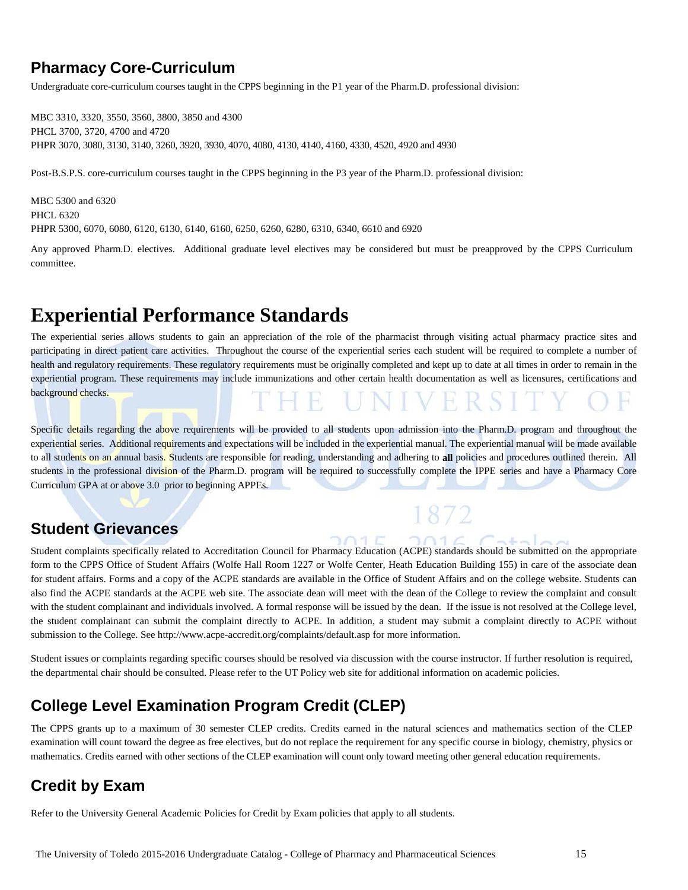## Pharmacy Core-Curriculum

Undergraduate core-curriculum courses taught in the CPPS beginning in the P1 year of the Pharm.D. professional division:

MBC 3310, 3320, 3550, 3560, 3800, 3850 and 4300
PHCL 3700, 3720, 4700 and 4720
PHPR 3070, 3080, 3130, 3140, 3260, 3920, 3930, 4070, 4080, 4130, 4140, 4160, 4330, 4520, 4920 and 4930

Post-B.S.P.S. core-curriculum courses taught in the CPPS beginning in the P3 year of the Pharm.D. professional division:

MBC 5300 and 6320
PHCL 6320
PHPR 5300, 6070, 6080, 6120, 6130, 6140, 6160, 6250, 6260, 6280, 6310, 6340, 6610 and 6920

Any approved Pharm.D. electives. Additional graduate level electives may be considered but must be preapproved by the CPPS Curriculum committee.

# Experiential Performance Standards

The experiential series allows students to gain an appreciation of the role of the pharmacist through visiting actual pharmacy practice sites and participating in direct patient care activities. Throughout the course of the experiential series each student will be required to complete a number of health and regulatory requirements. These regulatory requirements must be originally completed and kept up to date at all times in order to remain in the experiential program. These requirements may include immunizations and other certain health documentation as well as licensures, certifications and background checks.

Specific details regarding the above requirements will be provided to all students upon admission into the Pharm.D. program and throughout the experiential series. Additional requirements and expectations will be included in the experiential manual. The experiential manual will be made available to all students on an annual basis. Students are responsible for reading, understanding and adhering to **all** policies and procedures outlined therein. All students in the professional division of the Pharm.D. program will be required to successfully complete the IPPE series and have a Pharmacy Core Curriculum GPA at or above 3.0 prior to beginning APPEs.

## Student Grievances

Student complaints specifically related to Accreditation Council for Pharmacy Education (ACPE) standards should be submitted on the appropriate form to the CPPS Office of Student Affairs (Wolfe Hall Room 1227 or Wolfe Center, Heath Education Building 155) in care of the associate dean for student affairs. Forms and a copy of the ACPE standards are available in the Office of Student Affairs and on the college website. Students can also find the ACPE standards at the ACPE web site. The associate dean will meet with the dean of the College to review the complaint and consult with the student complainant and individuals involved. A formal response will be issued by the dean. If the issue is not resolved at the College level, the student complainant can submit the complaint directly to ACPE. In addition, a student may submit a complaint directly to ACPE without submission to the College. See http://www.acpe-accredit.org/complaints/default.asp for more information.

Student issues or complaints regarding specific courses should be resolved via discussion with the course instructor. If further resolution is required, the departmental chair should be consulted. Please refer to the UT Policy web site for additional information on academic policies.

## College Level Examination Program Credit (CLEP)

The CPPS grants up to a maximum of 30 semester CLEP credits. Credits earned in the natural sciences and mathematics section of the CLEP examination will count toward the degree as free electives, but do not replace the requirement for any specific course in biology, chemistry, physics or mathematics. Credits earned with other sections of the CLEP examination will count only toward meeting other general education requirements.

## Credit by Exam

Refer to the University General Academic Policies for Credit by Exam policies that apply to all students.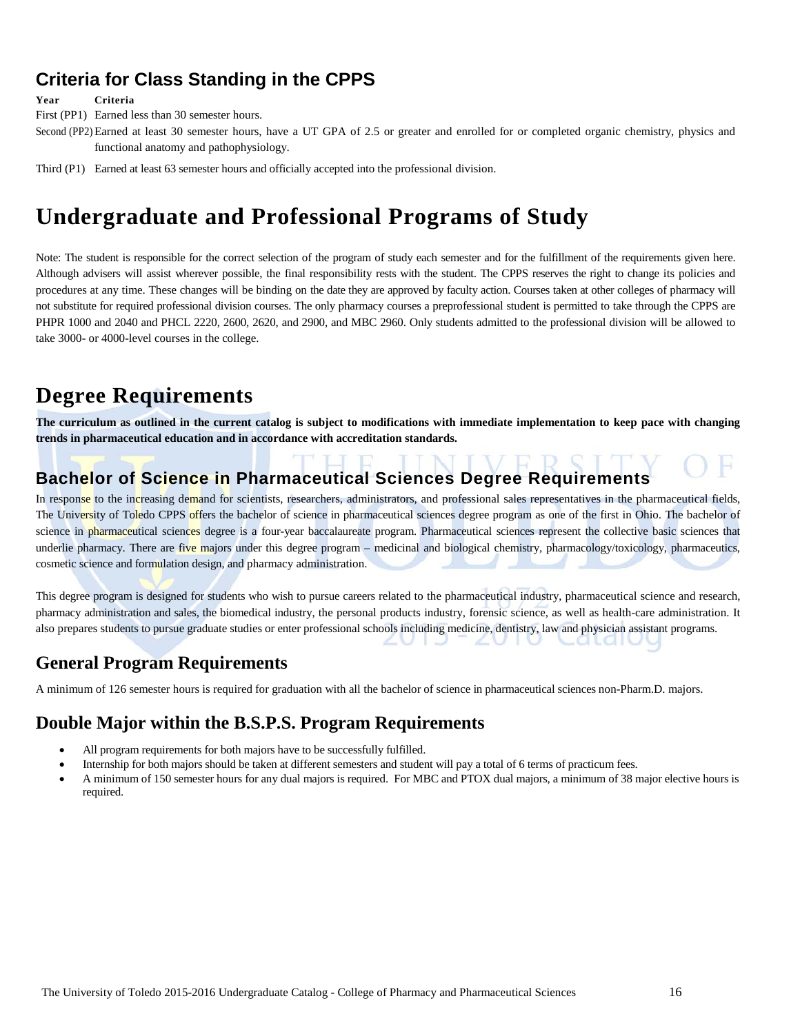## Criteria for Class Standing in the CPPS

| Year | Criteria |
|---|---|
| First (PP1) | Earned less than 30 semester hours. |
| Second (PP2) | Earned at least 30 semester hours, have a UT GPA of 2.5 or greater and enrolled for or completed organic chemistry, physics and functional anatomy and pathophysiology. |
| Third (P1) | Earned at least 63 semester hours and officially accepted into the professional division. |

# Undergraduate and Professional Programs of Study

Note: The student is responsible for the correct selection of the program of study each semester and for the fulfillment of the requirements given here. Although advisers will assist wherever possible, the final responsibility rests with the student. The CPPS reserves the right to change its policies and procedures at any time. These changes will be binding on the date they are approved by faculty action. Courses taken at other colleges of pharmacy will not substitute for required professional division courses. The only pharmacy courses a preprofessional student is permitted to take through the CPPS are PHPR 1000 and 2040 and PHCL 2220, 2600, 2620, and 2900, and MBC 2960. Only students admitted to the professional division will be allowed to take 3000- or 4000-level courses in the college.

# Degree Requirements

**The curriculum as outlined in the current catalog is subject to modifications with immediate implementation to keep pace with changing trends in pharmaceutical education and in accordance with accreditation standards.**

## Bachelor of Science in Pharmaceutical Sciences Degree Requirements

In response to the increasing demand for scientists, researchers, administrators, and professional sales representatives in the pharmaceutical fields, The University of Toledo CPPS offers the bachelor of science in pharmaceutical sciences degree program as one of the first in Ohio. The bachelor of science in pharmaceutical sciences degree is a four-year baccalaureate program. Pharmaceutical sciences represent the collective basic sciences that underlie pharmacy. There are five majors under this degree program – medicinal and biological chemistry, pharmacology/toxicology, pharmaceutics, cosmetic science and formulation design, and pharmacy administration.

This degree program is designed for students who wish to pursue careers related to the pharmaceutical industry, pharmaceutical science and research, pharmacy administration and sales, the biomedical industry, the personal products industry, forensic science, as well as health-care administration. It also prepares students to pursue graduate studies or enter professional schools including medicine, dentistry, law and physician assistant programs.

## General Program Requirements

A minimum of 126 semester hours is required for graduation with all the bachelor of science in pharmaceutical sciences non-Pharm.D. majors.

## Double Major within the B.S.P.S. Program Requirements

- All program requirements for both majors have to be successfully fulfilled.
- Internship for both majors should be taken at different semesters and student will pay a total of 6 terms of practicum fees.
- A minimum of 150 semester hours for any dual majors is required. For MBC and PTOX dual majors, a minimum of 38 major elective hours is required.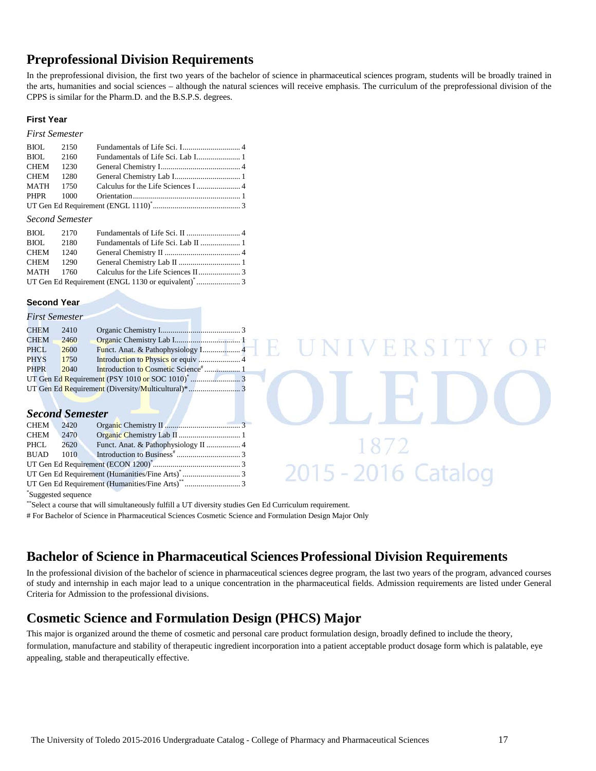## Preprofessional Division Requirements

In the preprofessional division, the first two years of the bachelor of science in pharmaceutical sciences program, students will be broadly trained in the arts, humanities and social sciences – although the natural sciences will receive emphasis. The curriculum of the preprofessional division of the CPPS is similar for the Pharm.D. and the B.S.P.S. degrees.

#### First Year

*First Semester*

| | | | |
|---|---|---|---|
| BIOL | 2150 | Fundamentals of Life Sci. I | 4 |
| BIOL | 2160 | Fundamentals of Life Sci. Lab I | 1 |
| CHEM | 1230 | General Chemistry I | 4 |
| CHEM | 1280 | General Chemistry Lab I | 1 |
| MATH | 1750 | Calculus for the Life Sciences I | 4 |
| PHPR | 1000 | Orientation | 1 |
| UT Gen Ed Requirement (ENGL 1110)* | | | 3 |

*Second Semester*

| | | | |
|---|---|---|---|
| BIOL | 2170 | Fundamentals of Life Sci. II | 4 |
| BIOL | 2180 | Fundamentals of Life Sci. Lab II | 1 |
| CHEM | 1240 | General Chemistry II | 4 |
| CHEM | 1290 | General Chemistry Lab II | 1 |
| MATH | 1760 | Calculus for the Life Sciences II | 3 |
| UT Gen Ed Requirement (ENGL 1130 or equivalent)* | | | 3 |

#### Second Year

*First Semester*

| | | | |
|---|---|---|---|
| CHEM | 2410 | Organic Chemistry I | 3 |
| CHEM | 2460 | Organic Chemistry Lab I | 1 |
| PHCL | 2600 | Funct. Anat. & Pathophysiology I | 4 |
| PHYS | 1750 | Introduction to Physics or equiv | 4 |
| PHPR | 2040 | Introduction to Cosmetic Science# | 1 |
| UT Gen Ed Requirement (PSY 1010 or SOC 1010)* | | | 3 |
| UT Gen Ed Requirement (Diversity/Multicultural)* | | | 3 |

***Second Semester***

| | | | |
|---|---|---|---|
| CHEM | 2420 | Organic Chemistry II | 3 |
| CHEM | 2470 | Organic Chemistry Lab II | 1 |
| PHCL | 2620 | Funct. Anat. & Pathophysiology II | 4 |
| BUAD | 1010 | Introduction to Business# | 3 |
| UT Gen Ed Requirement (ECON 1200)* | | | 3 |
| UT Gen Ed Requirement (Humanities/Fine Arts)* | | | 3 |
| UT Gen Ed Requirement (Humanities/Fine Arts)** | | | 3 |

*Suggested sequence

**Select a course that will simultaneously fulfill a UT diversity studies Gen Ed Curriculum requirement.

# For Bachelor of Science in Pharmaceutical Sciences Cosmetic Science and Formulation Design Major Only

## Bachelor of Science in Pharmaceutical Sciences Professional Division Requirements

In the professional division of the bachelor of science in pharmaceutical sciences degree program, the last two years of the program, advanced courses of study and internship in each major lead to a unique concentration in the pharmaceutical fields. Admission requirements are listed under General Criteria for Admission to the professional divisions.

## Cosmetic Science and Formulation Design (PHCS) Major

This major is organized around the theme of cosmetic and personal care product formulation design, broadly defined to include the theory, formulation, manufacture and stability of therapeutic ingredient incorporation into a patient acceptable product dosage form which is palatable, eye appealing, stable and therapeutically effective.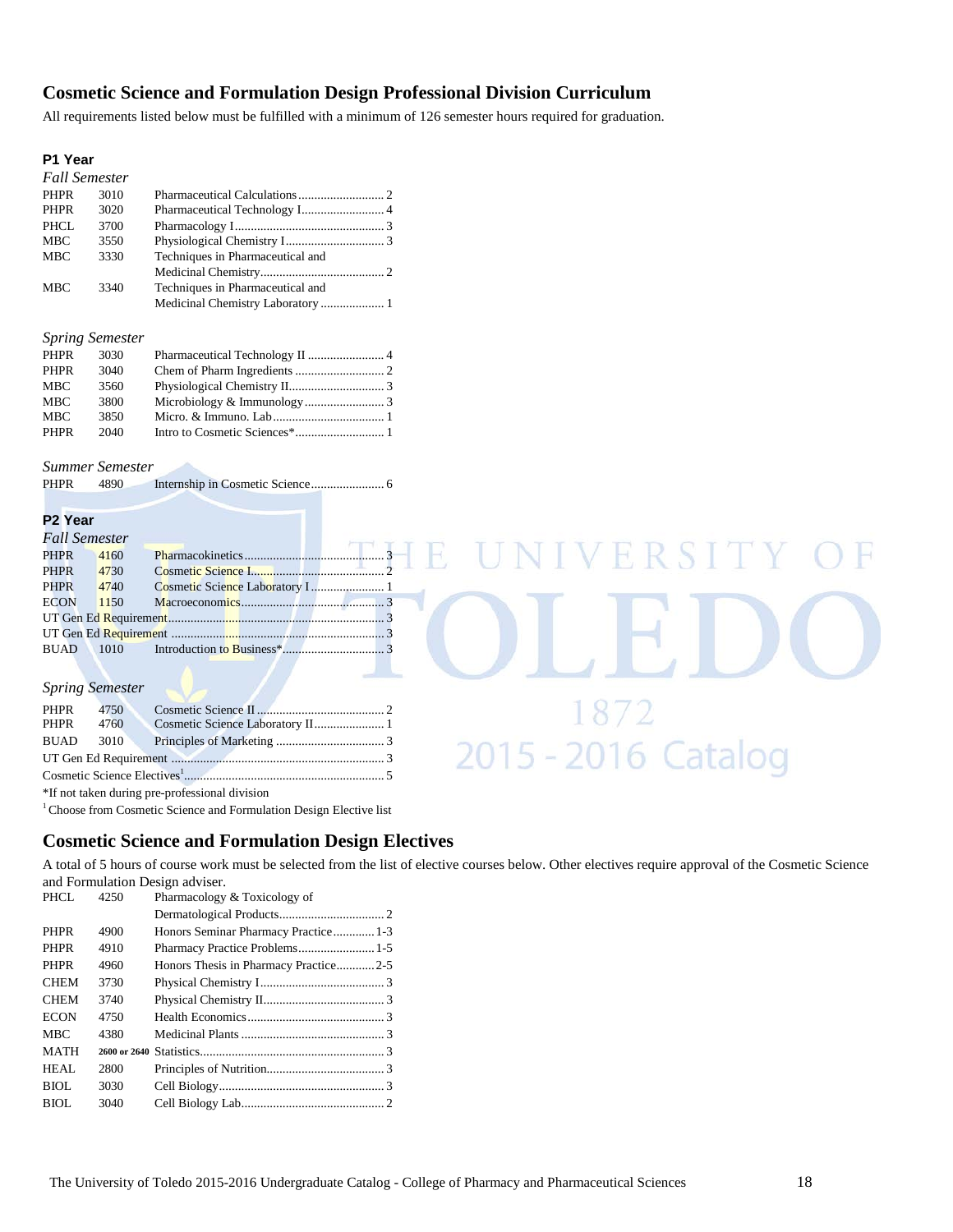## Cosmetic Science and Formulation Design Professional Division Curriculum

All requirements listed below must be fulfilled with a minimum of 126 semester hours required for graduation.

### P1 Year

*Fall Semester*

| | | | |
|---|---|---|---|
| PHPR | 3010 | Pharmaceutical Calculations | 2 |
| PHPR | 3020 | Pharmaceutical Technology I | 4 |
| PHCL | 3700 | Pharmacology I | 3 |
| MBC | 3550 | Physiological Chemistry I | 3 |
| MBC | 3330 | Techniques in Pharmaceutical and Medicinal Chemistry | 2 |
| MBC | 3340 | Techniques in Pharmaceutical and Medicinal Chemistry Laboratory | 1 |

*Spring Semester*

| | | | |
|---|---|---|---|
| PHPR | 3030 | Pharmaceutical Technology II | 4 |
| PHPR | 3040 | Chem of Pharm Ingredients | 2 |
| MBC | 3560 | Physiological Chemistry II | 3 |
| MBC | 3800 | Microbiology & Immunology | 3 |
| MBC | 3850 | Micro. & Immuno. Lab | 1 |
| PHPR | 2040 | Intro to Cosmetic Sciences* | 1 |

*Summer Semester*

| | | | |
|---|---|---|---|
| PHPR | 4890 | Internship in Cosmetic Science | 6 |

### P2 Year

*Fall Semester*

| | | | |
|---|---|---|---|
| PHPR | 4160 | Pharmacokinetics | 3 |
| PHPR | 4730 | Cosmetic Science I | 2 |
| PHPR | 4740 | Cosmetic Science Laboratory I | 1 |
| ECON | 1150 | Macroeconomics | 3 |
| UT Gen Ed Requirement | | | 3 |
| UT Gen Ed Requirement | | | 3 |
| BUAD | 1010 | Introduction to Business* | 3 |

*Spring Semester*

| | | | |
|---|---|---|---|
| PHPR | 4750 | Cosmetic Science II | 2 |
| PHPR | 4760 | Cosmetic Science Laboratory II | 1 |
| BUAD | 3010 | Principles of Marketing | 3 |
| UT Gen Ed Requirement | | | 3 |
| Cosmetic Science Electives[1] | | | 5 |

*If not taken during pre-professional division

[1] Choose from Cosmetic Science and Formulation Design Elective list

## Cosmetic Science and Formulation Design Electives

A total of 5 hours of course work must be selected from the list of elective courses below. Other electives require approval of the Cosmetic Science and Formulation Design adviser.

| | | | |
|---|---|---|---|
| PHCL | 4250 | Pharmacology & Toxicology of Dermatological Products | 2 |
| PHPR | 4900 | Honors Seminar Pharmacy Practice | 1-3 |
| PHPR | 4910 | Pharmacy Practice Problems | 1-5 |
| PHPR | 4960 | Honors Thesis in Pharmacy Practice | 2-5 |
| CHEM | 3730 | Physical Chemistry I | 3 |
| CHEM | 3740 | Physical Chemistry II | 3 |
| ECON | 4750 | Health Economics | 3 |
| MBC | 4380 | Medicinal Plants | 3 |
| MATH | 2600 or 2640 | Statistics | 3 |
| HEAL | 2800 | Principles of Nutrition | 3 |
| BIOL | 3030 | Cell Biology | 3 |
| BIOL | 3040 | Cell Biology Lab | 2 |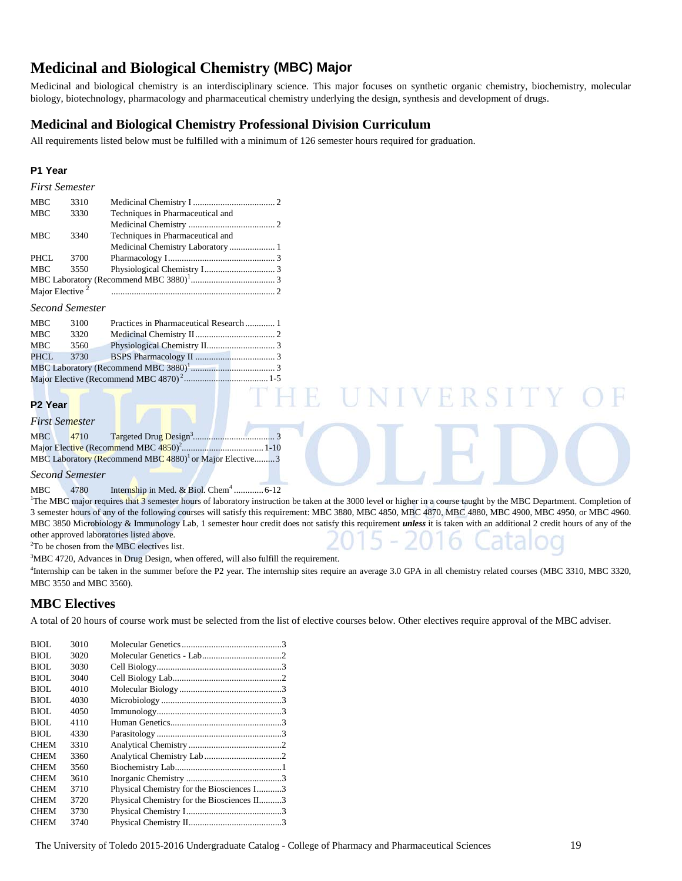# Medicinal and Biological Chemistry (MBC) Major

Medicinal and biological chemistry is an interdisciplinary science. This major focuses on synthetic organic chemistry, biochemistry, molecular biology, biotechnology, pharmacology and pharmaceutical chemistry underlying the design, synthesis and development of drugs.

## Medicinal and Biological Chemistry Professional Division Curriculum

All requirements listed below must be fulfilled with a minimum of 126 semester hours required for graduation.

### P1 Year

*First Semester*

| | | | |
|---|---|---|---|
| MBC | 3310 | Medicinal Chemistry I | 2 |
| MBC | 3330 | Techniques in Pharmaceutical and Medicinal Chemistry | 2 |
| MBC | 3340 | Techniques in Pharmaceutical and Medicinal Chemistry Laboratory | 1 |
| PHCL | 3700 | Pharmacology I | 3 |
| MBC | 3550 | Physiological Chemistry I | 3 |
| MBC Laboratory (Recommend MBC 3880)[1] | | | 3 |
| Major Elective [2] | | | 2 |

*Second Semester*

| | | | |
|---|---|---|---|
| MBC | 3100 | Practices in Pharmaceutical Research | 1 |
| MBC | 3320 | Medicinal Chemistry II | 2 |
| MBC | 3560 | Physiological Chemistry II | 3 |
| PHCL | 3730 | BSPS Pharmacology II | 3 |
| MBC Laboratory (Recommend MBC 3880)[1] | | | 3 |
| Major Elective (Recommend MBC 4870)[2] | | | 1-5 |

### P2 Year

*First Semester*

| | | | |
|---|---|---|---|
| MBC | 4710 | Targeted Drug Design[3] | 3 |
| Major Elective (Recommend MBC 4850)[2] | | | 1-10 |
| MBC Laboratory (Recommend MBC 4880)[1] or Major Elective | | | 3 |

*Second Semester*

| | | | |
|---|---|---|---|
| MBC | 4780 | Internship in Med. & Biol. Chem[4] | 6-12 |

[1]The MBC major requires that 3 semester hours of laboratory instruction be taken at the 3000 level or higher in a course taught by the MBC Department. Completion of 3 semester hours of any of the following courses will satisfy this requirement: MBC 3880, MBC 4850, MBC 4870, MBC 4880, MBC 4900, MBC 4950, or MBC 4960. MBC 3850 Microbiology & Immunology Lab, 1 semester hour credit does not satisfy this requirement ***unless*** it is taken with an additional 2 credit hours of any of the other approved laboratories listed above.

[2]To be chosen from the MBC electives list.

[3]MBC 4720, Advances in Drug Design, when offered, will also fulfill the requirement.

[4]Internship can be taken in the summer before the P2 year. The internship sites require an average 3.0 GPA in all chemistry related courses (MBC 3310, MBC 3320, MBC 3550 and MBC 3560).

## MBC Electives

A total of 20 hours of course work must be selected from the list of elective courses below. Other electives require approval of the MBC adviser.

| | | | |
|---|---|---|---|
| BIOL | 3010 | Molecular Genetics | 3 |
| BIOL | 3020 | Molecular Genetics - Lab | 2 |
| BIOL | 3030 | Cell Biology | 3 |
| BIOL | 3040 | Cell Biology Lab | 2 |
| BIOL | 4010 | Molecular Biology | 3 |
| BIOL | 4030 | Microbiology | 3 |
| BIOL | 4050 | Immunology | 3 |
| BIOL | 4110 | Human Genetics | 3 |
| BIOL | 4330 | Parasitology | 3 |
| CHEM | 3310 | Analytical Chemistry | 2 |
| CHEM | 3360 | Analytical Chemistry Lab | 2 |
| CHEM | 3560 | Biochemistry Lab | 1 |
| CHEM | 3610 | Inorganic Chemistry | 3 |
| CHEM | 3710 | Physical Chemistry for the Biosciences I | 3 |
| CHEM | 3720 | Physical Chemistry for the Biosciences II | 3 |
| CHEM | 3730 | Physical Chemistry I | 3 |
| CHEM | 3740 | Physical Chemistry II | 3 |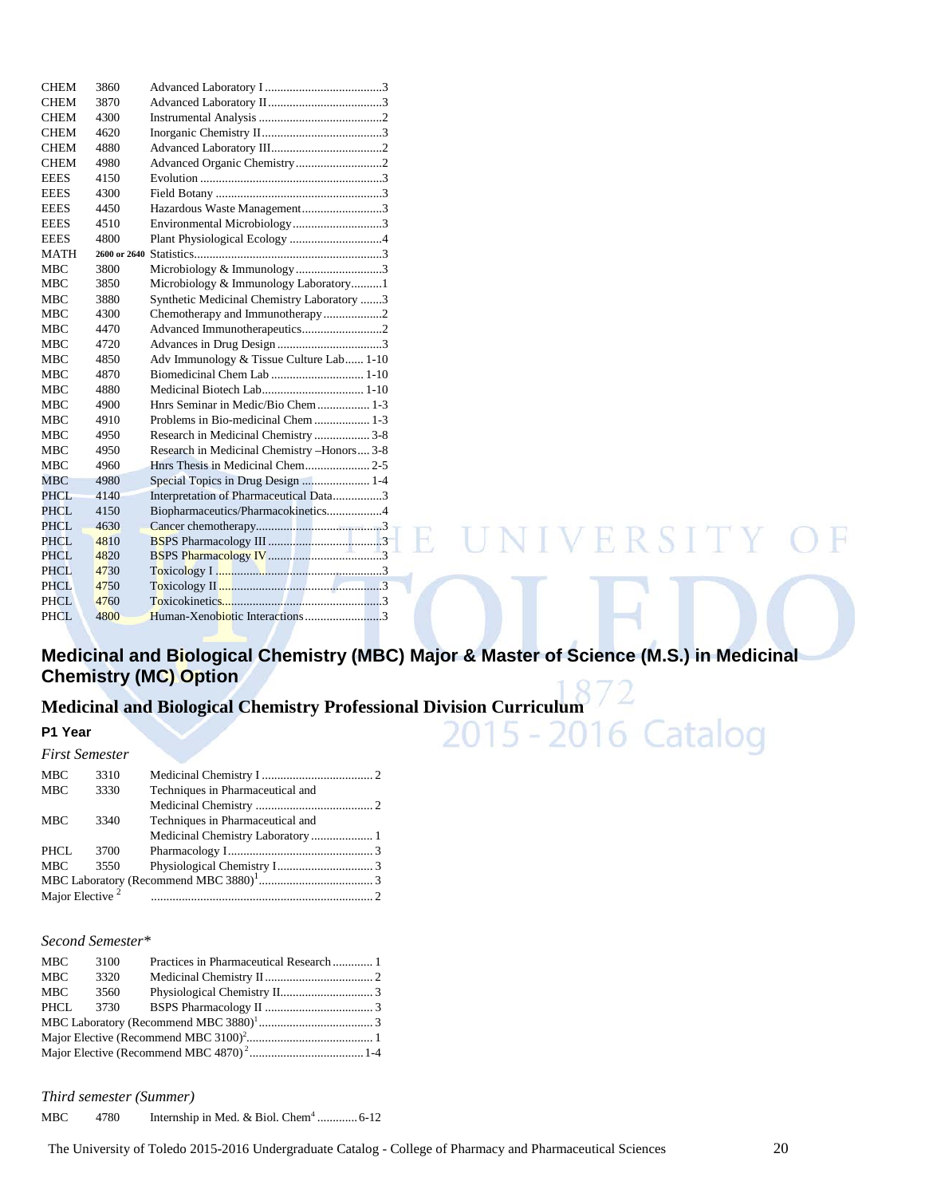| | | | |
|---|---|---|---|
| CHEM | 3860 | Advanced Laboratory I | 3 |
| CHEM | 3870 | Advanced Laboratory II | 3 |
| CHEM | 4300 | Instrumental Analysis | 2 |
| CHEM | 4620 | Inorganic Chemistry II | 3 |
| CHEM | 4880 | Advanced Laboratory III | 2 |
| CHEM | 4980 | Advanced Organic Chemistry | 2 |
| EEES | 4150 | Evolution | 3 |
| EEES | 4300 | Field Botany | 3 |
| EEES | 4450 | Hazardous Waste Management | 3 |
| EEES | 4510 | Environmental Microbiology | 3 |
| EEES | 4800 | Plant Physiological Ecology | 4 |
| MATH | 2600 or 2640 | Statistics | 3 |
| MBC | 3800 | Microbiology & Immunology | 3 |
| MBC | 3850 | Microbiology & Immunology Laboratory | 1 |
| MBC | 3880 | Synthetic Medicinal Chemistry Laboratory | 3 |
| MBC | 4300 | Chemotherapy and Immunotherapy | 2 |
| MBC | 4470 | Advanced Immunotherapeutics | 2 |
| MBC | 4720 | Advances in Drug Design | 3 |
| MBC | 4850 | Adv Immunology & Tissue Culture Lab | 1-10 |
| MBC | 4870 | Biomedicinal Chem Lab | 1-10 |
| MBC | 4880 | Medicinal Biotech Lab | 1-10 |
| MBC | 4900 | Hnrs Seminar in Medic/Bio Chem | 1-3 |
| MBC | 4910 | Problems in Bio-medicinal Chem | 1-3 |
| MBC | 4950 | Research in Medicinal Chemistry | 3-8 |
| MBC | 4950 | Research in Medicinal Chemistry –Honors | 3-8 |
| MBC | 4960 | Hnrs Thesis in Medicinal Chem | 2-5 |
| MBC | 4980 | Special Topics in Drug Design | 1-4 |
| PHCL | 4140 | Interpretation of Pharmaceutical Data | 3 |
| PHCL | 4150 | Biopharmaceutics/Pharmacokinetics | 4 |
| PHCL | 4630 | Cancer chemotherapy | 3 |
| PHCL | 4810 | BSPS Pharmacology III | 3 |
| PHCL | 4820 | BSPS Pharmacology IV | 3 |
| PHCL | 4730 | Toxicology I | 3 |
| PHCL | 4750 | Toxicology II | 3 |
| PHCL | 4760 | Toxicokinetics | 3 |
| PHCL | 4800 | Human-Xenobiotic Interactions | 3 |

## Medicinal and Biological Chemistry (MBC) Major & Master of Science (M.S.) in Medicinal Chemistry (MC) Option

## Medicinal and Biological Chemistry Professional Division Curriculum

### P1 Year

*First Semester*

| | | | |
|---|---|---|---|
| MBC | 3310 | Medicinal Chemistry I | 2 |
| MBC | 3330 | Techniques in Pharmaceutical and Medicinal Chemistry | 2 |
| MBC | 3340 | Techniques in Pharmaceutical and Medicinal Chemistry Laboratory | 1 |
| PHCL | 3700 | Pharmacology I | 3 |
| MBC | 3550 | Physiological Chemistry I | 3 |
| MBC Laboratory (Recommend MBC 3880)[1] | | | 3 |
| Major Elective [2] | | | 2 |

*Second Semester**

| | | | |
|---|---|---|---|
| MBC | 3100 | Practices in Pharmaceutical Research | 1 |
| MBC | 3320 | Medicinal Chemistry II | 2 |
| MBC | 3560 | Physiological Chemistry II | 3 |
| PHCL | 3730 | BSPS Pharmacology II | 3 |
| MBC Laboratory (Recommend MBC 3880)[1] | | | 3 |
| Major Elective (Recommend MBC 3100)[2] | | | 1 |
| Major Elective (Recommend MBC 4870)[2] | | | 1-4 |

*Third semester (Summer)*

| | | | |
|---|---|---|---|
| MBC | 4780 | Internship in Med. & Biol. Chem[4] | 6-12 |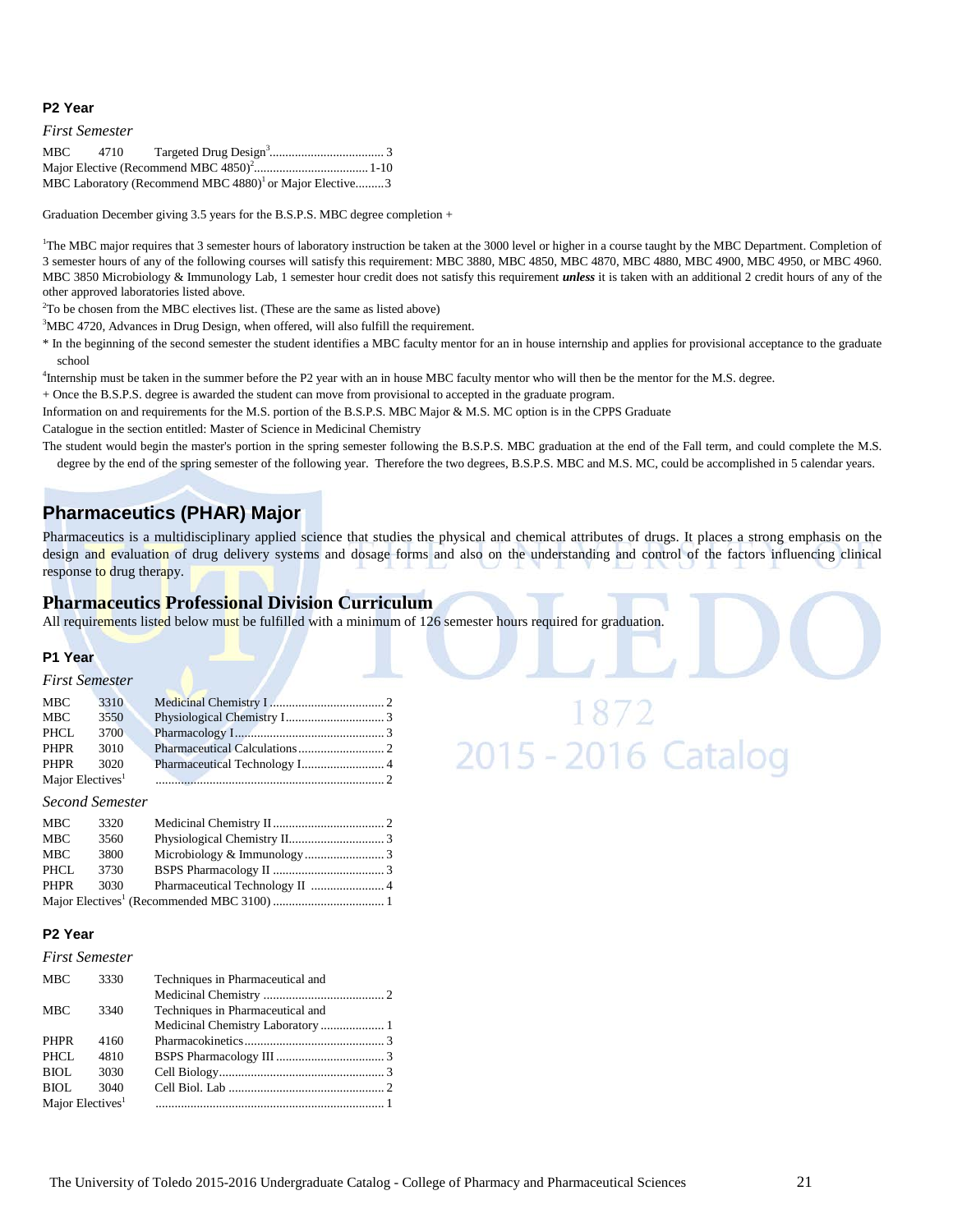#### P2 Year

*First Semester*

| | | | |
|---|---|---|---|
| MBC | 4710 | Targeted Drug Design[3] | 3 |
| Major Elective (Recommend MBC 4850)[2] | | | 1-10 |
| MBC Laboratory (Recommend MBC 4880)[1] or Major Elective | | | 3 |

Graduation December giving 3.5 years for the B.S.P.S. MBC degree completion +

[1]The MBC major requires that 3 semester hours of laboratory instruction be taken at the 3000 level or higher in a course taught by the MBC Department. Completion of 3 semester hours of any of the following courses will satisfy this requirement: MBC 3880, MBC 4850, MBC 4870, MBC 4880, MBC 4900, MBC 4950, or MBC 4960. MBC 3850 Microbiology & Immunology Lab, 1 semester hour credit does not satisfy this requirement ***unless*** it is taken with an additional 2 credit hours of any of the other approved laboratories listed above.

[2]To be chosen from the MBC electives list. (These are the same as listed above)

[3]MBC 4720, Advances in Drug Design, when offered, will also fulfill the requirement.

* In the beginning of the second semester the student identifies a MBC faculty mentor for an in house internship and applies for provisional acceptance to the graduate school

[4]Internship must be taken in the summer before the P2 year with an in house MBC faculty mentor who will then be the mentor for the M.S. degree.

+ Once the B.S.P.S. degree is awarded the student can move from provisional to accepted in the graduate program.

Information on and requirements for the M.S. portion of the B.S.P.S. MBC Major & M.S. MC option is in the CPPS Graduate Catalogue in the section entitled: Master of Science in Medicinal Chemistry

The student would begin the master's portion in the spring semester following the B.S.P.S. MBC graduation at the end of the Fall term, and could complete the M.S. degree by the end of the spring semester of the following year. Therefore the two degrees, B.S.P.S. MBC and M.S. MC, could be accomplished in 5 calendar years.

## Pharmaceutics (PHAR) Major

Pharmaceutics is a multidisciplinary applied science that studies the physical and chemical attributes of drugs. It places a strong emphasis on the design and evaluation of drug delivery systems and dosage forms and also on the understanding and control of the factors influencing clinical response to drug therapy.

### Pharmaceutics Professional Division Curriculum

All requirements listed below must be fulfilled with a minimum of 126 semester hours required for graduation.

#### P1 Year

*First Semester*

| | | | |
|---|---|---|---|
| MBC | 3310 | Medicinal Chemistry I | 2 |
| MBC | 3550 | Physiological Chemistry I | 3 |
| PHCL | 3700 | Pharmacology I | 3 |
| PHPR | 3010 | Pharmaceutical Calculations | 2 |
| PHPR | 3020 | Pharmaceutical Technology I | 4 |
| Major Electives[1] | | | 2 |

*Second Semester*

| | | | |
|---|---|---|---|
| MBC | 3320 | Medicinal Chemistry II | 2 |
| MBC | 3560 | Physiological Chemistry II | 3 |
| MBC | 3800 | Microbiology & Immunology | 3 |
| PHCL | 3730 | BSPS Pharmacology II | 3 |
| PHPR | 3030 | Pharmaceutical Technology II | 4 |
| Major Electives[1] (Recommended MBC 3100) | | | 1 |

#### P2 Year

*First Semester*

| | | | |
|---|---|---|---|
| MBC | 3330 | Techniques in Pharmaceutical and Medicinal Chemistry | 2 |
| MBC | 3340 | Techniques in Pharmaceutical and Medicinal Chemistry Laboratory | 1 |
| PHPR | 4160 | Pharmacokinetics | 3 |
| PHCL | 4810 | BSPS Pharmacology III | 3 |
| BIOL | 3030 | Cell Biology | 3 |
| BIOL | 3040 | Cell Biol. Lab | 2 |
| Major Electives[1] | | | 1 |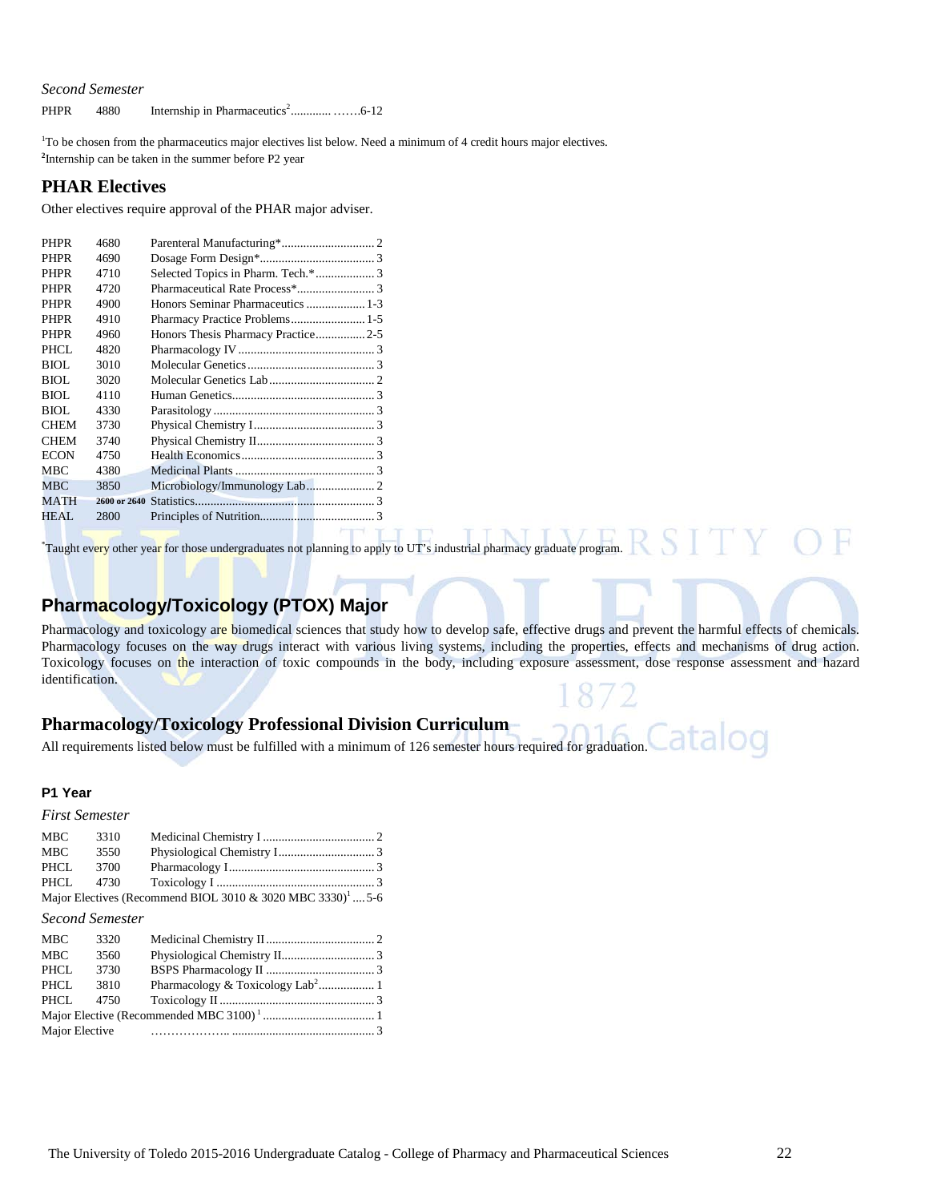*Second Semester*

| | | | |
|---|---|---|---|
| PHPR | 4880 | Internship in Pharmaceutics[2] | 6-12 |

[1]To be chosen from the pharmaceutics major electives list below. Need a minimum of 4 credit hours major electives.
[2]Internship can be taken in the summer before P2 year

## PHAR Electives

Other electives require approval of the PHAR major adviser.

| | | | |
|---|---|---|---|
| PHPR | 4680 | Parenteral Manufacturing* | 2 |
| PHPR | 4690 | Dosage Form Design* | 3 |
| PHPR | 4710 | Selected Topics in Pharm. Tech.* | 3 |
| PHPR | 4720 | Pharmaceutical Rate Process* | 3 |
| PHPR | 4900 | Honors Seminar Pharmaceutics | 1-3 |
| PHPR | 4910 | Pharmacy Practice Problems | 1-5 |
| PHPR | 4960 | Honors Thesis Pharmacy Practice | 2-5 |
| PHCL | 4820 | Pharmacology IV | 3 |
| BIOL | 3010 | Molecular Genetics | 3 |
| BIOL | 3020 | Molecular Genetics Lab | 2 |
| BIOL | 4110 | Human Genetics | 3 |
| BIOL | 4330 | Parasitology | 3 |
| CHEM | 3730 | Physical Chemistry I | 3 |
| CHEM | 3740 | Physical Chemistry II | 3 |
| ECON | 4750 | Health Economics | 3 |
| MBC | 4380 | Medicinal Plants | 3 |
| MBC | 3850 | Microbiology/Immunology Lab | 2 |
| MATH | 2600 or 2640 | Statistics | 3 |
| HEAL | 2800 | Principles of Nutrition | 3 |

*Taught every other year for those undergraduates not planning to apply to UT's industrial pharmacy graduate program.

## Pharmacology/Toxicology (PTOX) Major

Pharmacology and toxicology are biomedical sciences that study how to develop safe, effective drugs and prevent the harmful effects of chemicals. Pharmacology focuses on the way drugs interact with various living systems, including the properties, effects and mechanisms of drug action. Toxicology focuses on the interaction of toxic compounds in the body, including exposure assessment, dose response assessment and hazard identification.

## Pharmacology/Toxicology Professional Division Curriculum

All requirements listed below must be fulfilled with a minimum of 126 semester hours required for graduation.

### P1 Year

*First Semester*

| | | | |
|---|---|---|---|
| MBC | 3310 | Medicinal Chemistry I | 2 |
| MBC | 3550 | Physiological Chemistry I | 3 |
| PHCL | 3700 | Pharmacology I | 3 |
| PHCL | 4730 | Toxicology I | 3 |
| Major Electives (Recommend BIOL 3010 & 3020 MBC 3330)[1] | | | 5-6 |

*Second Semester*

| | | | |
|---|---|---|---|
| MBC | 3320 | Medicinal Chemistry II | 2 |
| MBC | 3560 | Physiological Chemistry II | 3 |
| PHCL | 3730 | BSPS Pharmacology II | 3 |
| PHCL | 3810 | Pharmacology & Toxicology Lab[2] | 1 |
| PHCL | 4750 | Toxicology II | 3 |
| Major Elective (Recommended MBC 3100)[1] | | | 1 |
| Major Elective | | | 3 |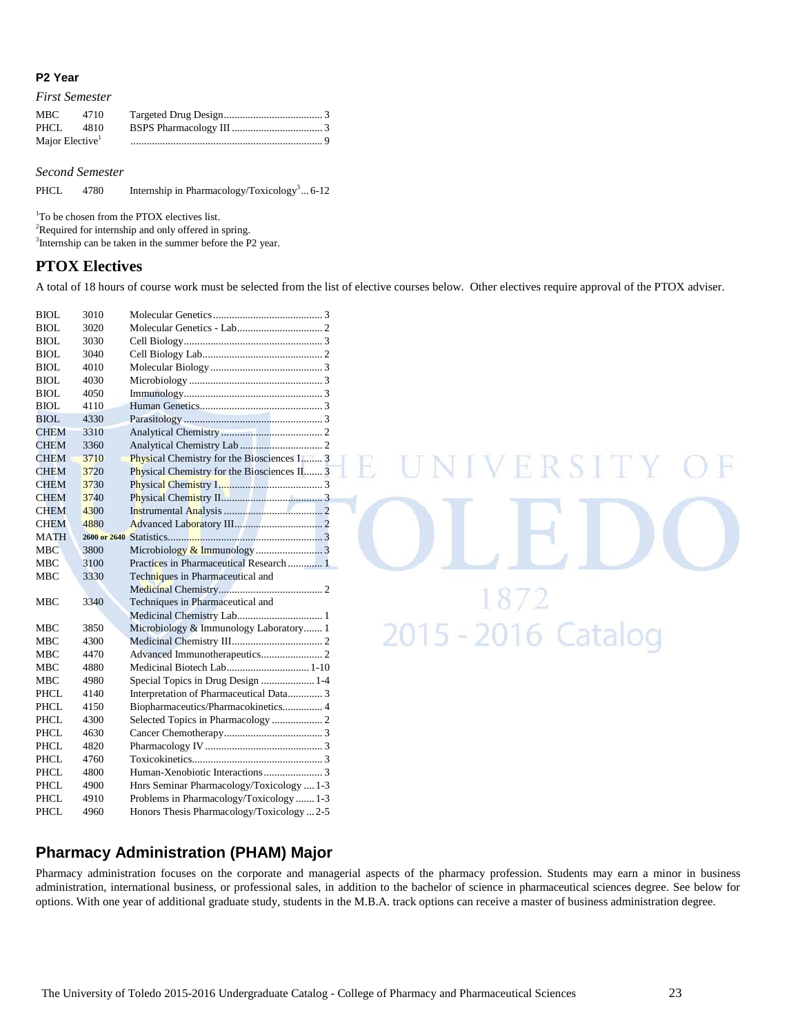### P2 Year

*First Semester*

| | | | |
|---|---|---|---|
| MBC | 4710 | Targeted Drug Design | 3 |
| PHCL | 4810 | BSPS Pharmacology III | 3 |
| Major Elective[1] | | | 9 |

*Second Semester*

| | | | |
|---|---|---|---|
| PHCL | 4780 | Internship in Pharmacology/Toxicology[3] | 6-12 |

[1]To be chosen from the PTOX electives list.
[2]Required for internship and only offered in spring.
[3]Internship can be taken in the summer before the P2 year.

## PTOX Electives

A total of 18 hours of course work must be selected from the list of elective courses below. Other electives require approval of the PTOX adviser.

| | | | |
|---|---|---|---|
| BIOL | 3010 | Molecular Genetics | 3 |
| BIOL | 3020 | Molecular Genetics - Lab | 2 |
| BIOL | 3030 | Cell Biology | 3 |
| BIOL | 3040 | Cell Biology Lab | 2 |
| BIOL | 4010 | Molecular Biology | 3 |
| BIOL | 4030 | Microbiology | 3 |
| BIOL | 4050 | Immunology | 3 |
| BIOL | 4110 | Human Genetics | 3 |
| BIOL | 4330 | Parasitology | 3 |
| CHEM | 3310 | Analytical Chemistry | 2 |
| CHEM | 3360 | Analytical Chemistry Lab | 2 |
| CHEM | 3710 | Physical Chemistry for the Biosciences I | 3 |
| CHEM | 3720 | Physical Chemistry for the Biosciences II | 3 |
| CHEM | 3730 | Physical Chemistry I | 3 |
| CHEM | 3740 | Physical Chemistry II | 3 |
| CHEM | 4300 | Instrumental Analysis | 2 |
| CHEM | 4880 | Advanced Laboratory III | 2 |
| MATH | 2600 or 2640 | Statistics | 3 |
| MBC | 3800 | Microbiology & Immunology | 3 |
| MBC | 3100 | Practices in Pharmaceutical Research | 1 |
| MBC | 3330 | Techniques in Pharmaceutical and Medicinal Chemistry | 2 |
| MBC | 3340 | Techniques in Pharmaceutical and Medicinal Chemistry Lab | 1 |
| MBC | 3850 | Microbiology & Immunology Laboratory | 1 |
| MBC | 4300 | Medicinal Chemistry III | 2 |
| MBC | 4470 | Advanced Immunotherapeutics | 2 |
| MBC | 4880 | Medicinal Biotech Lab | 1-10 |
| MBC | 4980 | Special Topics in Drug Design | 1-4 |
| PHCL | 4140 | Interpretation of Pharmaceutical Data | 3 |
| PHCL | 4150 | Biopharmaceutics/Pharmacokinetics | 4 |
| PHCL | 4300 | Selected Topics in Pharmacology | 2 |
| PHCL | 4630 | Cancer Chemotherapy | 3 |
| PHCL | 4820 | Pharmacology IV | 3 |
| PHCL | 4760 | Toxicokinetics | 3 |
| PHCL | 4800 | Human-Xenobiotic Interactions | 3 |
| PHCL | 4900 | Hnrs Seminar Pharmacology/Toxicology | 1-3 |
| PHCL | 4910 | Problems in Pharmacology/Toxicology | 1-3 |
| PHCL | 4960 | Honors Thesis Pharmacology/Toxicology | 2-5 |

## Pharmacy Administration (PHAM) Major

Pharmacy administration focuses on the corporate and managerial aspects of the pharmacy profession. Students may earn a minor in business administration, international business, or professional sales, in addition to the bachelor of science in pharmaceutical sciences degree. See below for options. With one year of additional graduate study, students in the M.B.A. track options can receive a master of business administration degree.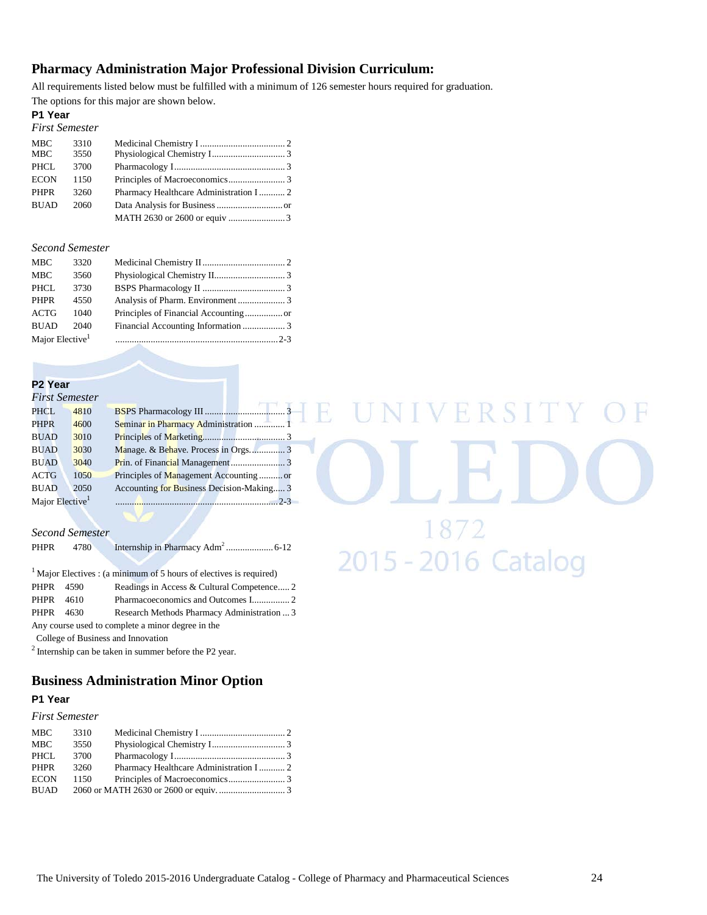## Pharmacy Administration Major Professional Division Curriculum:

All requirements listed below must be fulfilled with a minimum of 126 semester hours required for graduation.

The options for this major are shown below.

### P1 Year

*First Semester*

| | | | |
|---|---|---|---|
| MBC | 3310 | Medicinal Chemistry I | 2 |
| MBC | 3550 | Physiological Chemistry I | 3 |
| PHCL | 3700 | Pharmacology I | 3 |
| ECON | 1150 | Principles of Macroeconomics | 3 |
| PHPR | 3260 | Pharmacy Healthcare Administration I | 2 |
| BUAD | 2060 | Data Analysis for Business | or |
| | | MATH 2630 or 2600 or equiv | 3 |

*Second Semester*

| | | | |
|---|---|---|---|
| MBC | 3320 | Medicinal Chemistry II | 2 |
| MBC | 3560 | Physiological Chemistry II | 3 |
| PHCL | 3730 | BSPS Pharmacology II | 3 |
| PHPR | 4550 | Analysis of Pharm. Environment | 3 |
| ACTG | 1040 | Principles of Financial Accounting | or |
| BUAD | 2040 | Financial Accounting Information | 3 |
| Major Elective[1] | | | 2-3 |

### P2 Year

*First Semester*

| | | | |
|---|---|---|---|
| PHCL | 4810 | BSPS Pharmacology III | 3 |
| PHPR | 4600 | Seminar in Pharmacy Administration | 1 |
| BUAD | 3010 | Principles of Marketing | 3 |
| BUAD | 3030 | Manage. & Behave. Process in Orgs. | 3 |
| BUAD | 3040 | Prin. of Financial Management | 3 |
| ACTG | 1050 | Principles of Management Accounting | or |
| BUAD | 2050 | Accounting for Business Decision-Making | 3 |
| Major Elective[1] | | | 2-3 |

*Second Semester*

| | | | |
|---|---|---|---|
| PHPR | 4780 | Internship in Pharmacy Adm[2] | 6-12 |

[1] Major Electives : (a minimum of 5 hours of electives is required)

| | | | |
|---|---|---|---|
| PHPR | 4590 | Readings in Access & Cultural Competence | 2 |
| PHPR | 4610 | Pharmacoeconomics and Outcomes I | 2 |
| PHPR | 4630 | Research Methods Pharmacy Administration | 3 |

Any course used to complete a minor degree in the College of Business and Innovation

[2] Internship can be taken in summer before the P2 year.

## Business Administration Minor Option

### P1 Year

*First Semester*

| | | | |
|---|---|---|---|
| MBC | 3310 | Medicinal Chemistry I | 2 |
| MBC | 3550 | Physiological Chemistry I | 3 |
| PHCL | 3700 | Pharmacology I | 3 |
| PHPR | 3260 | Pharmacy Healthcare Administration I | 2 |
| ECON | 1150 | Principles of Macroeconomics | 3 |
| BUAD | | 2060 or MATH 2630 or 2600 or equiv. | 3 |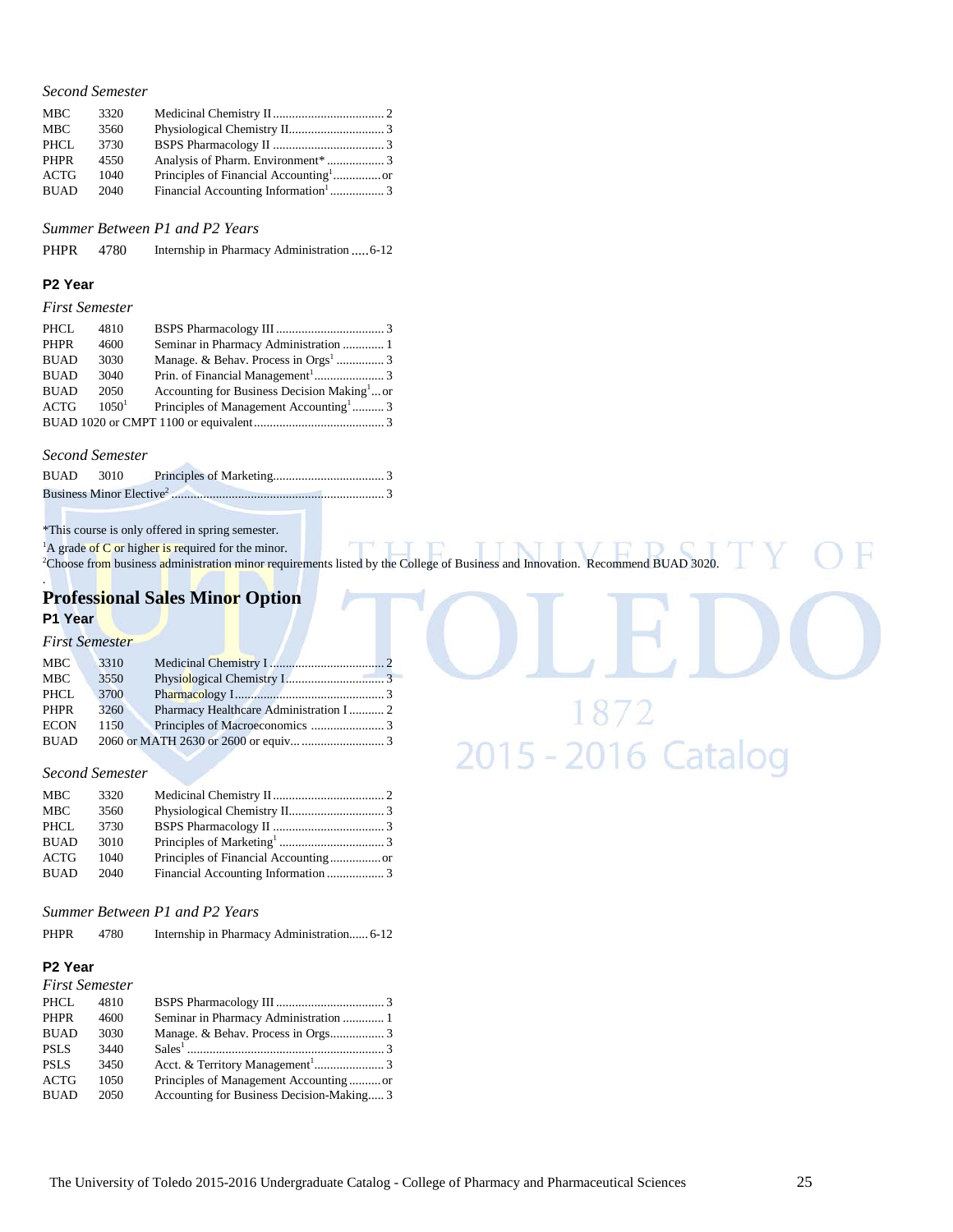*Second Semester*

| | | | |
|---|---|---|---|
| MBC | 3320 | Medicinal Chemistry II | 2 |
| MBC | 3560 | Physiological Chemistry II | 3 |
| PHCL | 3730 | BSPS Pharmacology II | 3 |
| PHPR | 4550 | Analysis of Pharm. Environment* | 3 |
| ACTG | 1040 | Principles of Financial Accounting[1] | or |
| BUAD | 2040 | Financial Accounting Information[1] | 3 |

*Summer Between P1 and P2 Years*

| | | | |
|---|---|---|---|
| PHPR | 4780 | Internship in Pharmacy Administration | 6-12 |

### P2 Year

*First Semester*

| | | | |
|---|---|---|---|
| PHCL | 4810 | BSPS Pharmacology III | 3 |
| PHPR | 4600 | Seminar in Pharmacy Administration | 1 |
| BUAD | 3030 | Manage. & Behav. Process in Orgs[1] | 3 |
| BUAD | 3040 | Prin. of Financial Management[1] | 3 |
| BUAD | 2050 | Accounting for Business Decision Making[1] | or |
| ACTG | 1050[1] | Principles of Management Accounting[1] | 3 |
| BUAD 1020 or CMPT 1100 or equivalent | | | 3 |

*Second Semester*

| | | | |
|---|---|---|---|
| BUAD | 3010 | Principles of Marketing | 3 |
| Business Minor Elective[2] | | | 3 |

*This course is only offered in spring semester.

[1]A grade of C or higher is required for the minor.

[2]Choose from business administration minor requirements listed by the College of Business and Innovation. Recommend BUAD 3020.

## Professional Sales Minor Option

### P1 Year

*First Semester*

| | | | |
|---|---|---|---|
| MBC | 3310 | Medicinal Chemistry I | 2 |
| MBC | 3550 | Physiological Chemistry I | 3 |
| PHCL | 3700 | Pharmacology I | 3 |
| PHPR | 3260 | Pharmacy Healthcare Administration I | 2 |
| ECON | 1150 | Principles of Macroeconomics | 3 |
| BUAD | 2060 or MATH 2630 or 2600 or equiv. | | 3 |

*Second Semester*

| | | | |
|---|---|---|---|
| MBC | 3320 | Medicinal Chemistry II | 2 |
| MBC | 3560 | Physiological Chemistry II | 3 |
| PHCL | 3730 | BSPS Pharmacology II | 3 |
| BUAD | 3010 | Principles of Marketing[1] | 3 |
| ACTG | 1040 | Principles of Financial Accounting | or |
| BUAD | 2040 | Financial Accounting Information | 3 |

*Summer Between P1 and P2 Years*

| | | | |
|---|---|---|---|
| PHPR | 4780 | Internship in Pharmacy Administration | 6-12 |

### P2 Year

*First Semester*

| | | | |
|---|---|---|---|
| PHCL | 4810 | BSPS Pharmacology III | 3 |
| PHPR | 4600 | Seminar in Pharmacy Administration | 1 |
| BUAD | 3030 | Manage. & Behav. Process in Orgs | 3 |
| PSLS | 3440 | Sales[1] | 3 |
| PSLS | 3450 | Acct. & Territory Management[1] | 3 |
| ACTG | 1050 | Principles of Management Accounting | or |
| BUAD | 2050 | Accounting for Business Decision-Making | 3 |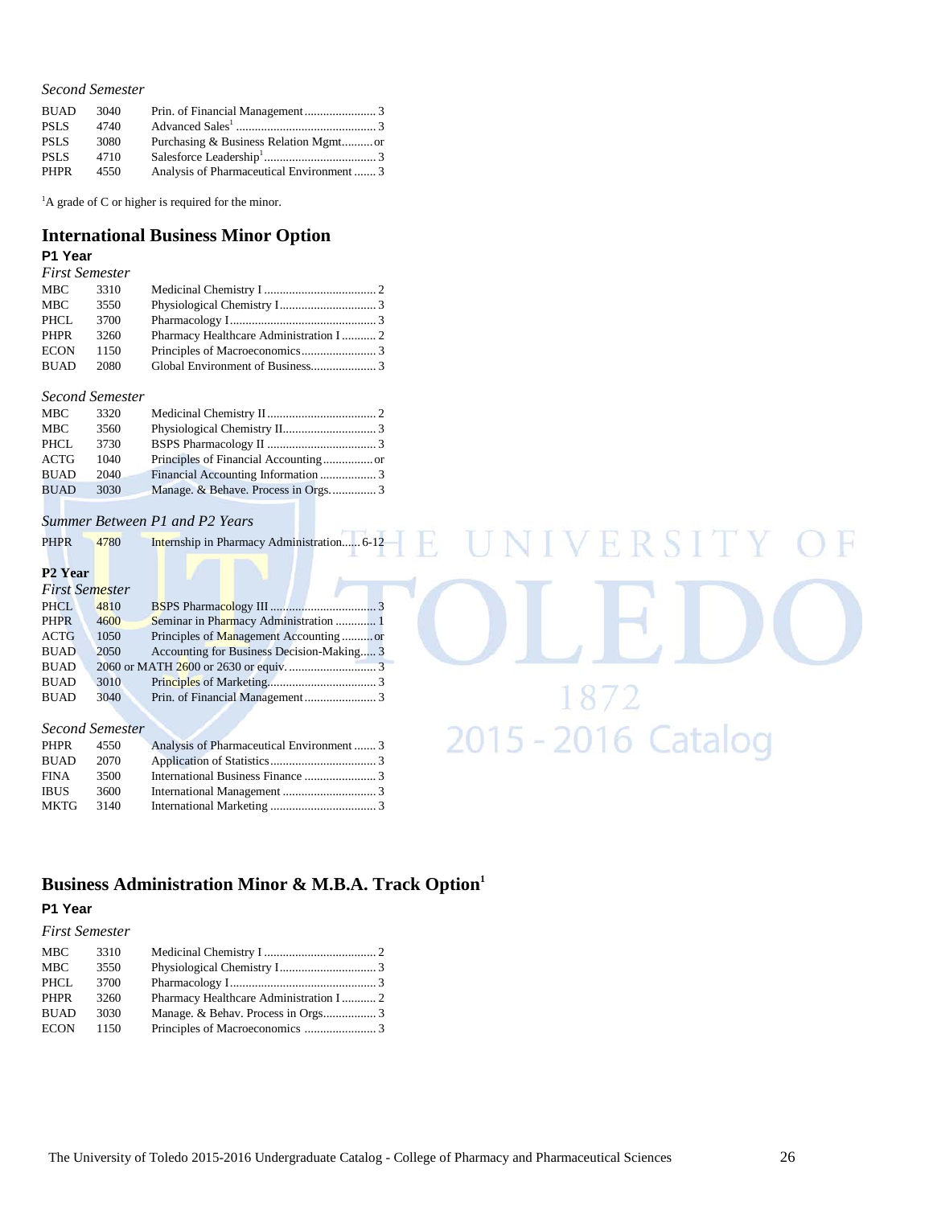*Second Semester*

| | | |
|---|---|---|
| BUAD | 3040 | Prin. of Financial Management ....................... 3 |
| PSLS | 4740 | Advanced Sales[1] ............................................ 3 |
| PSLS | 3080 | Purchasing & Business Relation Mgmt.......... or |
| PSLS | 4710 | Salesforce Leadership[1] .................................... 3 |
| PHPR | 4550 | Analysis of Pharmaceutical Environment ....... 3 |

[1]A grade of C or higher is required for the minor.

## International Business Minor Option

### P1 Year

*First Semester*

| | | |
|---|---|---|
| MBC | 3310 | Medicinal Chemistry I .................................... 2 |
| MBC | 3550 | Physiological Chemistry I ............................... 3 |
| PHCL | 3700 | Pharmacology I ............................................... 3 |
| PHPR | 3260 | Pharmacy Healthcare Administration I ........... 2 |
| ECON | 1150 | Principles of Macroeconomics ........................ 3 |
| BUAD | 2080 | Global Environment of Business..................... 3 |

*Second Semester*

| | | |
|---|---|---|
| MBC | 3320 | Medicinal Chemistry II ................................... 2 |
| MBC | 3560 | Physiological Chemistry II.............................. 3 |
| PHCL | 3730 | BSPS Pharmacology II ................................... 3 |
| ACTG | 1040 | Principles of Financial Accounting ................ or |
| BUAD | 2040 | Financial Accounting Information .................. 3 |
| BUAD | 3030 | Manage. & Behave. Process in Orgs. .............. 3 |

*Summer Between P1 and P2 Years*

| | | |
|---|---|---|
| PHPR | 4780 | Internship in Pharmacy Administration...... 6-12 |

### P2 Year

*First Semester*

| | | |
|---|---|---|
| PHCL | 4810 | BSPS Pharmacology III .................................. 3 |
| PHPR | 4600 | Seminar in Pharmacy Administration ............. 1 |
| ACTG | 1050 | Principles of Management Accounting .......... or |
| BUAD | 2050 | Accounting for Business Decision-Making..... 3 |
| BUAD | | 2060 or MATH 2600 or 2630 or equiv. ............................ 3 |
| BUAD | 3010 | Principles of Marketing.................................. 3 |
| BUAD | 3040 | Prin. of Financial Management ....................... 3 |

*Second Semester*

| | | |
|---|---|---|
| PHPR | 4550 | Analysis of Pharmaceutical Environment ....... 3 |
| BUAD | 2070 | Application of Statistics .................................. 3 |
| FINA | 3500 | International Business Finance ....................... 3 |
| IBUS | 3600 | International Management .............................. 3 |
| MKTG | 3140 | International Marketing .................................. 3 |

## Business Administration Minor & M.B.A. Track Option[1]

### P1 Year

*First Semester*

| | | |
|---|---|---|
| MBC | 3310 | Medicinal Chemistry I .................................... 2 |
| MBC | 3550 | Physiological Chemistry I ............................... 3 |
| PHCL | 3700 | Pharmacology I ............................................... 3 |
| PHPR | 3260 | Pharmacy Healthcare Administration I ........... 2 |
| BUAD | 3030 | Manage. & Behav. Process in Orgs................. 3 |
| ECON | 1150 | Principles of Macroeconomics ....................... 3 |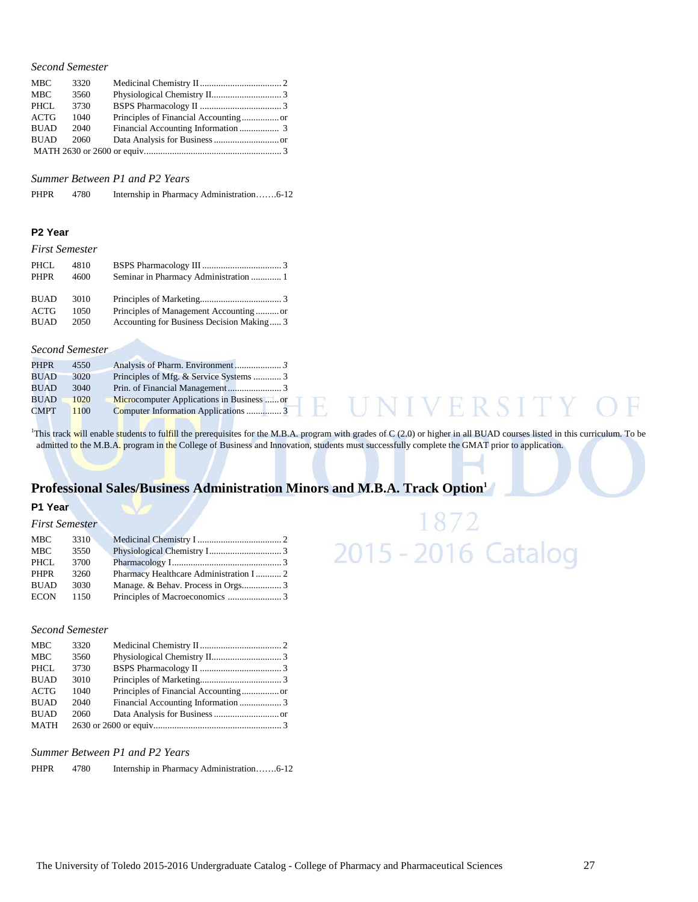*Second Semester*

| | | |
|---|---|---|
| MBC | 3320 | Medicinal Chemistry II .................................. 2 |
| MBC | 3560 | Physiological Chemistry II.............................. 3 |
| PHCL | 3730 | BSPS Pharmacology II .................................. 3 |
| ACTG | 1040 | Principles of Financial Accounting................ or |
| BUAD | 2040 | Financial Accounting Information ................. 3 |
| BUAD | 2060 | Data Analysis for Business ............................ or |
| MATH 2630 or 2600 or equiv. | | ........................................................... 3 |

*Summer Between P1 and P2 Years*

| | | |
|---|---|---|
| PHPR | 4780 | Internship in Pharmacy Administration.......6-12 |

### P2 Year

*First Semester*

| | | |
|---|---|---|
| PHCL | 4810 | BSPS Pharmacology III .................................. 3 |
| PHPR | 4600 | Seminar in Pharmacy Administration ............. 1 |
| BUAD | 3010 | Principles of Marketing................................... 3 |
| ACTG | 1050 | Principles of Management Accounting .......... or |
| BUAD | 2050 | Accounting for Business Decision Making..... 3 |

*Second Semester*

| | | |
|---|---|---|
| PHPR | 4550 | Analysis of Pharm. Environment .................... 3 |
| BUAD | 3020 | Principles of Mfg. & Service Systems ............ 3 |
| BUAD | 3040 | Prin. of Financial Management....................... 3 |
| BUAD | 1020 | Microcomputer Applications in Business ...... or |
| CMPT | 1100 | Computer Information Applications ............... 3 |

[1]This track will enable students to fulfill the prerequisites for the M.B.A. program with grades of C (2.0) or higher in all BUAD courses listed in this curriculum. To be admitted to the M.B.A. program in the College of Business and Innovation, students must successfully complete the GMAT prior to application.

## Professional Sales/Business Administration Minors and M.B.A. Track Option[1]

### P1 Year

*First Semester*

| | | |
|---|---|---|
| MBC | 3310 | Medicinal Chemistry I .................................... 2 |
| MBC | 3550 | Physiological Chemistry I............................... 3 |
| PHCL | 3700 | Pharmacology I............................................... 3 |
| PHPR | 3260 | Pharmacy Healthcare Administration I ........... 2 |
| BUAD | 3030 | Manage. & Behav. Process in Orgs................. 3 |
| ECON | 1150 | Principles of Macroeconomics ....................... 3 |

*Second Semester*

| | | |
|---|---|---|
| MBC | 3320 | Medicinal Chemistry II .................................. 2 |
| MBC | 3560 | Physiological Chemistry II.............................. 3 |
| PHCL | 3730 | BSPS Pharmacology II .................................. 3 |
| BUAD | 3010 | Principles of Marketing................................... 3 |
| ACTG | 1040 | Principles of Financial Accounting................ or |
| BUAD | 2040 | Financial Accounting Information .................. 3 |
| BUAD | 2060 | Data Analysis for Business ............................ or |
| MATH | 2630 or 2600 or equiv. | ....................................................... 3 |

*Summer Between P1 and P2 Years*

| | | |
|---|---|---|
| PHPR | 4780 | Internship in Pharmacy Administration.......6-12 |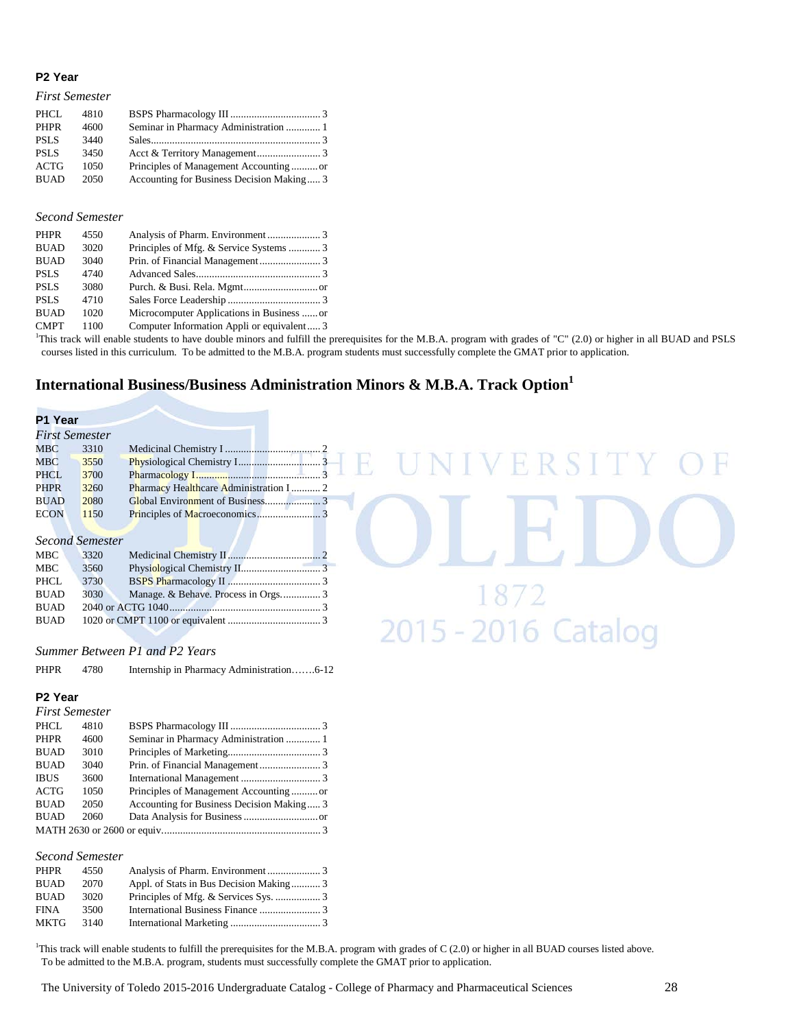#### P2 Year

*First Semester*

| | | | |
|---|---|---|---|
| PHCL | 4810 | BSPS Pharmacology III | 3 |
| PHPR | 4600 | Seminar in Pharmacy Administration | 1 |
| PSLS | 3440 | Sales | 3 |
| PSLS | 3450 | Acct & Territory Management | 3 |
| ACTG | 1050 | Principles of Management Accounting | or |
| BUAD | 2050 | Accounting for Business Decision Making | 3 |

*Second Semester*

| | | | |
|---|---|---|---|
| PHPR | 4550 | Analysis of Pharm. Environment | 3 |
| BUAD | 3020 | Principles of Mfg. & Service Systems | 3 |
| BUAD | 3040 | Prin. of Financial Management | 3 |
| PSLS | 4740 | Advanced Sales | 3 |
| PSLS | 3080 | Purch. & Busi. Rela. Mgmt | or |
| PSLS | 4710 | Sales Force Leadership | 3 |
| BUAD | 1020 | Microcomputer Applications in Business | or |
| CMPT | 1100 | Computer Information Appli or equivalent | 3 |

[1]This track will enable students to have double minors and fulfill the prerequisites for the M.B.A. program with grades of "C" (2.0) or higher in all BUAD and PSLS courses listed in this curriculum. To be admitted to the M.B.A. program students must successfully complete the GMAT prior to application.

## International Business/Business Administration Minors & M.B.A. Track Option[1]

#### P1 Year

*First Semester*

| | | | |
|---|---|---|---|
| MBC | 3310 | Medicinal Chemistry I | 2 |
| MBC | 3550 | Physiological Chemistry I | 3 |
| PHCL | 3700 | Pharmacology I | 3 |
| PHPR | 3260 | Pharmacy Healthcare Administration I | 2 |
| BUAD | 2080 | Global Environment of Business | 3 |
| ECON | 1150 | Principles of Macroeconomics | 3 |

*Second Semester*

| | | | |
|---|---|---|---|
| MBC | 3320 | Medicinal Chemistry II | 2 |
| MBC | 3560 | Physiological Chemistry II | 3 |
| PHCL | 3730 | BSPS Pharmacology II | 3 |
| BUAD | 3030 | Manage. & Behave. Process in Orgs. | 3 |
| BUAD | 2040 or ACTG 1040 | | 3 |
| BUAD | 1020 or CMPT 1100 or equivalent | | 3 |

*Summer Between P1 and P2 Years*

| | | | |
|---|---|---|---|
| PHPR | 4780 | Internship in Pharmacy Administration | 6-12 |

#### P2 Year

*First Semester*

| | | | |
|---|---|---|---|
| PHCL | 4810 | BSPS Pharmacology III | 3 |
| PHPR | 4600 | Seminar in Pharmacy Administration | 1 |
| BUAD | 3010 | Principles of Marketing | 3 |
| BUAD | 3040 | Prin. of Financial Management | 3 |
| IBUS | 3600 | International Management | 3 |
| ACTG | 1050 | Principles of Management Accounting | or |
| BUAD | 2050 | Accounting for Business Decision Making | 3 |
| BUAD | 2060 | Data Analysis for Business | or |
| MATH 2630 or 2600 or equiv. | | | 3 |

*Second Semester*

| | | | |
|---|---|---|---|
| PHPR | 4550 | Analysis of Pharm. Environment | 3 |
| BUAD | 2070 | Appl. of Stats in Bus Decision Making | 3 |
| BUAD | 3020 | Principles of Mfg. & Services Sys. | 3 |
| FINA | 3500 | International Business Finance | 3 |
| MKTG | 3140 | International Marketing | 3 |

[1]This track will enable students to fulfill the prerequisites for the M.B.A. program with grades of C (2.0) or higher in all BUAD courses listed above. To be admitted to the M.B.A. program, students must successfully complete the GMAT prior to application.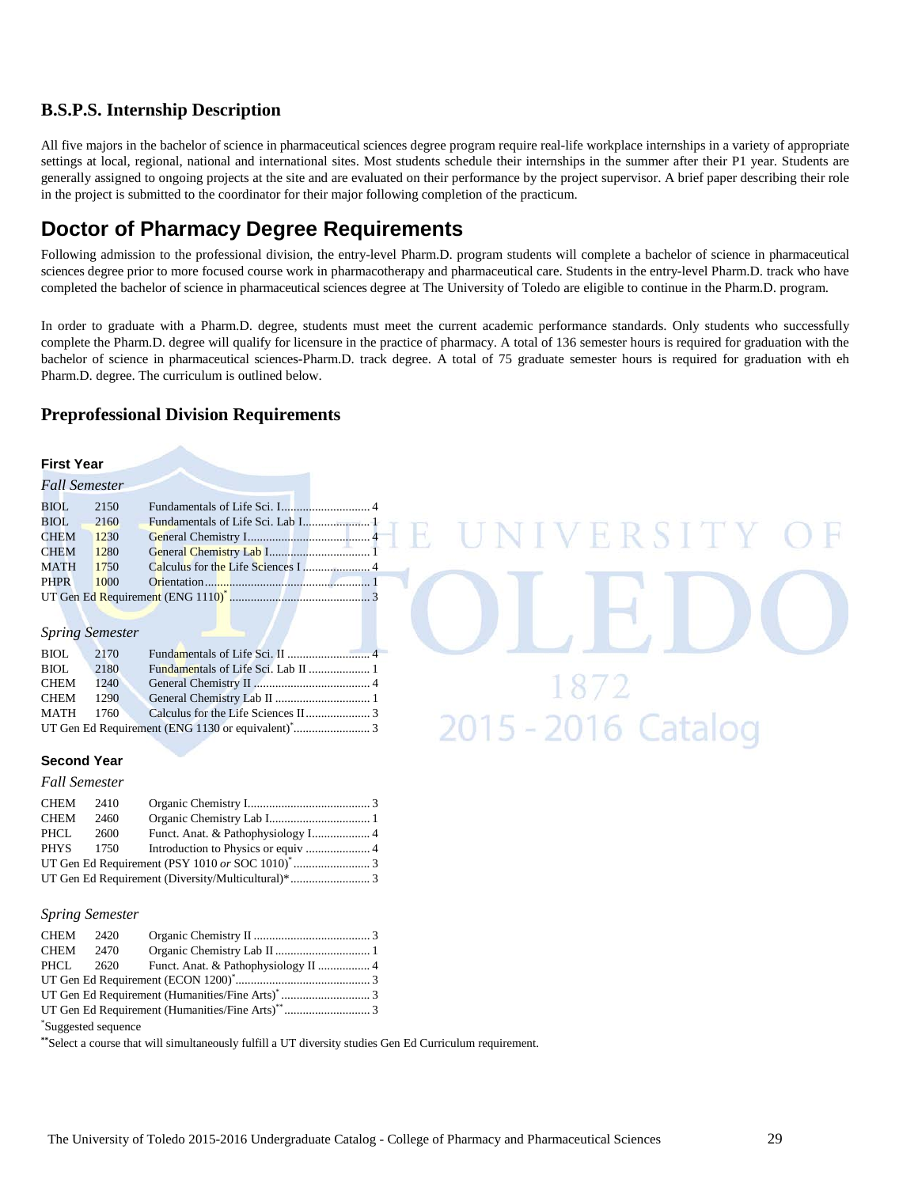## B.S.P.S. Internship Description

All five majors in the bachelor of science in pharmaceutical sciences degree program require real-life workplace internships in a variety of appropriate settings at local, regional, national and international sites. Most students schedule their internships in the summer after their P1 year. Students are generally assigned to ongoing projects at the site and are evaluated on their performance by the project supervisor. A brief paper describing their role in the project is submitted to the coordinator for their major following completion of the practicum.

# Doctor of Pharmacy Degree Requirements

Following admission to the professional division, the entry-level Pharm.D. program students will complete a bachelor of science in pharmaceutical sciences degree prior to more focused course work in pharmacotherapy and pharmaceutical care. Students in the entry-level Pharm.D. track who have completed the bachelor of science in pharmaceutical sciences degree at The University of Toledo are eligible to continue in the Pharm.D. program.

In order to graduate with a Pharm.D. degree, students must meet the current academic performance standards. Only students who successfully complete the Pharm.D. degree will qualify for licensure in the practice of pharmacy. A total of 136 semester hours is required for graduation with the bachelor of science in pharmaceutical sciences-Pharm.D. track degree. A total of 75 graduate semester hours is required for graduation with eh Pharm.D. degree. The curriculum is outlined below.

## Preprofessional Division Requirements

### First Year

*Fall Semester*

| | | | |
|---|---|---|---|
| BIOL | 2150 | Fundamentals of Life Sci. I | 4 |
| BIOL | 2160 | Fundamentals of Life Sci. Lab I | 1 |
| CHEM | 1230 | General Chemistry I | 4 |
| CHEM | 1280 | General Chemistry Lab I | 1 |
| MATH | 1750 | Calculus for the Life Sciences I | 4 |
| PHPR | 1000 | Orientation | 1 |
| UT Gen Ed Requirement (ENG 1110)* | | | 3 |

*Spring Semester*

| | | | |
|---|---|---|---|
| BIOL | 2170 | Fundamentals of Life Sci. II | 4 |
| BIOL | 2180 | Fundamentals of Life Sci. Lab II | 1 |
| CHEM | 1240 | General Chemistry II | 4 |
| CHEM | 1290 | General Chemistry Lab II | 1 |
| MATH | 1760 | Calculus for the Life Sciences II | 3 |
| UT Gen Ed Requirement (ENG 1130 or equivalent)* | | | 3 |

### Second Year

*Fall Semester*

| | | | |
|---|---|---|---|
| CHEM | 2410 | Organic Chemistry I | 3 |
| CHEM | 2460 | Organic Chemistry Lab I | 1 |
| PHCL | 2600 | Funct. Anat. & Pathophysiology I | 4 |
| PHYS | 1750 | Introduction to Physics or equiv | 4 |
| UT Gen Ed Requirement (PSY 1010 *or* SOC 1010)* | | | 3 |
| UT Gen Ed Requirement (Diversity/Multicultural)* | | | 3 |

*Spring Semester*

| | | | |
|---|---|---|---|
| CHEM | 2420 | Organic Chemistry II | 3 |
| CHEM | 2470 | Organic Chemistry Lab II | 1 |
| PHCL | 2620 | Funct. Anat. & Pathophysiology II | 4 |
| UT Gen Ed Requirement (ECON 1200)* | | | 3 |
| UT Gen Ed Requirement (Humanities/Fine Arts)* | | | 3 |
| UT Gen Ed Requirement (Humanities/Fine Arts)** | | | 3 |

*Suggested sequence

**Select a course that will simultaneously fulfill a UT diversity studies Gen Ed Curriculum requirement.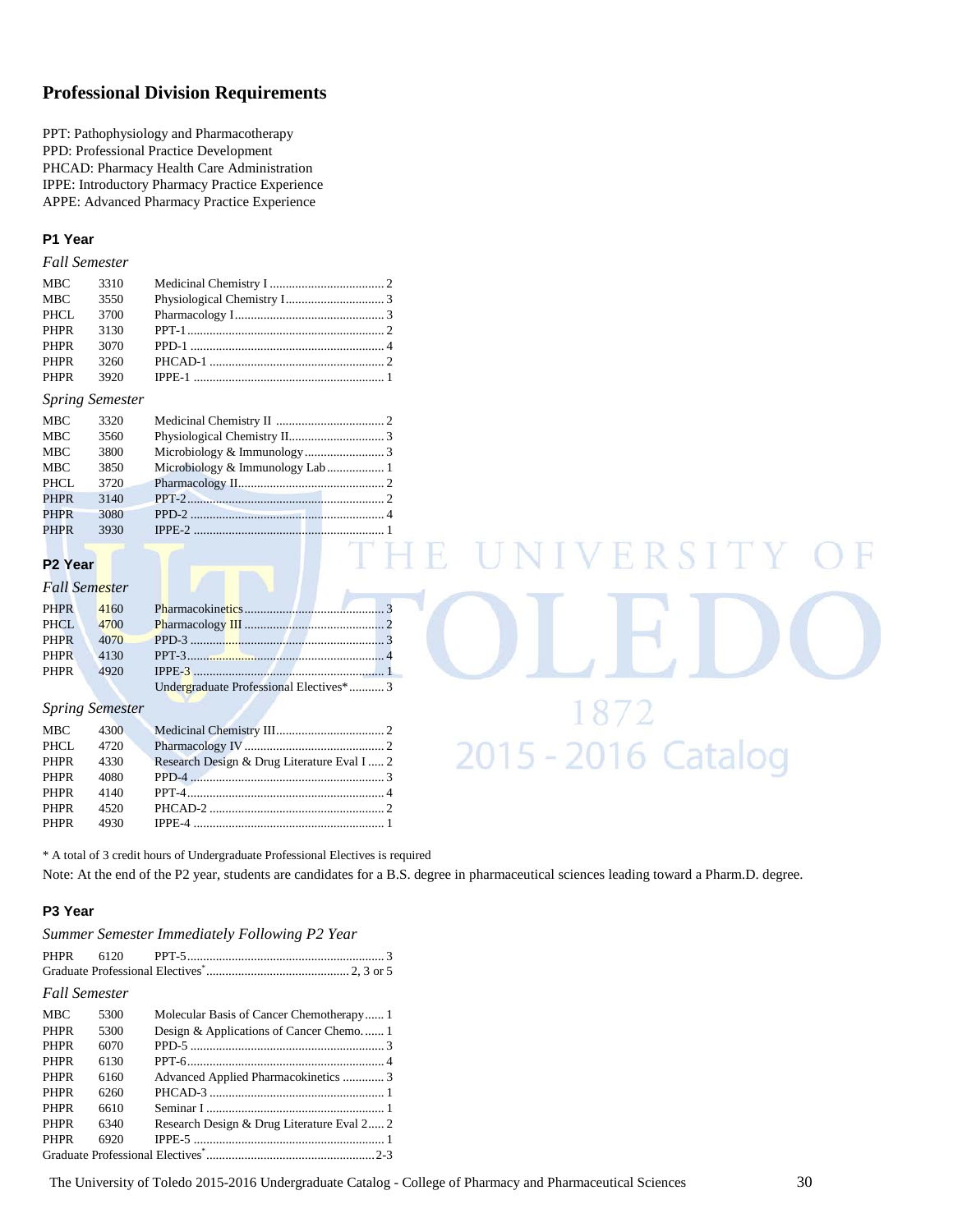## Professional Division Requirements

PPT: Pathophysiology and Pharmacotherapy
PPD: Professional Practice Development
PHCAD: Pharmacy Health Care Administration
IPPE: Introductory Pharmacy Practice Experience
APPE: Advanced Pharmacy Practice Experience

### P1 Year

*Fall Semester*

| | | | |
|---|---|---|---|
| MBC | 3310 | Medicinal Chemistry I | 2 |
| MBC | 3550 | Physiological Chemistry I | 3 |
| PHCL | 3700 | Pharmacology I | 3 |
| PHPR | 3130 | PPT-1 | 2 |
| PHPR | 3070 | PPD-1 | 4 |
| PHPR | 3260 | PHCAD-1 | 2 |
| PHPR | 3920 | IPPE-1 | 1 |

*Spring Semester*

| | | | |
|---|---|---|---|
| MBC | 3320 | Medicinal Chemistry II | 2 |
| MBC | 3560 | Physiological Chemistry II | 3 |
| MBC | 3800 | Microbiology & Immunology | 3 |
| MBC | 3850 | Microbiology & Immunology Lab | 1 |
| PHCL | 3720 | Pharmacology II | 2 |
| PHPR | 3140 | PPT-2 | 2 |
| PHPR | 3080 | PPD-2 | 4 |
| PHPR | 3930 | IPPE-2 | 1 |

### P2 Year

*Fall Semester*

| | | | |
|---|---|---|---|
| PHPR | 4160 | Pharmacokinetics | 3 |
| PHCL | 4700 | Pharmacology III | 2 |
| PHPR | 4070 | PPD-3 | 3 |
| PHPR | 4130 | PPT-3 | 4 |
| PHPR | 4920 | IPPE-3 | 1 |
| | | Undergraduate Professional Electives* | 3 |

*Spring Semester*

| | | | |
|---|---|---|---|
| MBC | 4300 | Medicinal Chemistry III | 2 |
| PHCL | 4720 | Pharmacology IV | 2 |
| PHPR | 4330 | Research Design & Drug Literature Eval I | 2 |
| PHPR | 4080 | PPD-4 | 3 |
| PHPR | 4140 | PPT-4 | 4 |
| PHPR | 4520 | PHCAD-2 | 2 |
| PHPR | 4930 | IPPE-4 | 1 |

* A total of 3 credit hours of Undergraduate Professional Electives is required

Note: At the end of the P2 year, students are candidates for a B.S. degree in pharmaceutical sciences leading toward a Pharm.D. degree.

### P3 Year

*Summer Semester Immediately Following P2 Year*

| | | | |
|---|---|---|---|
| PHPR | 6120 | PPT-5 | 3 |
| Graduate Professional Electives* | | | 2, 3 or 5 |

*Fall Semester*

| | | | |
|---|---|---|---|
| MBC | 5300 | Molecular Basis of Cancer Chemotherapy | 1 |
| PHPR | 5300 | Design & Applications of Cancer Chemo. | 1 |
| PHPR | 6070 | PPD-5 | 3 |
| PHPR | 6130 | PPT-6 | 4 |
| PHPR | 6160 | Advanced Applied Pharmacokinetics | 3 |
| PHPR | 6260 | PHCAD-3 | 1 |
| PHPR | 6610 | Seminar I | 1 |
| PHPR | 6340 | Research Design & Drug Literature Eval 2 | 2 |
| PHPR | 6920 | IPPE-5 | 1 |
| Graduate Professional Electives* | | | 2-3 |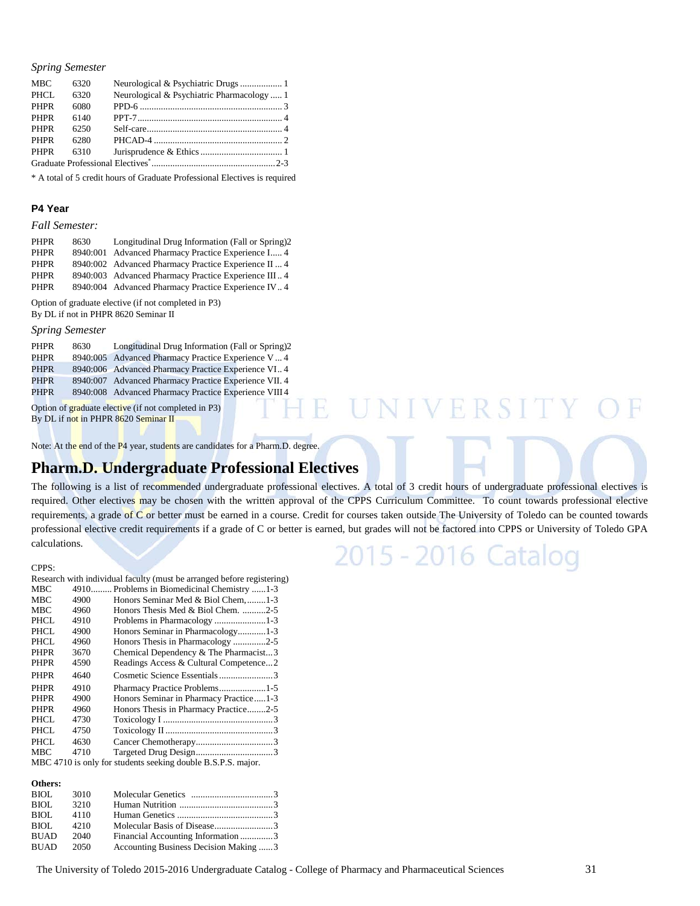*Spring Semester*

| | | | |
|---|---|---|---|
| MBC | 6320 | Neurological & Psychiatric Drugs | 1 |
| PHCL | 6320 | Neurological & Psychiatric Pharmacology | 1 |
| PHPR | 6080 | PPD-6 | 3 |
| PHPR | 6140 | PPT-7 | 4 |
| PHPR | 6250 | Self-care | 4 |
| PHPR | 6280 | PHCAD-4 | 2 |
| PHPR | 6310 | Jurisprudence & Ethics | 1 |
| Graduate Professional Electives* | | | 2-3 |

* A total of 5 credit hours of Graduate Professional Electives is required

**P4 Year**

*Fall Semester:*

| | | | |
|---|---|---|---|
| PHPR | 8630 | Longitudinal Drug Information (Fall or Spring) | 2 |
| PHPR | 8940:001 | Advanced Pharmacy Practice Experience I | 4 |
| PHPR | 8940:002 | Advanced Pharmacy Practice Experience II | 4 |
| PHPR | 8940:003 | Advanced Pharmacy Practice Experience III | 4 |
| PHPR | 8940:004 | Advanced Pharmacy Practice Experience IV | 4 |

Option of graduate elective (if not completed in P3)
By DL if not in PHPR 8620 Seminar II

*Spring Semester*

| | | | |
|---|---|---|---|
| PHPR | 8630 | Longitudinal Drug Information (Fall or Spring) | 2 |
| PHPR | 8940:005 | Advanced Pharmacy Practice Experience V | 4 |
| PHPR | 8940:006 | Advanced Pharmacy Practice Experience VI | 4 |
| PHPR | 8940:007 | Advanced Pharmacy Practice Experience VII | 4 |
| PHPR | 8940:008 | Advanced Pharmacy Practice Experience VIII | 4 |

Option of graduate elective (if not completed in P3)
By DL if not in PHPR 8620 Seminar II

Note: At the end of the P4 year, students are candidates for a Pharm.D. degree.

## Pharm.D. Undergraduate Professional Electives

The following is a list of recommended undergraduate professional electives. A total of 3 credit hours of undergraduate professional electives is required. Other electives may be chosen with the written approval of the CPPS Curriculum Committee. To count towards professional elective requirements, a grade of C or better must be earned in a course. Credit for courses taken outside The University of Toledo can be counted towards professional elective credit requirements if a grade of C or better is earned, but grades will not be factored into CPPS or University of Toledo GPA calculations.

CPPS:

Research with individual faculty (must be arranged before registering)

| | | | |
|---|---|---|---|
| MBC | 4910 | Problems in Biomedicinal Chemistry | 1-3 |
| MBC | 4900 | Honors Seminar Med & Biol Chem, | 1-3 |
| MBC | 4960 | Honors Thesis Med & Biol Chem. | 2-5 |
| PHCL | 4910 | Problems in Pharmacology | 1-3 |
| PHCL | 4900 | Honors Seminar in Pharmacology | 1-3 |
| PHCL | 4960 | Honors Thesis in Pharmacology | 2-5 |
| PHPR | 3670 | Chemical Dependency & The Pharmacist | 3 |
| PHPR | 4590 | Readings Access & Cultural Competence | 2 |
| PHPR | 4640 | Cosmetic Science Essentials | 3 |
| PHPR | 4910 | Pharmacy Practice Problems | 1-5 |
| PHPR | 4900 | Honors Seminar in Pharmacy Practice | 1-3 |
| PHPR | 4960 | Honors Thesis in Pharmacy Practice | 2-5 |
| PHCL | 4730 | Toxicology I | 3 |
| PHCL | 4750 | Toxicology II | 3 |
| PHCL | 4630 | Cancer Chemotherapy | 3 |
| MBC | 4710 | Targeted Drug Design | 3 |

MBC 4710 is only for students seeking double B.S.P.S. major.

**Others:**

| | | | |
|---|---|---|---|
| BIOL | 3010 | Molecular Genetics | 3 |
| BIOL | 3210 | Human Nutrition | 3 |
| BIOL | 4110 | Human Genetics | 3 |
| BIOL | 4210 | Molecular Basis of Disease | 3 |
| BUAD | 2040 | Financial Accounting Information | 3 |
| BUAD | 2050 | Accounting Business Decision Making | 3 |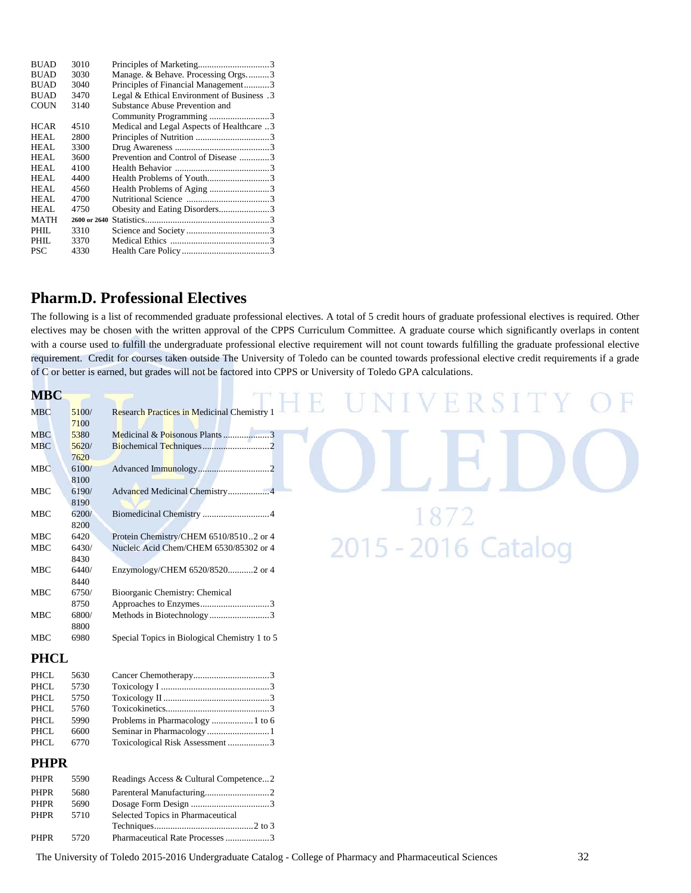| | | |
|---|---|---|
| BUAD | 3010 | Principles of Marketing...............................3 |
| BUAD | 3030 | Manage. & Behave. Processing Orgs..........3 |
| BUAD | 3040 | Principles of Financial Management...........3 |
| BUAD | 3470 | Legal & Ethical Environment of Business ..3 |
| COUN | 3140 | Substance Abuse Prevention and Community Programming ..........................3 |
| HCAR | 4510 | Medical and Legal Aspects of Healthcare ...3 |
| HEAL | 2800 | Principles of Nutrition ................................3 |
| HEAL | 3300 | Drug Awareness .........................................3 |
| HEAL | 3600 | Prevention and Control of Disease .............3 |
| HEAL | 4100 | Health Behavior .........................................3 |
| HEAL | 4400 | Health Problems of Youth...........................3 |
| HEAL | 4560 | Health Problems of Aging ..........................3 |
| HEAL | 4700 | Nutritional Science ....................................3 |
| HEAL | 4750 | Obesity and Eating Disorders......................3 |
| MATH | 2600 or 2640 | Statistics......................................................3 |
| PHIL | 3310 | Science and Society ....................................3 |
| PHIL | 3370 | Medical Ethics ...........................................3 |
| PSC | 4330 | Health Care Policy ......................................3 |

## Pharm.D. Professional Electives

The following is a list of recommended graduate professional electives. A total of 5 credit hours of graduate professional electives is required. Other electives may be chosen with the written approval of the CPPS Curriculum Committee. A graduate course which significantly overlaps in content with a course used to fulfill the undergraduate professional elective requirement will not count towards fulfilling the graduate professional elective requirement. Credit for courses taken outside The University of Toledo can be counted towards professional elective credit requirements if a grade of C or better is earned, but grades will not be factored into CPPS or University of Toledo GPA calculations.

### MBC

| | | |
|---|---|---|
| MBC | 5100/ 7100 | Research Practices in Medicinal Chemistry 1 |
| MBC | 5380 | Medicinal & Poisonous Plants ....................3 |
| MBC | 5620/ 7620 | Biochemical Techniques.............................2 |
| MBC | 6100/ 8100 | Advanced Immunology...............................2 |
| MBC | 6190/ 8190 | Advanced Medicinal Chemistry..................4 |
| MBC | 6200/ 8200 | Biomedicinal Chemistry .............................4 |
| MBC | 6420 | Protein Chemistry/CHEM 6510/8510..2 or 4 |
| MBC | 6430/ 8430 | Nucleic Acid Chem/CHEM 6530/85302 or 4 |
| MBC | 6440/ 8440 | Enzymology/CHEM 6520/8520...........2 or 4 |
| MBC | 6750/ 8750 | Bioorganic Chemistry: Chemical Approaches to Enzymes..............................3 |
| MBC | 6800/ 8800 | Methods in Biotechnology..........................3 |
| MBC | 6980 | Special Topics in Biological Chemistry 1 to 5 |

### PHCL

| | | |
|---|---|---|
| PHCL | 5630 | Cancer Chemotherapy.................................3 |
| PHCL | 5730 | Toxicology I ...............................................3 |
| PHCL | 5750 | Toxicology II .............................................3 |
| PHCL | 5760 | Toxicokinetics.............................................3 |
| PHCL | 5990 | Problems in Pharmacology ..................1 to 6 |
| PHCL | 6600 | Seminar in Pharmacology...........................1 |
| PHCL | 6770 | Toxicological Risk Assessment ..................3 |

### PHPR

| | | |
|---|---|---|
| PHPR | 5590 | Readings Access & Cultural Competence...2 |
| PHPR | 5680 | Parenteral Manufacturing............................2 |
| PHPR | 5690 | Dosage Form Design ..................................3 |
| PHPR | 5710 | Selected Topics in Pharmaceutical Techniques...........................................2 to 3 |
| PHPR | 5720 | Pharmaceutical Rate Processes ...................3 |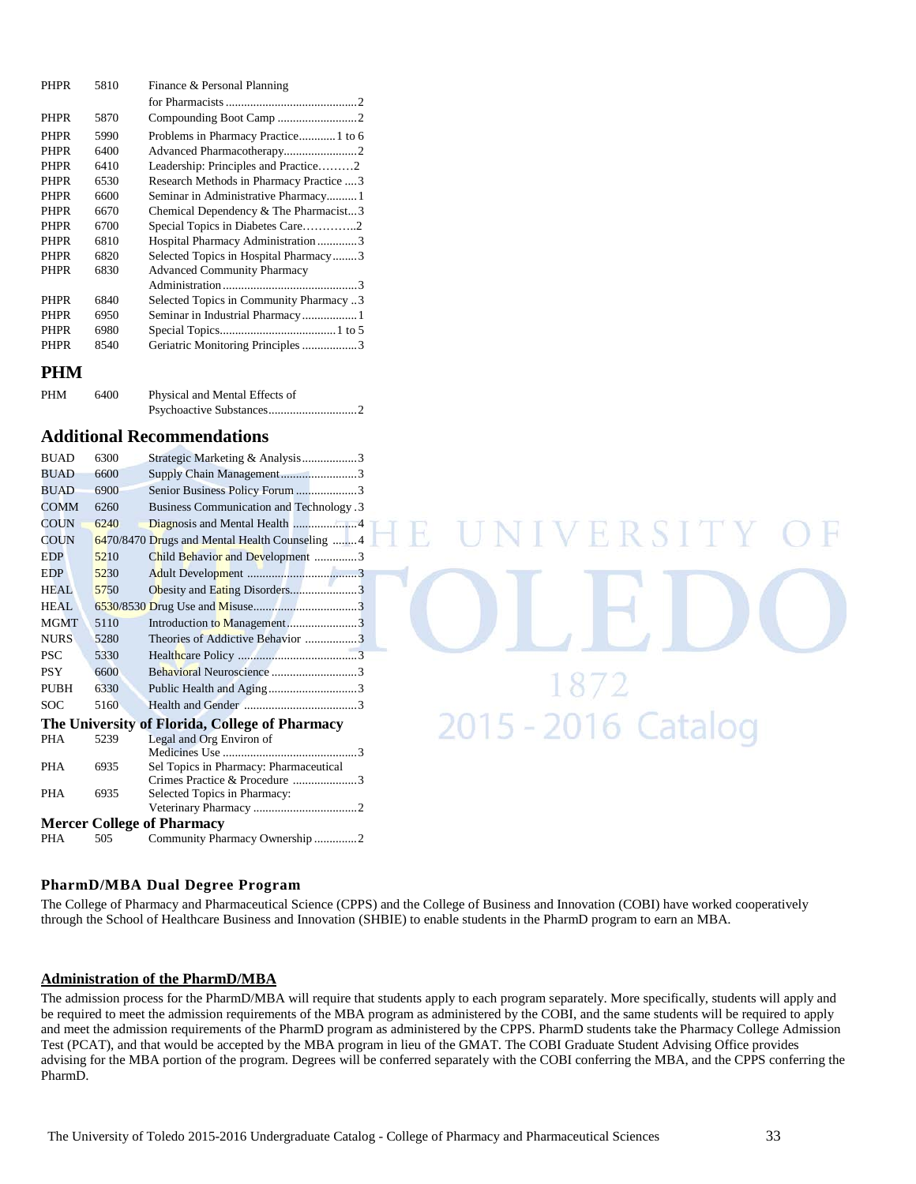| | | |
|---|---|---|
| PHPR | 5810 | Finance & Personal Planning for Pharmacists ....2 |
| PHPR | 5870 | Compounding Boot Camp ....2 |
| PHPR | 5990 | Problems in Pharmacy Practice....1 to 6 |
| PHPR | 6400 | Advanced Pharmacotherapy....2 |
| PHPR | 6410 | Leadership: Principles and Practice....2 |
| PHPR | 6530 | Research Methods in Pharmacy Practice ....3 |
| PHPR | 6600 | Seminar in Administrative Pharmacy....1 |
| PHPR | 6670 | Chemical Dependency & The Pharmacist...3 |
| PHPR | 6700 | Special Topics in Diabetes Care....2 |
| PHPR | 6810 | Hospital Pharmacy Administration ....3 |
| PHPR | 6820 | Selected Topics in Hospital Pharmacy....3 |
| PHPR | 6830 | Advanced Community Pharmacy Administration....3 |
| PHPR | 6840 | Selected Topics in Community Pharmacy ..3 |
| PHPR | 6950 | Seminar in Industrial Pharmacy....1 |
| PHPR | 6980 | Special Topics....1 to 5 |
| PHPR | 8540 | Geriatric Monitoring Principles ....3 |

## PHM

| | | |
|---|---|---|
| PHM | 6400 | Physical and Mental Effects of Psychoactive Substances....2 |

## Additional Recommendations

| | | |
|---|---|---|
| BUAD | 6300 | Strategic Marketing & Analysis....3 |
| BUAD | 6600 | Supply Chain Management....3 |
| BUAD | 6900 | Senior Business Policy Forum ....3 |
| COMM | 6260 | Business Communication and Technology .3 |
| COUN | 6240 | Diagnosis and Mental Health ....4 |
| COUN | 6470/8470 | Drugs and Mental Health Counseling ....4 |
| EDP | 5210 | Child Behavior and Development ....3 |
| EDP | 5230 | Adult Development ....3 |
| HEAL | 5750 | Obesity and Eating Disorders....3 |
| HEAL | 6530/8530 | Drug Use and Misuse....3 |
| MGMT | 5110 | Introduction to Management....3 |
| NURS | 5280 | Theories of Addictive Behavior ....3 |
| PSC | 5330 | Healthcare Policy ....3 |
| PSY | 6600 | Behavioral Neuroscience ....3 |
| PUBH | 6330 | Public Health and Aging....3 |
| SOC | 5160 | Health and Gender ....3 |

### The University of Florida, College of Pharmacy

| | | |
|---|---|---|
| PHA | 5239 | Legal and Org Environ of Medicines Use ....3 |
| PHA | 6935 | Sel Topics in Pharmacy: Pharmaceutical Crimes Practice & Procedure ....3 |
| PHA | 6935 | Selected Topics in Pharmacy: Veterinary Pharmacy ....2 |

### Mercer College of Pharmacy

| | | |
|---|---|---|
| PHA | 505 | Community Pharmacy Ownership ....2 |

### PharmD/MBA Dual Degree Program

The College of Pharmacy and Pharmaceutical Science (CPPS) and the College of Business and Innovation (COBI) have worked cooperatively through the School of Healthcare Business and Innovation (SHBIE) to enable students in the PharmD program to earn an MBA.

**Administration of the PharmD/MBA**

The admission process for the PharmD/MBA will require that students apply to each program separately. More specifically, students will apply and be required to meet the admission requirements of the MBA program as administered by the COBI, and the same students will be required to apply and meet the admission requirements of the PharmD program as administered by the CPPS. PharmD students take the Pharmacy College Admission Test (PCAT), and that would be accepted by the MBA program in lieu of the GMAT. The COBI Graduate Student Advising Office provides advising for the MBA portion of the program. Degrees will be conferred separately with the COBI conferring the MBA, and the CPPS conferring the PharmD.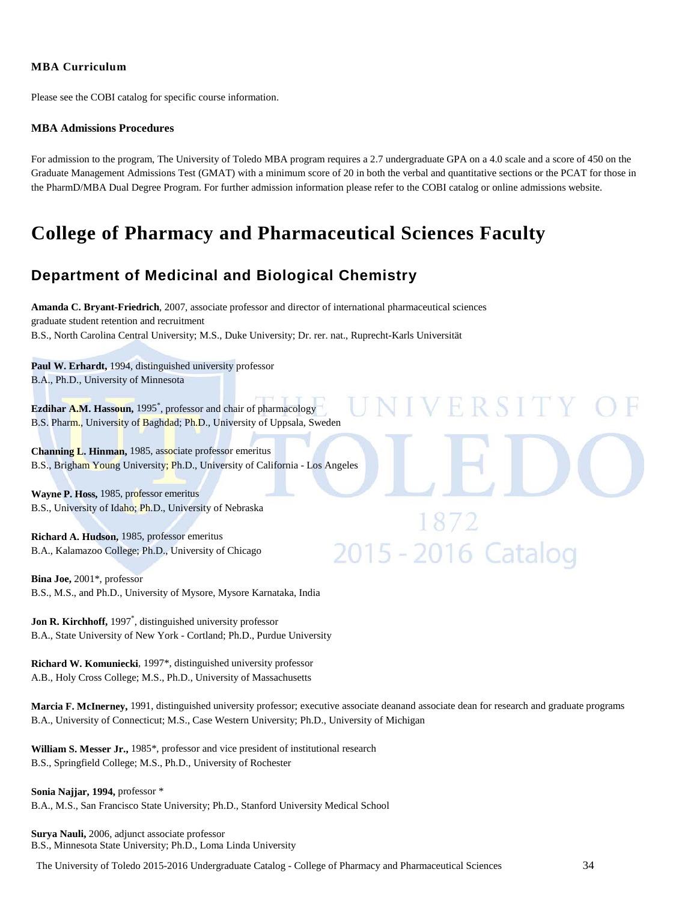**MBA Curriculum**

Please see the COBI catalog for specific course information.

**MBA Admissions Procedures**

For admission to the program, The University of Toledo MBA program requires a 2.7 undergraduate GPA on a 4.0 scale and a score of 450 on the Graduate Management Admissions Test (GMAT) with a minimum score of 20 in both the verbal and quantitative sections or the PCAT for those in the PharmD/MBA Dual Degree Program. For further admission information please refer to the COBI catalog or online admissions website.

# College of Pharmacy and Pharmaceutical Sciences Faculty

## Department of Medicinal and Biological Chemistry

**Amanda C. Bryant-Friedrich**, 2007, associate professor and director of international pharmaceutical sciences graduate student retention and recruitment
B.S., North Carolina Central University; M.S., Duke University; Dr. rer. nat., Ruprecht-Karls Universität

**Paul W. Erhardt,** 1994, distinguished university professor
B.A., Ph.D., University of Minnesota

**Ezdihar A.M. Hassoun,** 1995*, professor and chair of pharmacology
B.S. Pharm., University of Baghdad; Ph.D., University of Uppsala, Sweden

**Channing L. Hinman,** 1985, associate professor emeritus
B.S., Brigham Young University; Ph.D., University of California - Los Angeles

**Wayne P. Hoss,** 1985, professor emeritus
B.S., University of Idaho; Ph.D., University of Nebraska

**Richard A. Hudson,** 1985, professor emeritus
B.A., Kalamazoo College; Ph.D., University of Chicago

**Bina Joe,** 2001*, professor
B.S., M.S., and Ph.D., University of Mysore, Mysore Karnataka, India

**Jon R. Kirchhoff,** 1997*, distinguished university professor
B.A., State University of New York - Cortland; Ph.D., Purdue University

**Richard W. Komuniecki**, 1997*, distinguished university professor
A.B., Holy Cross College; M.S., Ph.D., University of Massachusetts

**Marcia F. McInerney,** 1991, distinguished university professor; executive associate deanand associate dean for research and graduate programs
B.A., University of Connecticut; M.S., Case Western University; Ph.D., University of Michigan

**William S. Messer Jr.,** 1985*, professor and vice president of institutional research
B.S., Springfield College; M.S., Ph.D., University of Rochester

**Sonia Najjar, 1994,** professor *
B.A., M.S., San Francisco State University; Ph.D., Stanford University Medical School

**Surya Nauli,** 2006, adjunct associate professor
B.S., Minnesota State University; Ph.D., Loma Linda University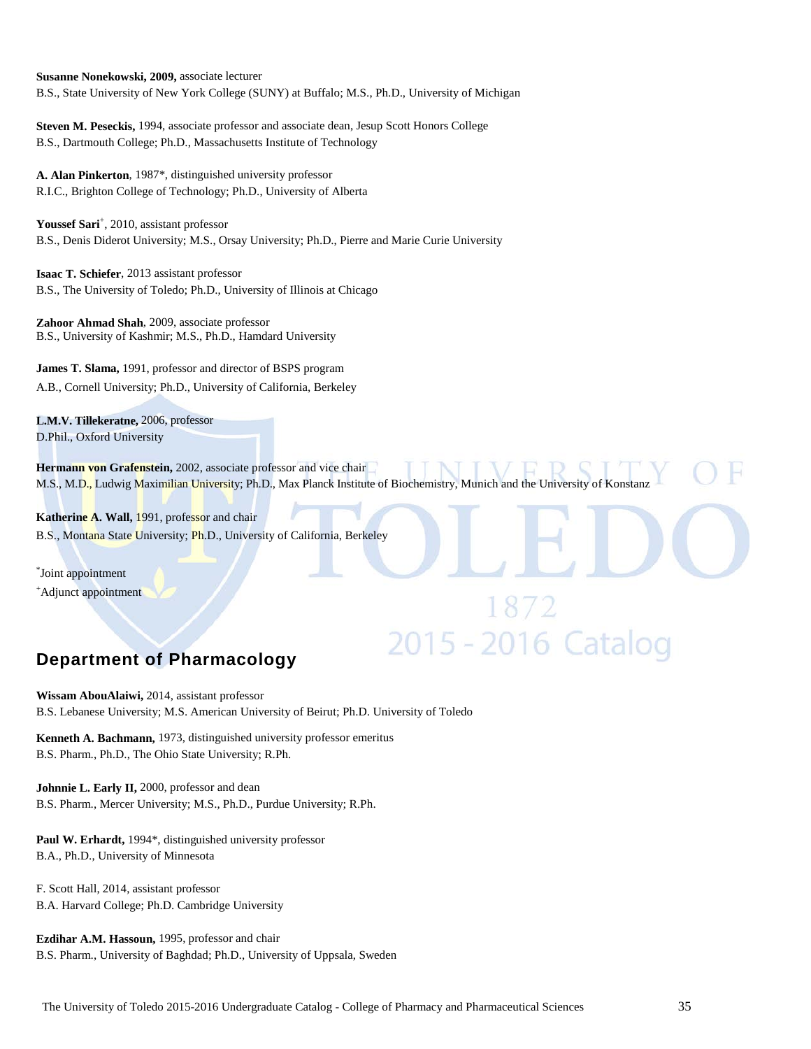**Susanne Nonekowski, 2009,** associate lecturer
B.S., State University of New York College (SUNY) at Buffalo; M.S., Ph.D., University of Michigan

**Steven M. Peseckis,** 1994, associate professor and associate dean, Jesup Scott Honors College
B.S., Dartmouth College; Ph.D., Massachusetts Institute of Technology

**A. Alan Pinkerton**, 1987*, distinguished university professor
R.I.C., Brighton College of Technology; Ph.D., University of Alberta

**Youssef Sari**+, 2010, assistant professor
B.S., Denis Diderot University; M.S., Orsay University; Ph.D., Pierre and Marie Curie University

**Isaac T. Schiefer**, 2013 assistant professor
B.S., The University of Toledo; Ph.D., University of Illinois at Chicago

**Zahoor Ahmad Shah**, 2009, associate professor
B.S., University of Kashmir; M.S., Ph.D., Hamdard University

**James T. Slama,** 1991, professor and director of BSPS program
A.B., Cornell University; Ph.D., University of California, Berkeley

**L.M.V. Tillekeratne,** 2006, professor
D.Phil., Oxford University

**Hermann von Grafenstein,** 2002, associate professor and vice chair
M.S., M.D., Ludwig Maximilian University; Ph.D., Max Planck Institute of Biochemistry, Munich and the University of Konstanz

**Katherine A. Wall,** 1991, professor and chair
B.S., Montana State University; Ph.D., University of California, Berkeley

*Joint appointment
+Adjunct appointment

## Department of Pharmacology

**Wissam AbouAlaiwi,** 2014, assistant professor
B.S. Lebanese University; M.S. American University of Beirut; Ph.D. University of Toledo

**Kenneth A. Bachmann,** 1973, distinguished university professor emeritus
B.S. Pharm., Ph.D., The Ohio State University; R.Ph.

**Johnnie L. Early II,** 2000, professor and dean
B.S. Pharm., Mercer University; M.S., Ph.D., Purdue University; R.Ph.

**Paul W. Erhardt,** 1994*, distinguished university professor
B.A., Ph.D., University of Minnesota

F. Scott Hall, 2014, assistant professor
B.A. Harvard College; Ph.D. Cambridge University

**Ezdihar A.M. Hassoun,** 1995, professor and chair
B.S. Pharm., University of Baghdad; Ph.D., University of Uppsala, Sweden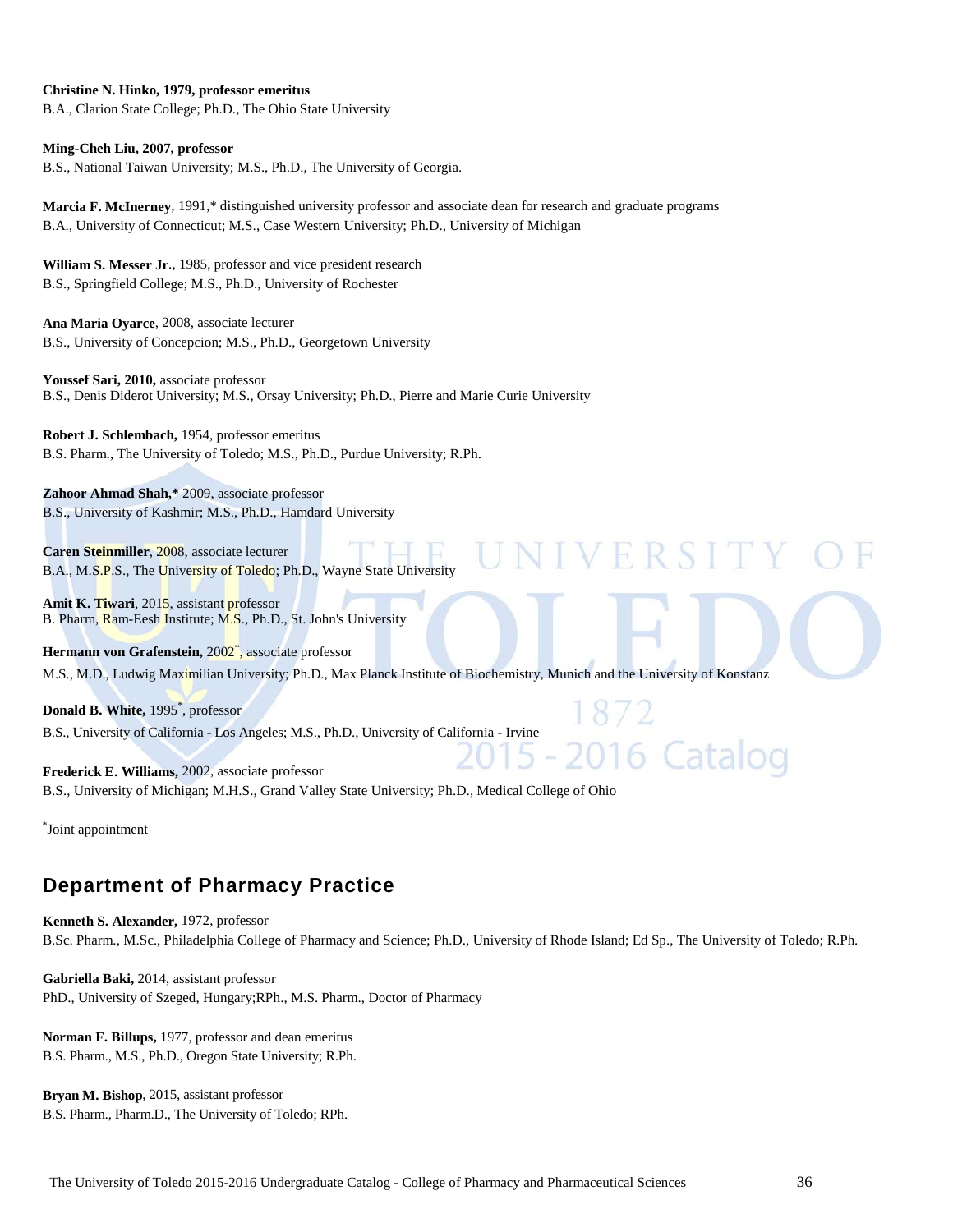**Christine N. Hinko, 1979, professor emeritus**
B.A., Clarion State College; Ph.D., The Ohio State University

**Ming-Cheh Liu, 2007, professor**
B.S., National Taiwan University; M.S., Ph.D., The University of Georgia.

**Marcia F. McInerney**, 1991,* distinguished university professor and associate dean for research and graduate programs
B.A., University of Connecticut; M.S., Case Western University; Ph.D., University of Michigan

**William S. Messer Jr**., 1985, professor and vice president research
B.S., Springfield College; M.S., Ph.D., University of Rochester

**Ana Maria Oyarce**, 2008, associate lecturer
B.S., University of Concepcion; M.S., Ph.D., Georgetown University

**Youssef Sari, 2010,** associate professor
B.S., Denis Diderot University; M.S., Orsay University; Ph.D., Pierre and Marie Curie University

**Robert J. Schlembach,** 1954, professor emeritus
B.S. Pharm., The University of Toledo; M.S., Ph.D., Purdue University; R.Ph.

**Zahoor Ahmad Shah,*** 2009, associate professor
B.S., University of Kashmir; M.S., Ph.D., Hamdard University

**Caren Steinmiller**, 2008, associate lecturer
B.A., M.S.P.S., The University of Toledo; Ph.D., Wayne State University

**Amit K. Tiwari**, 2015, assistant professor
B. Pharm, Ram-Eesh Institute; M.S., Ph.D., St. John's University

**Hermann von Grafenstein,** 2002*, associate professor
M.S., M.D., Ludwig Maximilian University; Ph.D., Max Planck Institute of Biochemistry, Munich and the University of Konstanz

**Donald B. White,** 1995*, professor
B.S., University of California - Los Angeles; M.S., Ph.D., University of California - Irvine

**Frederick E. Williams,** 2002, associate professor
B.S., University of Michigan; M.H.S., Grand Valley State University; Ph.D., Medical College of Ohio

*Joint appointment

## Department of Pharmacy Practice

**Kenneth S. Alexander,** 1972, professor
B.Sc. Pharm., M.Sc., Philadelphia College of Pharmacy and Science; Ph.D., University of Rhode Island; Ed Sp., The University of Toledo; R.Ph.

**Gabriella Baki,** 2014, assistant professor
PhD., University of Szeged, Hungary;RPh., M.S. Pharm., Doctor of Pharmacy

**Norman F. Billups,** 1977, professor and dean emeritus
B.S. Pharm., M.S., Ph.D., Oregon State University; R.Ph.

**Bryan M. Bishop**, 2015, assistant professor
B.S. Pharm., Pharm.D., The University of Toledo; RPh.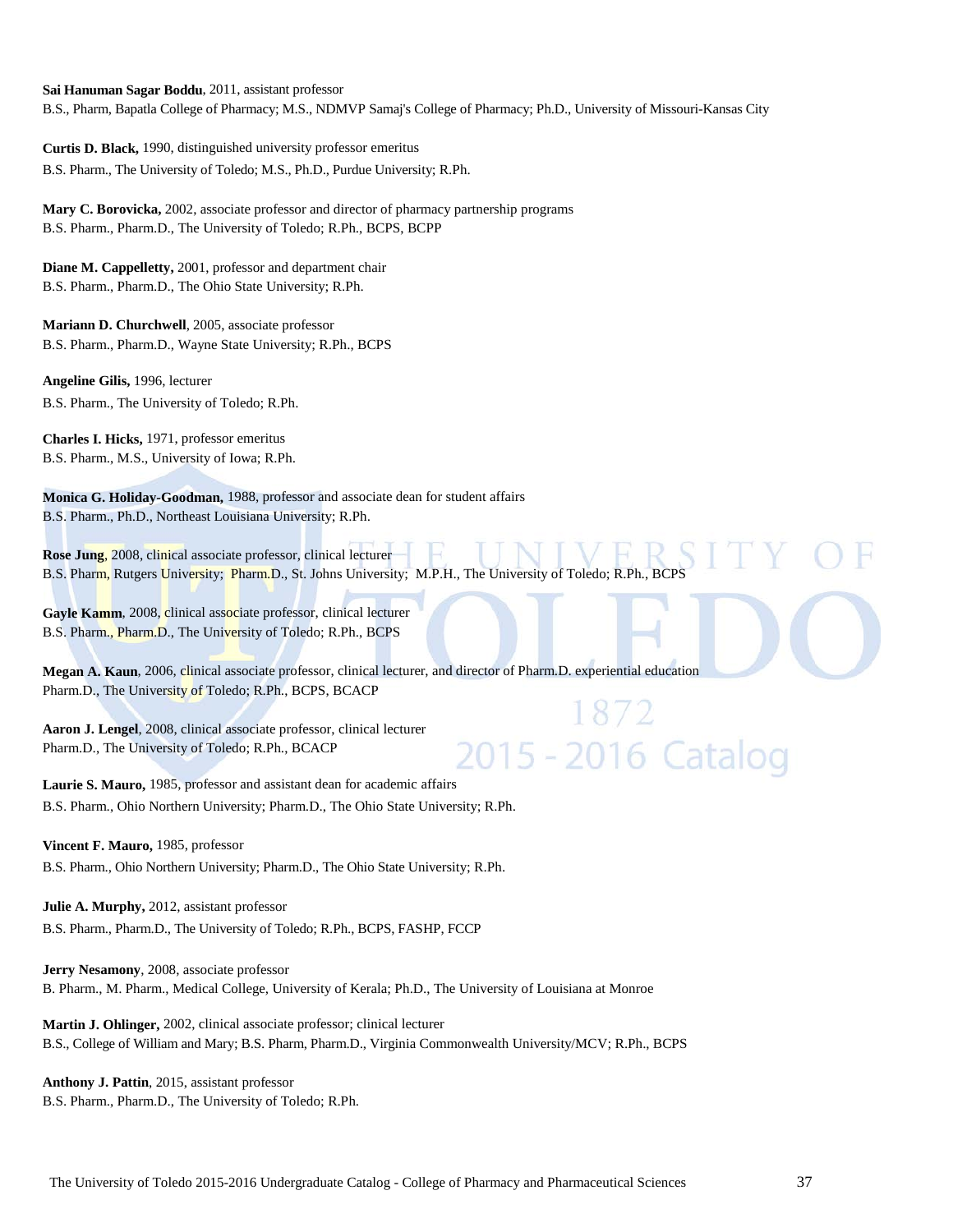**Sai Hanuman Sagar Boddu**, 2011, assistant professor
B.S., Pharm, Bapatla College of Pharmacy; M.S., NDMVP Samaj's College of Pharmacy; Ph.D., University of Missouri-Kansas City

**Curtis D. Black,** 1990, distinguished university professor emeritus
B.S. Pharm., The University of Toledo; M.S., Ph.D., Purdue University; R.Ph.

**Mary C. Borovicka,** 2002, associate professor and director of pharmacy partnership programs
B.S. Pharm., Pharm.D., The University of Toledo; R.Ph., BCPS, BCPP

**Diane M. Cappelletty,** 2001, professor and department chair
B.S. Pharm., Pharm.D., The Ohio State University; R.Ph.

**Mariann D. Churchwell**, 2005, associate professor
B.S. Pharm., Pharm.D., Wayne State University; R.Ph., BCPS

**Angeline Gilis,** 1996, lecturer
B.S. Pharm., The University of Toledo; R.Ph.

**Charles I. Hicks,** 1971, professor emeritus
B.S. Pharm., M.S., University of Iowa; R.Ph.

**Monica G. Holiday-Goodman,** 1988, professor and associate dean for student affairs
B.S. Pharm., Ph.D., Northeast Louisiana University; R.Ph.

**Rose Jung**, 2008, clinical associate professor, clinical lecturer
B.S. Pharm, Rutgers University; Pharm.D., St. Johns University; M.P.H., The University of Toledo; R.Ph., BCPS

**Gayle Kamm**, 2008, clinical associate professor, clinical lecturer
B.S. Pharm., Pharm.D., The University of Toledo; R.Ph., BCPS

**Megan A. Kaun**, 2006, clinical associate professor, clinical lecturer, and director of Pharm.D. experiential education
Pharm.D., The University of Toledo; R.Ph., BCPS, BCACP

**Aaron J. Lengel**, 2008, clinical associate professor, clinical lecturer
Pharm.D., The University of Toledo; R.Ph., BCACP

**Laurie S. Mauro,** 1985, professor and assistant dean for academic affairs
B.S. Pharm., Ohio Northern University; Pharm.D., The Ohio State University; R.Ph.

**Vincent F. Mauro,** 1985, professor
B.S. Pharm., Ohio Northern University; Pharm.D., The Ohio State University; R.Ph.

**Julie A. Murphy,** 2012, assistant professor
B.S. Pharm., Pharm.D., The University of Toledo; R.Ph., BCPS, FASHP, FCCP

**Jerry Nesamony**, 2008, associate professor
B. Pharm., M. Pharm., Medical College, University of Kerala; Ph.D., The University of Louisiana at Monroe

**Martin J. Ohlinger,** 2002, clinical associate professor; clinical lecturer
B.S., College of William and Mary; B.S. Pharm, Pharm.D., Virginia Commonwealth University/MCV; R.Ph., BCPS

**Anthony J. Pattin**, 2015, assistant professor
B.S. Pharm., Pharm.D., The University of Toledo; R.Ph.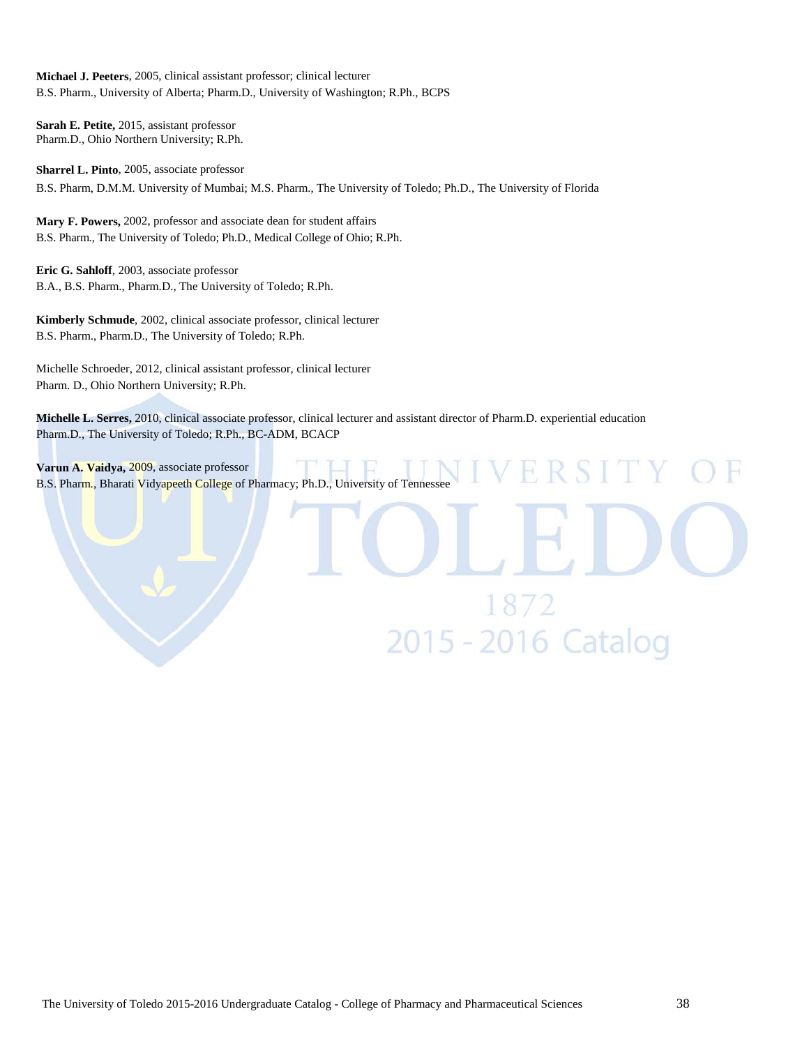**Michael J. Peeters**, 2005, clinical assistant professor; clinical lecturer
B.S. Pharm., University of Alberta; Pharm.D., University of Washington; R.Ph., BCPS

**Sarah E. Petite,** 2015, assistant professor
Pharm.D., Ohio Northern University; R.Ph.

**Sharrel L. Pinto**, 2005, associate professor
B.S. Pharm, D.M.M. University of Mumbai; M.S. Pharm., The University of Toledo; Ph.D., The University of Florida

**Mary F. Powers,** 2002, professor and associate dean for student affairs
B.S. Pharm., The University of Toledo; Ph.D., Medical College of Ohio; R.Ph.

**Eric G. Sahloff**, 2003, associate professor
B.A., B.S. Pharm., Pharm.D., The University of Toledo; R.Ph.

**Kimberly Schmude**, 2002, clinical associate professor, clinical lecturer
B.S. Pharm., Pharm.D., The University of Toledo; R.Ph.

Michelle Schroeder, 2012, clinical assistant professor, clinical lecturer
Pharm. D., Ohio Northern University; R.Ph.

**Michelle L. Serres,** 2010, clinical associate professor, clinical lecturer and assistant director of Pharm.D. experiential education
Pharm.D., The University of Toledo; R.Ph., BC-ADM, BCACP

**Varun A. Vaidya,** 2009, associate professor
B.S. Pharm., Bharati Vidyapeeth College of Pharmacy; Ph.D., University of Tennessee